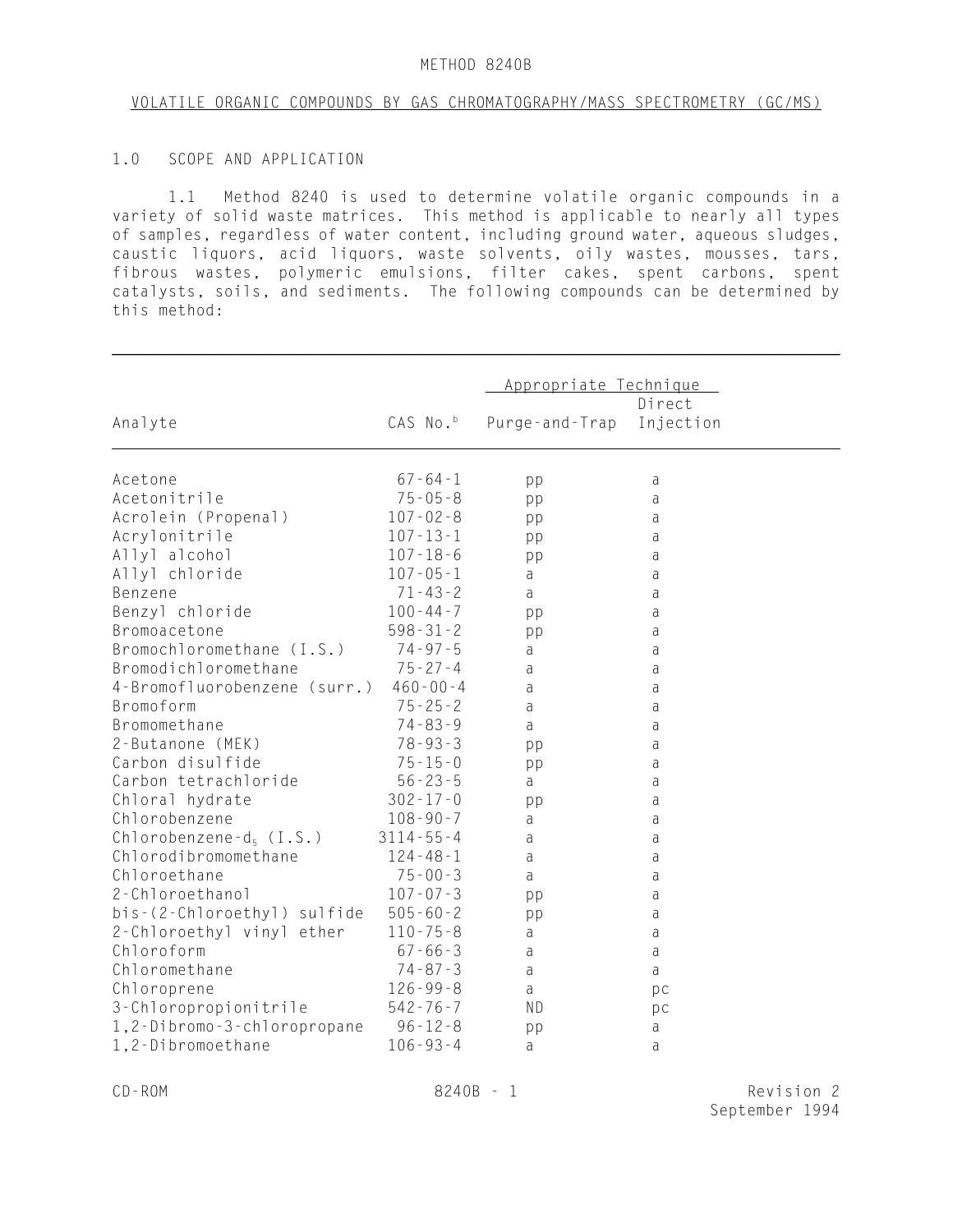# METHOD 8240B

## VOLATILE ORGANIC COMPOUNDS BY GAS CHROMATOGRAPHY/MASS SPECTROMETRY (GC/MS)

### 1.0 SCOPE AND APPLICATION

1.1 Method 8240 is used to determine volatile organic compounds in a variety of solid waste matrices. This method is applicable to nearly all types of samples, regardless of water content, including ground water, aqueous sludges, caustic liquors, acid liquors, waste solvents, oily wastes, mousses, tars, fibrous wastes, polymeric emulsions, filter cakes, spent carbons, spent catalysts, soils, and sediments. The following compounds can be determined by this method:

| Analyte | CAS No.[b] | Appropriate Technique | |
|---|---|---|---|
| | | Purge-and-Trap | Direct Injection |
| Acetone | 67-64-1 | pp | a |
| Acetonitrile | 75-05-8 | pp | a |
| Acrolein (Propenal) | 107-02-8 | pp | a |
| Acrylonitrile | 107-13-1 | pp | a |
| Allyl alcohol | 107-18-6 | pp | a |
| Allyl chloride | 107-05-1 | a | a |
| Benzene | 71-43-2 | a | a |
| Benzyl chloride | 100-44-7 | pp | a |
| Bromoacetone | 598-31-2 | pp | a |
| Bromochloromethane (I.S.) | 74-97-5 | a | a |
| Bromodichloromethane | 75-27-4 | a | a |
| 4-Bromofluorobenzene (surr.) | 460-00-4 | a | a |
| Bromoform | 75-25-2 | a | a |
| Bromomethane | 74-83-9 | a | a |
| 2-Butanone (MEK) | 78-93-3 | pp | a |
| Carbon disulfide | 75-15-0 | pp | a |
| Carbon tetrachloride | 56-23-5 | a | a |
| Chloral hydrate | 302-17-0 | pp | a |
| Chlorobenzene | 108-90-7 | a | a |
| Chlorobenzene-$d_5$ (I.S.) | 3114-55-4 | a | a |
| Chlorodibromomethane | 124-48-1 | a | a |
| Chloroethane | 75-00-3 | a | a |
| 2-Chloroethanol | 107-07-3 | pp | a |
| bis-(2-Chloroethyl) sulfide | 505-60-2 | pp | a |
| 2-Chloroethyl vinyl ether | 110-75-8 | a | a |
| Chloroform | 67-66-3 | a | a |
| Chloromethane | 74-87-3 | a | a |
| Chloroprene | 126-99-8 | a | pc |
| 3-Chloropropionitrile | 542-76-7 | ND | pc |
| 1,2-Dibromo-3-chloropropane | 96-12-8 | pp | a |
| 1,2-Dibromoethane | 106-93-4 | a | a |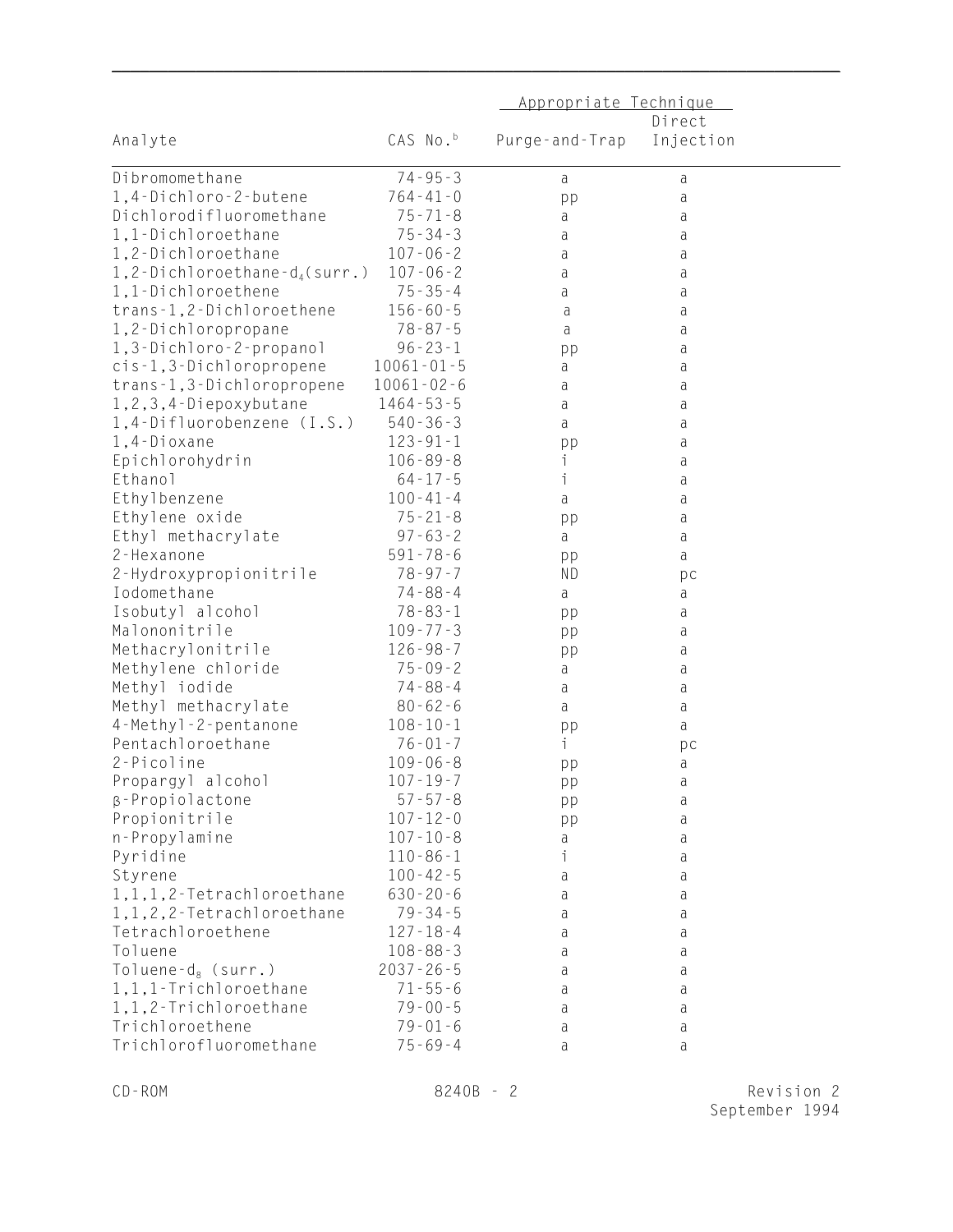| Analyte | CAS No.[b] | Appropriate Technique Purge-and-Trap | Direct Injection |
|---|---|---|---|
| Dibromomethane | 74-95-3 | a | a |
| 1,4-Dichloro-2-butene | 764-41-0 | pp | a |
| Dichlorodifluoromethane | 75-71-8 | a | a |
| 1,1-Dichloroethane | 75-34-3 | a | a |
| 1,2-Dichloroethane | 107-06-2 | a | a |
| 1,2-Dichloroethane-$d_4$(surr.) | 107-06-2 | a | a |
| 1,1-Dichloroethene | 75-35-4 | a | a |
| trans-1,2-Dichloroethene | 156-60-5 | a | a |
| 1,2-Dichloropropane | 78-87-5 | a | a |
| 1,3-Dichloro-2-propanol | 96-23-1 | pp | a |
| cis-1,3-Dichloropropene | 10061-01-5 | a | a |
| trans-1,3-Dichloropropene | 10061-02-6 | a | a |
| 1,2,3,4-Diepoxybutane | 1464-53-5 | a | a |
| 1,4-Difluorobenzene (I.S.) | 540-36-3 | a | a |
| 1,4-Dioxane | 123-91-1 | pp | a |
| Epichlorohydrin | 106-89-8 | i | a |
| Ethanol | 64-17-5 | i | a |
| Ethylbenzene | 100-41-4 | a | a |
| Ethylene oxide | 75-21-8 | pp | a |
| Ethyl methacrylate | 97-63-2 | a | a |
| 2-Hexanone | 591-78-6 | pp | a |
| 2-Hydroxypropionitrile | 78-97-7 | ND | pc |
| Iodomethane | 74-88-4 | a | a |
| Isobutyl alcohol | 78-83-1 | pp | a |
| Malononitrile | 109-77-3 | pp | a |
| Methacrylonitrile | 126-98-7 | pp | a |
| Methylene chloride | 75-09-2 | a | a |
| Methyl iodide | 74-88-4 | a | a |
| Methyl methacrylate | 80-62-6 | a | a |
| 4-Methyl-2-pentanone | 108-10-1 | pp | a |
| Pentachloroethane | 76-01-7 | i | pc |
| 2-Picoline | 109-06-8 | pp | a |
| Propargyl alcohol | 107-19-7 | pp | a |
| β-Propiolactone | 57-57-8 | pp | a |
| Propionitrile | 107-12-0 | pp | a |
| n-Propylamine | 107-10-8 | a | a |
| Pyridine | 110-86-1 | i | a |
| Styrene | 100-42-5 | a | a |
| 1,1,1,2-Tetrachloroethane | 630-20-6 | a | a |
| 1,1,2,2-Tetrachloroethane | 79-34-5 | a | a |
| Tetrachloroethene | 127-18-4 | a | a |
| Toluene | 108-88-3 | a | a |
| Toluene-$d_8$ (surr.) | 2037-26-5 | a | a |
| 1,1,1-Trichloroethane | 71-55-6 | a | a |
| 1,1,2-Trichloroethane | 79-00-5 | a | a |
| Trichloroethene | 79-01-6 | a | a |
| Trichlorofluoromethane | 75-69-4 | a | a |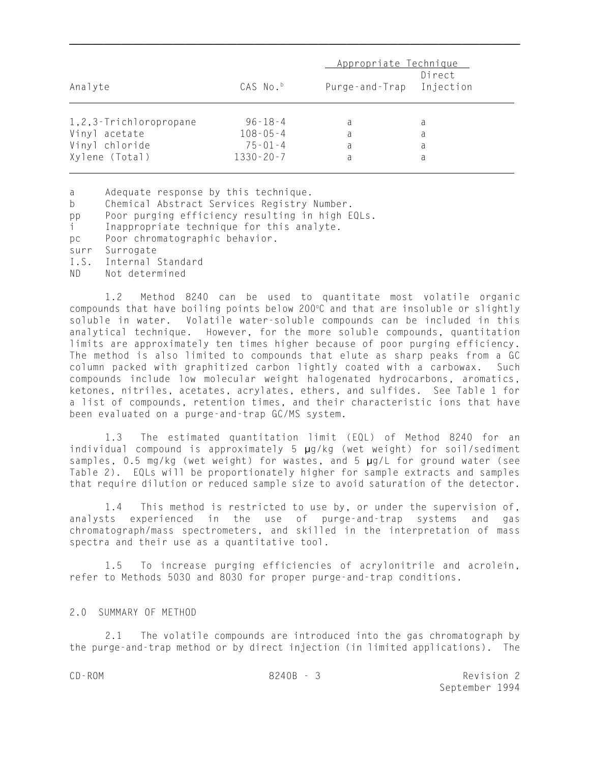| Analyte | CAS No.[b] | Appropriate Technique Purge-and-Trap | Direct Injection |
|---|---|---|---|
| 1,2,3-Trichloropropane | 96-18-4 | a | a |
| Vinyl acetate | 108-05-4 | a | a |
| Vinyl chloride | 75-01-4 | a | a |
| Xylene (Total) | 1330-20-7 | a | a |

a Adequate response by this technique.
b Chemical Abstract Services Registry Number.
pp Poor purging efficiency resulting in high EQLs.
i Inappropriate technique for this analyte.
pc Poor chromatographic behavior.
surr Surrogate
I.S. Internal Standard
ND Not determined

1.2 Method 8240 can be used to quantitate most volatile organic compounds that have boiling points below 200°C and that are insoluble or slightly soluble in water. Volatile water-soluble compounds can be included in this analytical technique. However, for the more soluble compounds, quantitation limits are approximately ten times higher because of poor purging efficiency. The method is also limited to compounds that elute as sharp peaks from a GC column packed with graphitized carbon lightly coated with a carbowax. Such compounds include low molecular weight halogenated hydrocarbons, aromatics, ketones, nitriles, acetates, acrylates, ethers, and sulfides. See Table 1 for a list of compounds, retention times, and their characteristic ions that have been evaluated on a purge-and-trap GC/MS system.

1.3 The estimated quantitation limit (EQL) of Method 8240 for an individual compound is approximately 5 µg/kg (wet weight) for soil/sediment samples, 0.5 mg/kg (wet weight) for wastes, and 5 µg/L for ground water (see Table 2). EQLs will be proportionately higher for sample extracts and samples that require dilution or reduced sample size to avoid saturation of the detector.

1.4 This method is restricted to use by, or under the supervision of, analysts experienced in the use of purge-and-trap systems and gas chromatograph/mass spectrometers, and skilled in the interpretation of mass spectra and their use as a quantitative tool.

1.5 To increase purging efficiencies of acrylonitrile and acrolein, refer to Methods 5030 and 8030 for proper purge-and-trap conditions.

## 2.0 SUMMARY OF METHOD

2.1 The volatile compounds are introduced into the gas chromatograph by the purge-and-trap method or by direct injection (in limited applications). The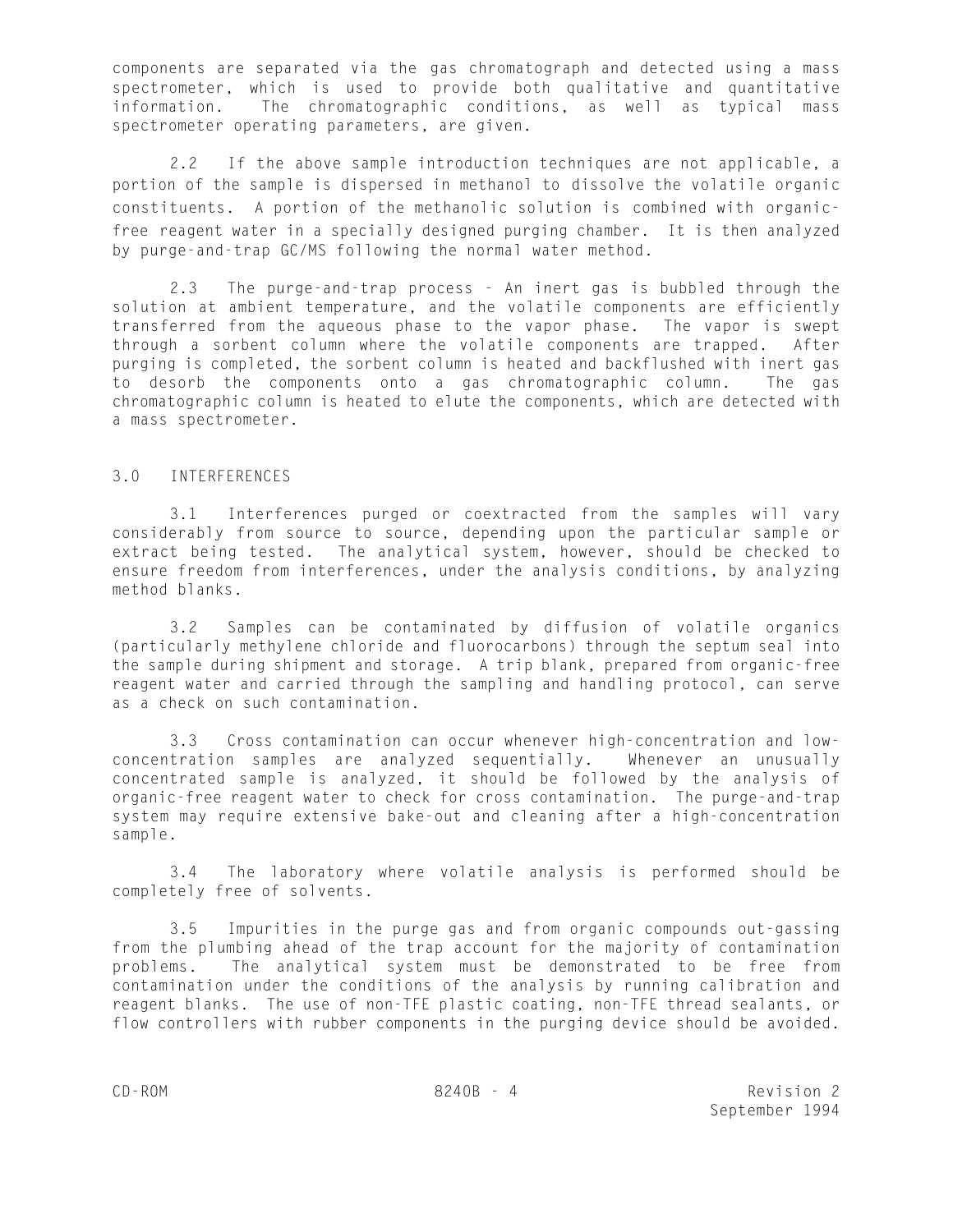components are separated via the gas chromatograph and detected using a mass spectrometer, which is used to provide both qualitative and quantitative information. The chromatographic conditions, as well as typical mass spectrometer operating parameters, are given.

2.2 If the above sample introduction techniques are not applicable, a portion of the sample is dispersed in methanol to dissolve the volatile organic constituents. A portion of the methanolic solution is combined with organic-free reagent water in a specially designed purging chamber. It is then analyzed by purge-and-trap GC/MS following the normal water method.

2.3 The purge-and-trap process - An inert gas is bubbled through the solution at ambient temperature, and the volatile components are efficiently transferred from the aqueous phase to the vapor phase. The vapor is swept through a sorbent column where the volatile components are trapped. After purging is completed, the sorbent column is heated and backflushed with inert gas to desorb the components onto a gas chromatographic column. The gas chromatographic column is heated to elute the components, which are detected with a mass spectrometer.

## 3.0 INTERFERENCES

3.1 Interferences purged or coextracted from the samples will vary considerably from source to source, depending upon the particular sample or extract being tested. The analytical system, however, should be checked to ensure freedom from interferences, under the analysis conditions, by analyzing method blanks.

3.2 Samples can be contaminated by diffusion of volatile organics (particularly methylene chloride and fluorocarbons) through the septum seal into the sample during shipment and storage. A trip blank, prepared from organic-free reagent water and carried through the sampling and handling protocol, can serve as a check on such contamination.

3.3 Cross contamination can occur whenever high-concentration and low-concentration samples are analyzed sequentially. Whenever an unusually concentrated sample is analyzed, it should be followed by the analysis of organic-free reagent water to check for cross contamination. The purge-and-trap system may require extensive bake-out and cleaning after a high-concentration sample.

3.4 The laboratory where volatile analysis is performed should be completely free of solvents.

3.5 Impurities in the purge gas and from organic compounds out-gassing from the plumbing ahead of the trap account for the majority of contamination problems. The analytical system must be demonstrated to be free from contamination under the conditions of the analysis by running calibration and reagent blanks. The use of non-TFE plastic coating, non-TFE thread sealants, or flow controllers with rubber components in the purging device should be avoided.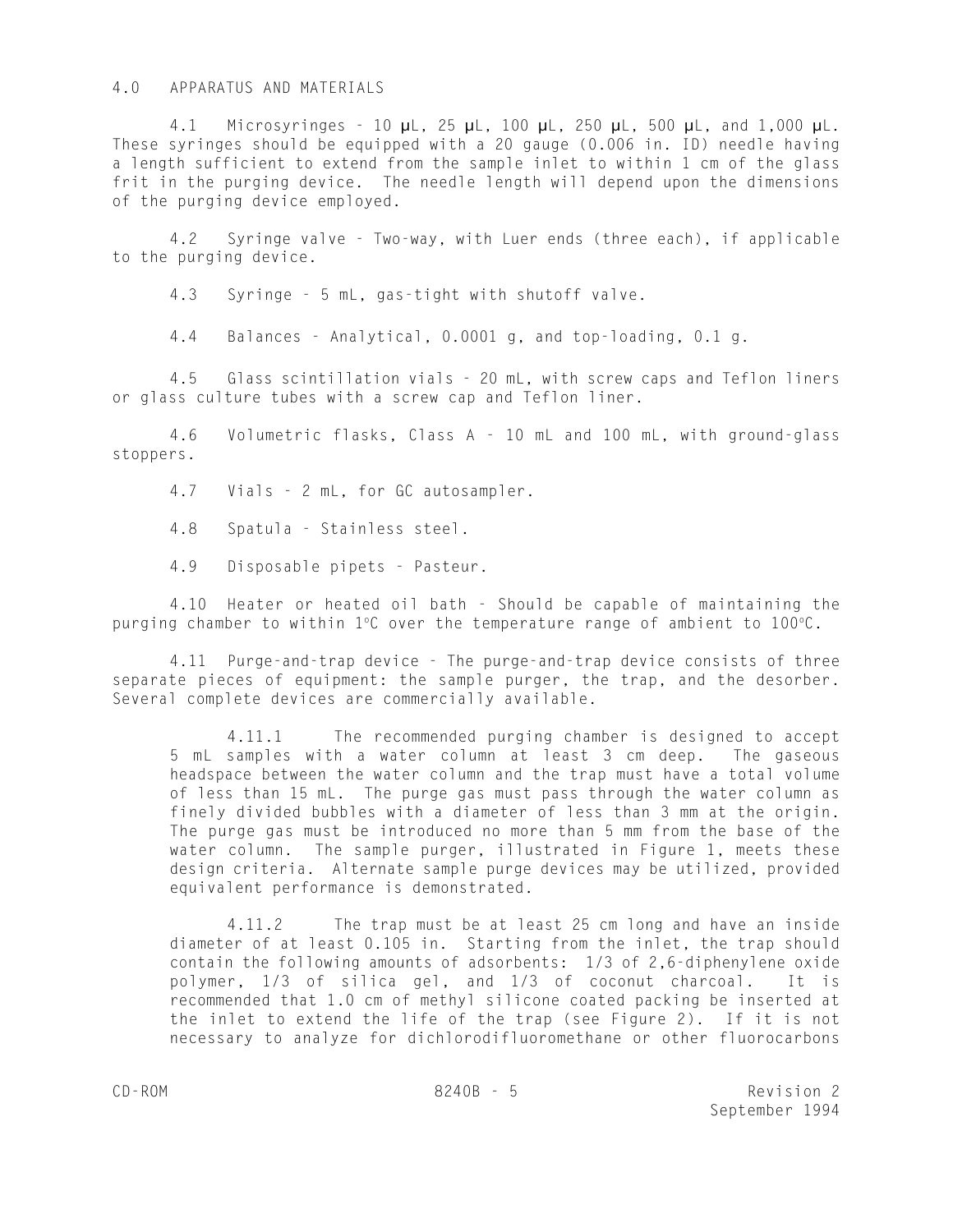## 4.0 APPARATUS AND MATERIALS

4.1 Microsyringes - 10 µL, 25 µL, 100 µL, 250 µL, 500 µL, and 1,000 µL. These syringes should be equipped with a 20 gauge (0.006 in. ID) needle having a length sufficient to extend from the sample inlet to within 1 cm of the glass frit in the purging device. The needle length will depend upon the dimensions of the purging device employed.

4.2 Syringe valve - Two-way, with Luer ends (three each), if applicable to the purging device.

4.3 Syringe - 5 mL, gas-tight with shutoff valve.

4.4 Balances - Analytical, 0.0001 g, and top-loading, 0.1 g.

4.5 Glass scintillation vials - 20 mL, with screw caps and Teflon liners or glass culture tubes with a screw cap and Teflon liner.

4.6 Volumetric flasks, Class A - 10 mL and 100 mL, with ground-glass stoppers.

4.7 Vials - 2 mL, for GC autosampler.

4.8 Spatula - Stainless steel.

4.9 Disposable pipets - Pasteur.

4.10 Heater or heated oil bath - Should be capable of maintaining the purging chamber to within 1°C over the temperature range of ambient to 100°C.

4.11 Purge-and-trap device - The purge-and-trap device consists of three separate pieces of equipment: the sample purger, the trap, and the desorber. Several complete devices are commercially available.

4.11.1 The recommended purging chamber is designed to accept 5 mL samples with a water column at least 3 cm deep. The gaseous headspace between the water column and the trap must have a total volume of less than 15 mL. The purge gas must pass through the water column as finely divided bubbles with a diameter of less than 3 mm at the origin. The purge gas must be introduced no more than 5 mm from the base of the water column. The sample purger, illustrated in Figure 1, meets these design criteria. Alternate sample purge devices may be utilized, provided equivalent performance is demonstrated.

4.11.2 The trap must be at least 25 cm long and have an inside diameter of at least 0.105 in. Starting from the inlet, the trap should contain the following amounts of adsorbents: 1/3 of 2,6-diphenylene oxide polymer, 1/3 of silica gel, and 1/3 of coconut charcoal. It is recommended that 1.0 cm of methyl silicone coated packing be inserted at the inlet to extend the life of the trap (see Figure 2). If it is not necessary to analyze for dichlorodifluoromethane or other fluorocarbons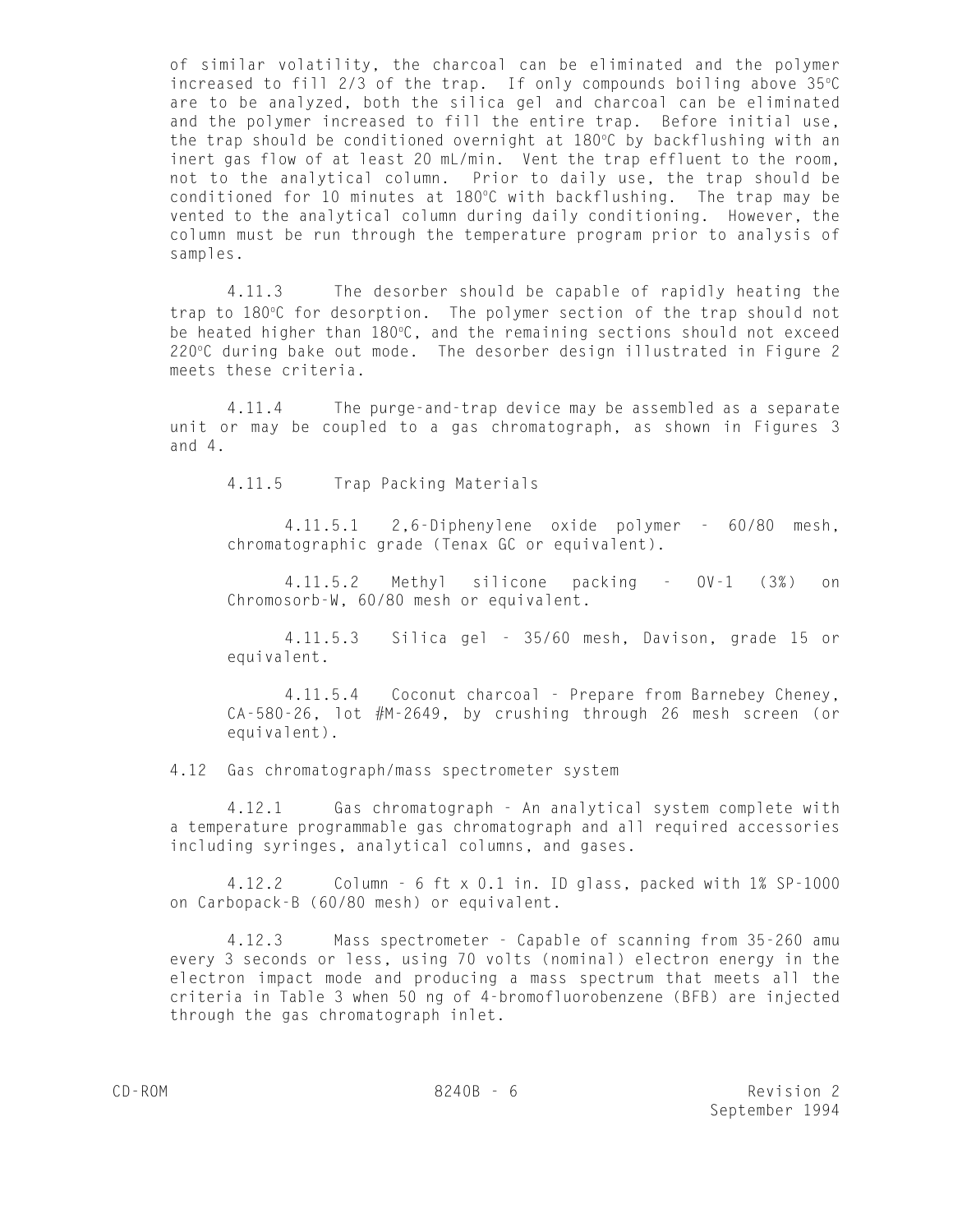of similar volatility, the charcoal can be eliminated and the polymer increased to fill 2/3 of the trap. If only compounds boiling above 35°C are to be analyzed, both the silica gel and charcoal can be eliminated and the polymer increased to fill the entire trap. Before initial use, the trap should be conditioned overnight at 180°C by backflushing with an inert gas flow of at least 20 mL/min. Vent the trap effluent to the room, not to the analytical column. Prior to daily use, the trap should be conditioned for 10 minutes at 180°C with backflushing. The trap may be vented to the analytical column during daily conditioning. However, the column must be run through the temperature program prior to analysis of samples.

4.11.3 The desorber should be capable of rapidly heating the trap to 180°C for desorption. The polymer section of the trap should not be heated higher than 180°C, and the remaining sections should not exceed 220°C during bake out mode. The desorber design illustrated in Figure 2 meets these criteria.

4.11.4 The purge-and-trap device may be assembled as a separate unit or may be coupled to a gas chromatograph, as shown in Figures 3 and 4.

4.11.5 Trap Packing Materials

4.11.5.1 2,6-Diphenylene oxide polymer - 60/80 mesh, chromatographic grade (Tenax GC or equivalent).

4.11.5.2 Methyl silicone packing - OV-1 (3%) on Chromosorb-W, 60/80 mesh or equivalent.

4.11.5.3 Silica gel - 35/60 mesh, Davison, grade 15 or equivalent.

4.11.5.4 Coconut charcoal - Prepare from Barnebey Cheney, CA-580-26, lot #M-2649, by crushing through 26 mesh screen (or equivalent).

4.12 Gas chromatograph/mass spectrometer system

4.12.1 Gas chromatograph - An analytical system complete with a temperature programmable gas chromatograph and all required accessories including syringes, analytical columns, and gases.

4.12.2 Column - 6 ft x 0.1 in. ID glass, packed with 1% SP-1000 on Carbopack-B (60/80 mesh) or equivalent.

4.12.3 Mass spectrometer - Capable of scanning from 35-260 amu every 3 seconds or less, using 70 volts (nominal) electron energy in the electron impact mode and producing a mass spectrum that meets all the criteria in Table 3 when 50 ng of 4-bromofluorobenzene (BFB) are injected through the gas chromatograph inlet.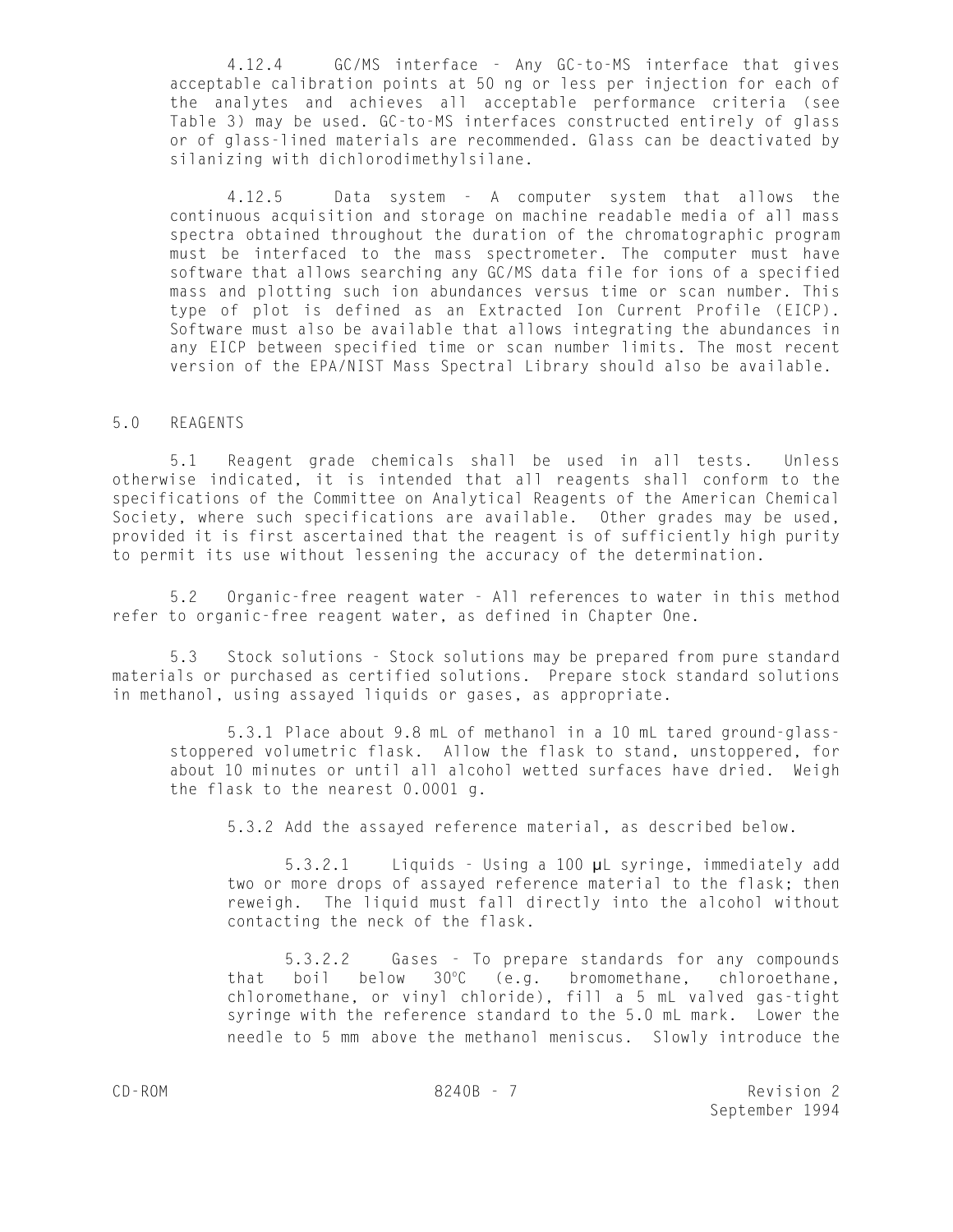4.12.4 GC/MS interface - Any GC-to-MS interface that gives acceptable calibration points at 50 ng or less per injection for each of the analytes and achieves all acceptable performance criteria (see Table 3) may be used. GC-to-MS interfaces constructed entirely of glass or of glass-lined materials are recommended. Glass can be deactivated by silanizing with dichlorodimethylsilane.

4.12.5 Data system - A computer system that allows the continuous acquisition and storage on machine readable media of all mass spectra obtained throughout the duration of the chromatographic program must be interfaced to the mass spectrometer. The computer must have software that allows searching any GC/MS data file for ions of a specified mass and plotting such ion abundances versus time or scan number. This type of plot is defined as an Extracted Ion Current Profile (EICP). Software must also be available that allows integrating the abundances in any EICP between specified time or scan number limits. The most recent version of the EPA/NIST Mass Spectral Library should also be available.

## 5.0 REAGENTS

5.1 Reagent grade chemicals shall be used in all tests. Unless otherwise indicated, it is intended that all reagents shall conform to the specifications of the Committee on Analytical Reagents of the American Chemical Society, where such specifications are available. Other grades may be used, provided it is first ascertained that the reagent is of sufficiently high purity to permit its use without lessening the accuracy of the determination.

5.2 Organic-free reagent water - All references to water in this method refer to organic-free reagent water, as defined in Chapter One.

5.3 Stock solutions - Stock solutions may be prepared from pure standard materials or purchased as certified solutions. Prepare stock standard solutions in methanol, using assayed liquids or gases, as appropriate.

5.3.1 Place about 9.8 mL of methanol in a 10 mL tared ground-glass-stoppered volumetric flask. Allow the flask to stand, unstoppered, for about 10 minutes or until all alcohol wetted surfaces have dried. Weigh the flask to the nearest 0.0001 g.

5.3.2 Add the assayed reference material, as described below.

5.3.2.1 Liquids - Using a 100 µL syringe, immediately add two or more drops of assayed reference material to the flask; then reweigh. The liquid must fall directly into the alcohol without contacting the neck of the flask.

5.3.2.2 Gases - To prepare standards for any compounds that boil below 30°C (e.g. bromomethane, chloroethane, chloromethane, or vinyl chloride), fill a 5 mL valved gas-tight syringe with the reference standard to the 5.0 mL mark. Lower the needle to 5 mm above the methanol meniscus. Slowly introduce the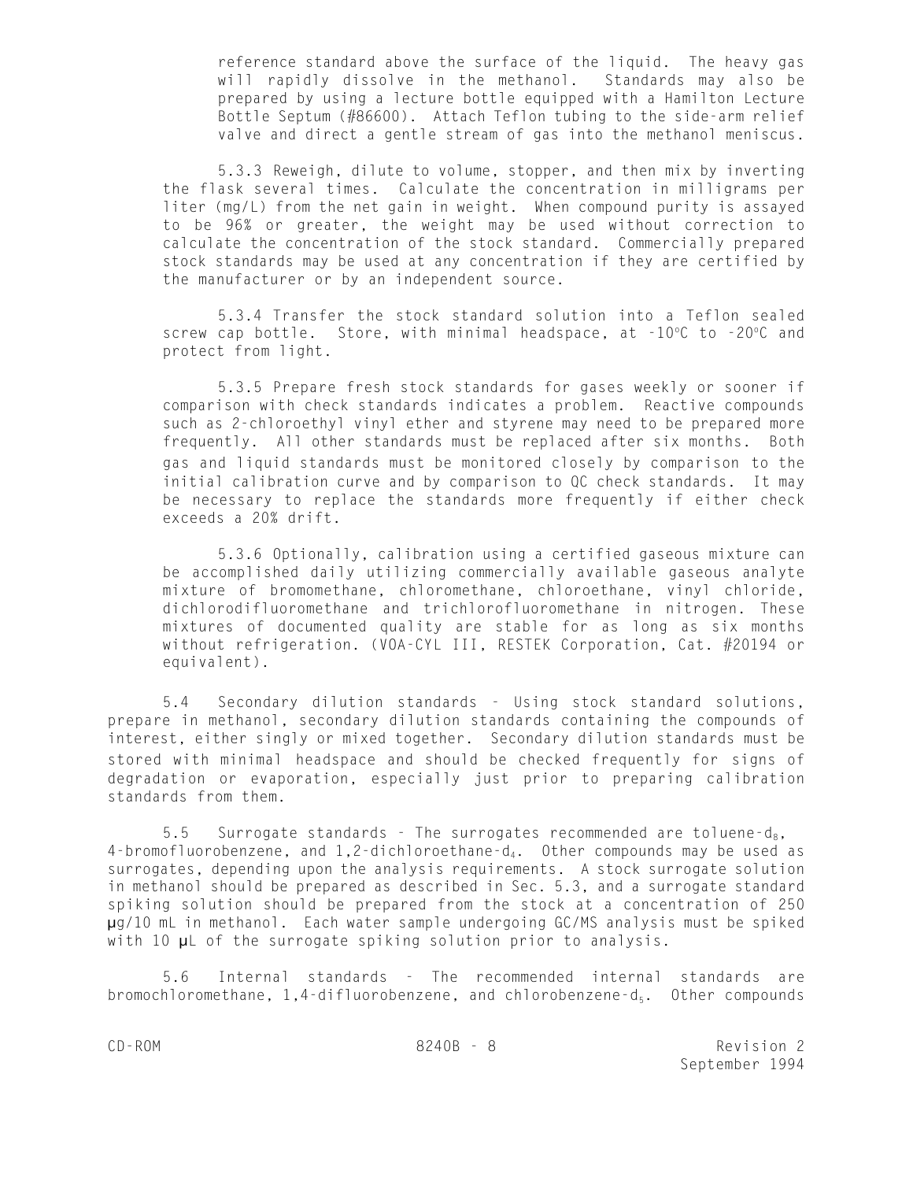reference standard above the surface of the liquid. The heavy gas will rapidly dissolve in the methanol. Standards may also be prepared by using a lecture bottle equipped with a Hamilton Lecture Bottle Septum (#86600). Attach Teflon tubing to the side-arm relief valve and direct a gentle stream of gas into the methanol meniscus.

5.3.3 Reweigh, dilute to volume, stopper, and then mix by inverting the flask several times. Calculate the concentration in milligrams per liter (mg/L) from the net gain in weight. When compound purity is assayed to be 96% or greater, the weight may be used without correction to calculate the concentration of the stock standard. Commercially prepared stock standards may be used at any concentration if they are certified by the manufacturer or by an independent source.

5.3.4 Transfer the stock standard solution into a Teflon sealed screw cap bottle. Store, with minimal headspace, at -10°C to -20°C and protect from light.

5.3.5 Prepare fresh stock standards for gases weekly or sooner if comparison with check standards indicates a problem. Reactive compounds such as 2-chloroethyl vinyl ether and styrene may need to be prepared more frequently. All other standards must be replaced after six months. Both gas and liquid standards must be monitored closely by comparison to the initial calibration curve and by comparison to QC check standards. It may be necessary to replace the standards more frequently if either check exceeds a 20% drift.

5.3.6 Optionally, calibration using a certified gaseous mixture can be accomplished daily utilizing commercially available gaseous analyte mixture of bromomethane, chloromethane, chloroethane, vinyl chloride, dichlorodifluoromethane and trichlorofluoromethane in nitrogen. These mixtures of documented quality are stable for as long as six months without refrigeration. (VOA-CYL III, RESTEK Corporation, Cat. #20194 or equivalent).

5.4 Secondary dilution standards - Using stock standard solutions, prepare in methanol, secondary dilution standards containing the compounds of interest, either singly or mixed together. Secondary dilution standards must be stored with minimal headspace and should be checked frequently for signs of degradation or evaporation, especially just prior to preparing calibration standards from them.

5.5 Surrogate standards - The surrogates recommended are toluene-$d_8$, 4-bromofluorobenzene, and 1,2-dichloroethane-$d_4$. Other compounds may be used as surrogates, depending upon the analysis requirements. A stock surrogate solution in methanol should be prepared as described in Sec. 5.3, and a surrogate standard spiking solution should be prepared from the stock at a concentration of 250 µg/10 mL in methanol. Each water sample undergoing GC/MS analysis must be spiked with 10 µL of the surrogate spiking solution prior to analysis.

5.6 Internal standards - The recommended internal standards are bromochloromethane, 1,4-difluorobenzene, and chlorobenzene-$d_5$. Other compounds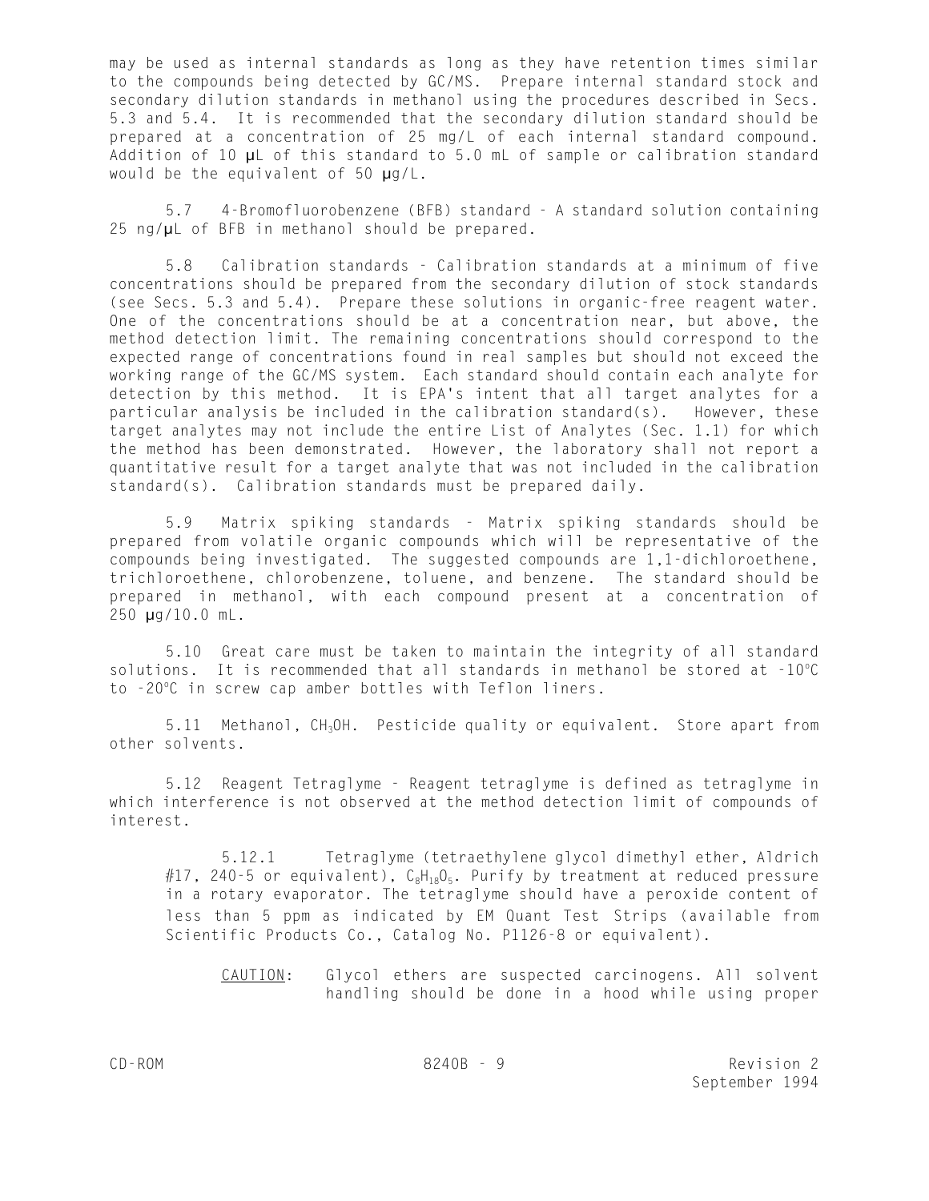may be used as internal standards as long as they have retention times similar to the compounds being detected by GC/MS. Prepare internal standard stock and secondary dilution standards in methanol using the procedures described in Secs. 5.3 and 5.4. It is recommended that the secondary dilution standard should be prepared at a concentration of 25 mg/L of each internal standard compound. Addition of 10 µL of this standard to 5.0 mL of sample or calibration standard would be the equivalent of 50 µg/L.

5.7 4-Bromofluorobenzene (BFB) standard - A standard solution containing 25 ng/µL of BFB in methanol should be prepared.

5.8 Calibration standards - Calibration standards at a minimum of five concentrations should be prepared from the secondary dilution of stock standards (see Secs. 5.3 and 5.4). Prepare these solutions in organic-free reagent water. One of the concentrations should be at a concentration near, but above, the method detection limit. The remaining concentrations should correspond to the expected range of concentrations found in real samples but should not exceed the working range of the GC/MS system. Each standard should contain each analyte for detection by this method. It is EPA's intent that all target analytes for a particular analysis be included in the calibration standard(s). However, these target analytes may not include the entire List of Analytes (Sec. 1.1) for which the method has been demonstrated. However, the laboratory shall not report a quantitative result for a target analyte that was not included in the calibration standard(s). Calibration standards must be prepared daily.

5.9 Matrix spiking standards - Matrix spiking standards should be prepared from volatile organic compounds which will be representative of the compounds being investigated. The suggested compounds are 1,1-dichloroethene, trichloroethene, chlorobenzene, toluene, and benzene. The standard should be prepared in methanol, with each compound present at a concentration of 250 µg/10.0 mL.

5.10 Great care must be taken to maintain the integrity of all standard solutions. It is recommended that all standards in methanol be stored at -10°C to -20°C in screw cap amber bottles with Teflon liners.

5.11 Methanol, $CH_3OH$. Pesticide quality or equivalent. Store apart from other solvents.

5.12 Reagent Tetraglyme - Reagent tetraglyme is defined as tetraglyme in which interference is not observed at the method detection limit of compounds of interest.

5.12.1 Tetraglyme (tetraethylene glycol dimethyl ether, Aldrich #17, 240-5 or equivalent), $C_8H_{18}O_5$. Purify by treatment at reduced pressure in a rotary evaporator. The tetraglyme should have a peroxide content of less than 5 ppm as indicated by EM Quant Test Strips (available from Scientific Products Co., Catalog No. P1126-8 or equivalent).

<u>CAUTION</u>: Glycol ethers are suspected carcinogens. All solvent handling should be done in a hood while using proper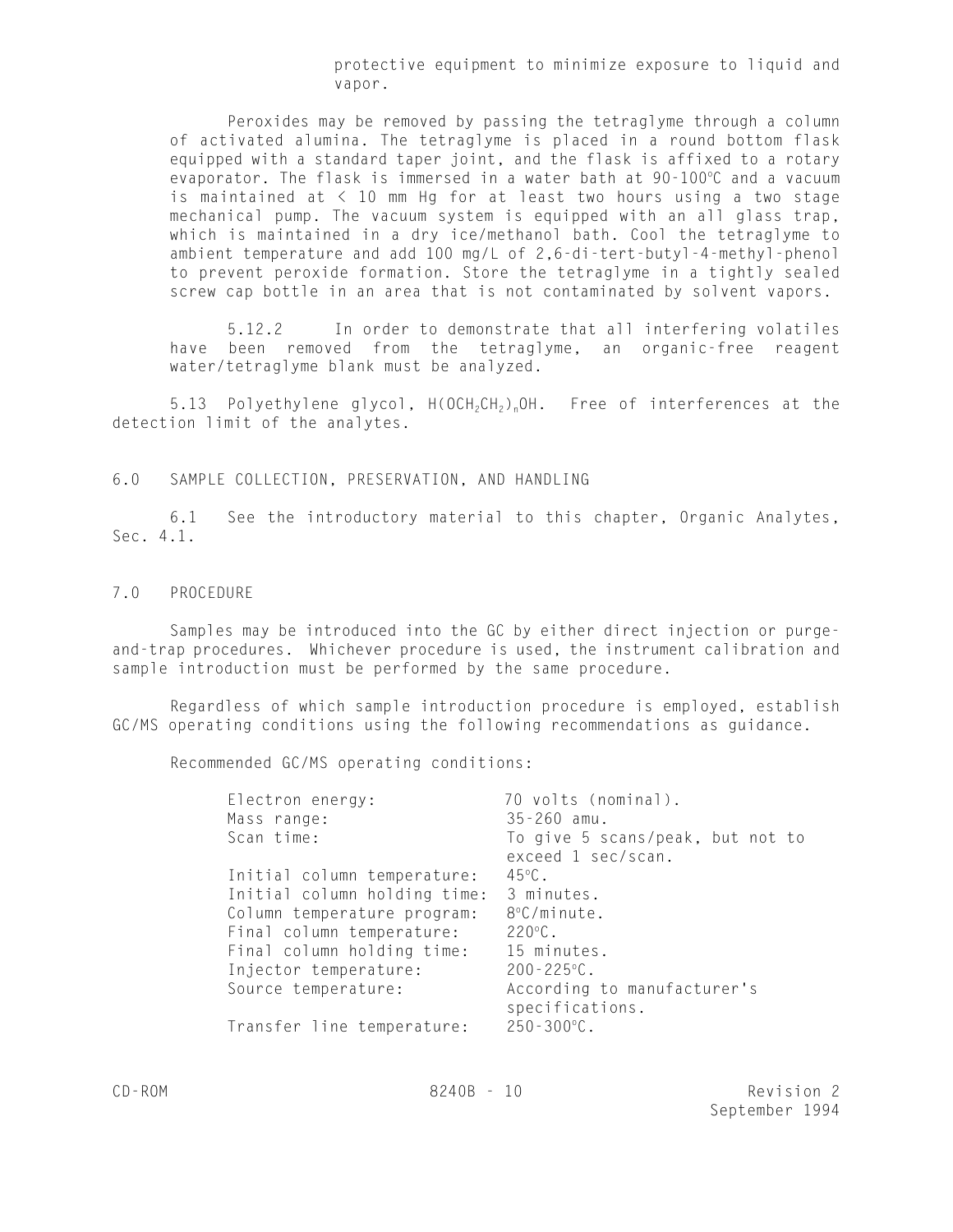protective equipment to minimize exposure to liquid and vapor.

Peroxides may be removed by passing the tetraglyme through a column of activated alumina. The tetraglyme is placed in a round bottom flask equipped with a standard taper joint, and the flask is affixed to a rotary evaporator. The flask is immersed in a water bath at 90-100°C and a vacuum is maintained at < 10 mm Hg for at least two hours using a two stage mechanical pump. The vacuum system is equipped with an all glass trap, which is maintained in a dry ice/methanol bath. Cool the tetraglyme to ambient temperature and add 100 mg/L of 2,6-di-tert-butyl-4-methyl-phenol to prevent peroxide formation. Store the tetraglyme in a tightly sealed screw cap bottle in an area that is not contaminated by solvent vapors.

5.12.2 In order to demonstrate that all interfering volatiles have been removed from the tetraglyme, an organic-free reagent water/tetraglyme blank must be analyzed.

5.13 Polyethylene glycol, $H(OCH_2CH_2)_nOH$. Free of interferences at the detection limit of the analytes.

## 6.0 SAMPLE COLLECTION, PRESERVATION, AND HANDLING

6.1 See the introductory material to this chapter, Organic Analytes, Sec. 4.1.

## 7.0 PROCEDURE

Samples may be introduced into the GC by either direct injection or purge-and-trap procedures. Whichever procedure is used, the instrument calibration and sample introduction must be performed by the same procedure.

Regardless of which sample introduction procedure is employed, establish GC/MS operating conditions using the following recommendations as guidance.

Recommended GC/MS operating conditions:

| | |
|---|---|
| Electron energy: | 70 volts (nominal). |
| Mass range: | 35-260 amu. |
| Scan time: | To give 5 scans/peak, but not to exceed 1 sec/scan. |
| Initial column temperature: | 45°C. |
| Initial column holding time: | 3 minutes. |
| Column temperature program: | 8°C/minute. |
| Final column temperature: | 220°C. |
| Final column holding time: | 15 minutes. |
| Injector temperature: | 200-225°C. |
| Source temperature: | According to manufacturer's specifications. |
| Transfer line temperature: | 250-300°C. |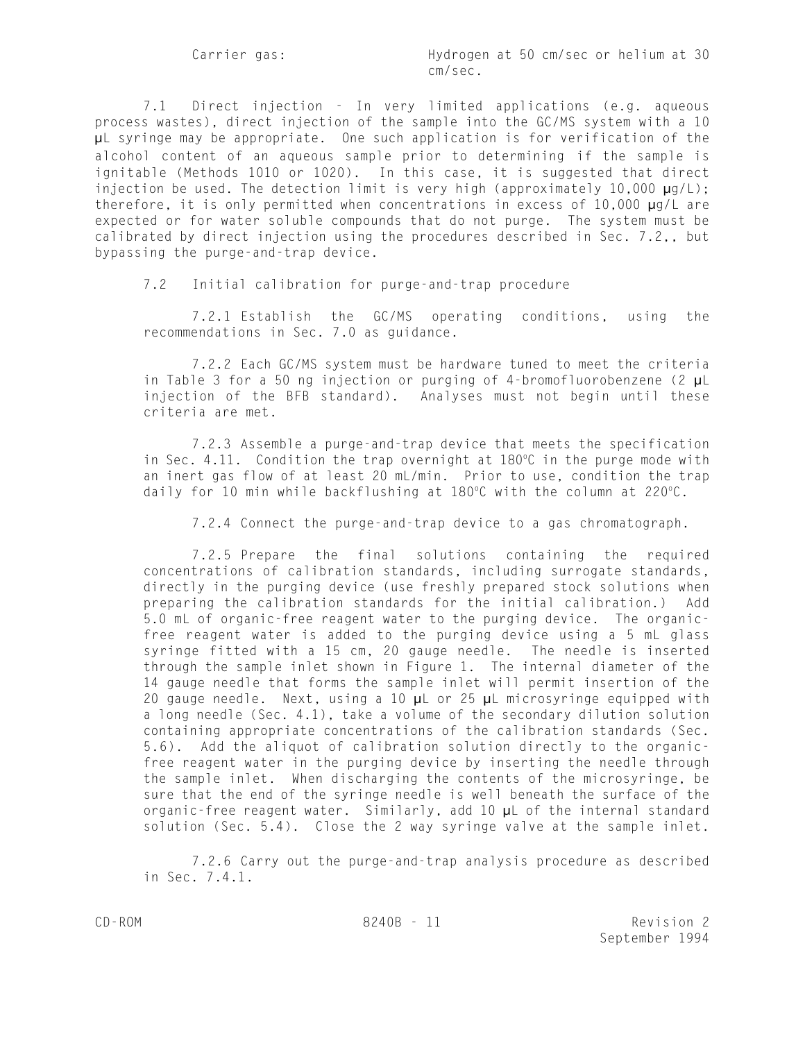Carrier gas: Hydrogen at 50 cm/sec or helium at 30 cm/sec.

7.1 Direct injection - In very limited applications (e.g. aqueous process wastes), direct injection of the sample into the GC/MS system with a 10 µL syringe may be appropriate. One such application is for verification of the alcohol content of an aqueous sample prior to determining if the sample is ignitable (Methods 1010 or 1020). In this case, it is suggested that direct injection be used. The detection limit is very high (approximately 10,000 µg/L); therefore, it is only permitted when concentrations in excess of 10,000 µg/L are expected or for water soluble compounds that do not purge. The system must be calibrated by direct injection using the procedures described in Sec. 7.2,, but bypassing the purge-and-trap device.

7.2 Initial calibration for purge-and-trap procedure

7.2.1 Establish the GC/MS operating conditions, using the recommendations in Sec. 7.0 as guidance.

7.2.2 Each GC/MS system must be hardware tuned to meet the criteria in Table 3 for a 50 ng injection or purging of 4-bromofluorobenzene (2 µL injection of the BFB standard). Analyses must not begin until these criteria are met.

7.2.3 Assemble a purge-and-trap device that meets the specification in Sec. 4.11. Condition the trap overnight at 180°C in the purge mode with an inert gas flow of at least 20 mL/min. Prior to use, condition the trap daily for 10 min while backflushing at 180°C with the column at 220°C.

7.2.4 Connect the purge-and-trap device to a gas chromatograph.

7.2.5 Prepare the final solutions containing the required concentrations of calibration standards, including surrogate standards, directly in the purging device (use freshly prepared stock solutions when preparing the calibration standards for the initial calibration.) Add 5.0 mL of organic-free reagent water to the purging device. The organic-free reagent water is added to the purging device using a 5 mL glass syringe fitted with a 15 cm, 20 gauge needle. The needle is inserted through the sample inlet shown in Figure 1. The internal diameter of the 14 gauge needle that forms the sample inlet will permit insertion of the 20 gauge needle. Next, using a 10 µL or 25 µL microsyringe equipped with a long needle (Sec. 4.1), take a volume of the secondary dilution solution containing appropriate concentrations of the calibration standards (Sec. 5.6). Add the aliquot of calibration solution directly to the organic-free reagent water in the purging device by inserting the needle through the sample inlet. When discharging the contents of the microsyringe, be sure that the end of the syringe needle is well beneath the surface of the organic-free reagent water. Similarly, add 10 µL of the internal standard solution (Sec. 5.4). Close the 2 way syringe valve at the sample inlet.

7.2.6 Carry out the purge-and-trap analysis procedure as described in Sec. 7.4.1.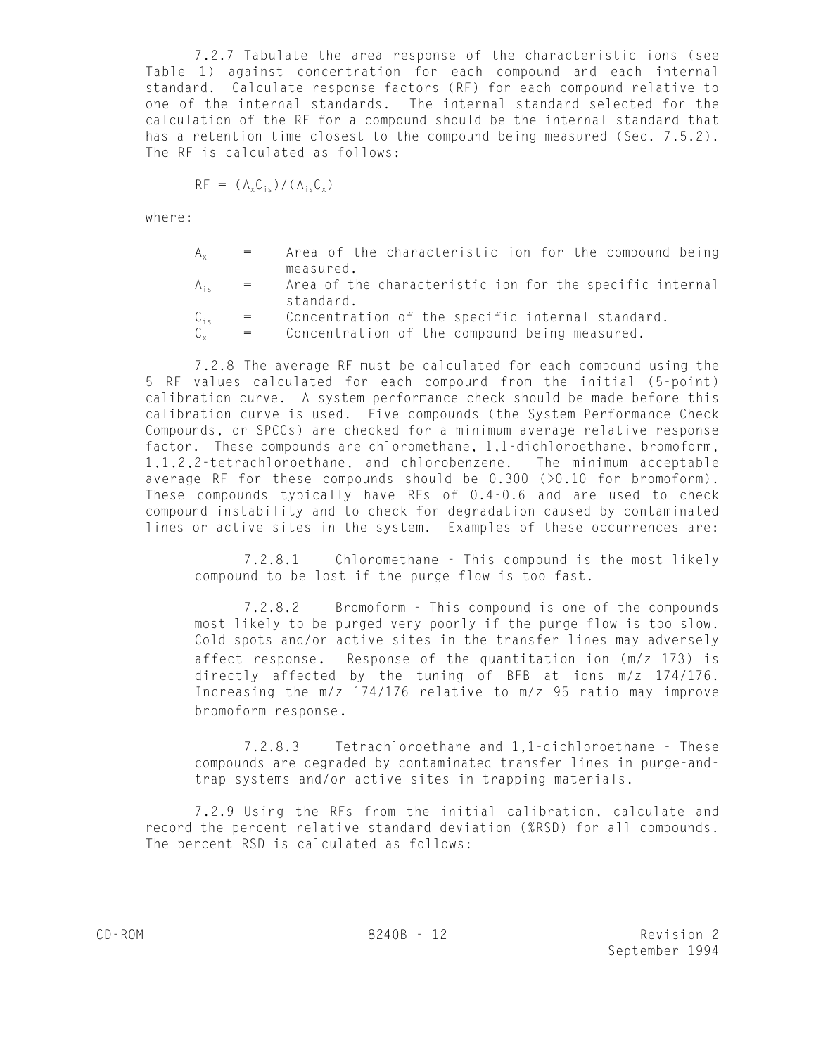7.2.7 Tabulate the area response of the characteristic ions (see Table 1) against concentration for each compound and each internal standard. Calculate response factors (RF) for each compound relative to one of the internal standards. The internal standard selected for the calculation of the RF for a compound should be the internal standard that has a retention time closest to the compound being measured (Sec. 7.5.2). The RF is calculated as follows:

$$RF = (A_xC_{is})/(A_{is}C_x)$$

where:

$A_x$ = Area of the characteristic ion for the compound being measured.
$A_{is}$ = Area of the characteristic ion for the specific internal standard.
$C_{is}$ = Concentration of the specific internal standard.
$C_x$ = Concentration of the compound being measured.

7.2.8 The average RF must be calculated for each compound using the 5 RF values calculated for each compound from the initial (5-point) calibration curve. A system performance check should be made before this calibration curve is used. Five compounds (the System Performance Check Compounds, or SPCCs) are checked for a minimum average relative response factor. These compounds are chloromethane, 1,1-dichloroethane, bromoform, 1,1,2,2-tetrachloroethane, and chlorobenzene. The minimum acceptable average RF for these compounds should be 0.300 (>0.10 for bromoform). These compounds typically have RFs of 0.4-0.6 and are used to check compound instability and to check for degradation caused by contaminated lines or active sites in the system. Examples of these occurrences are:

7.2.8.1 Chloromethane - This compound is the most likely compound to be lost if the purge flow is too fast.

7.2.8.2 Bromoform - This compound is one of the compounds most likely to be purged very poorly if the purge flow is too slow. Cold spots and/or active sites in the transfer lines may adversely affect response. Response of the quantitation ion (m/z 173) is directly affected by the tuning of BFB at ions m/z 174/176. Increasing the m/z 174/176 relative to m/z 95 ratio may improve bromoform response.

7.2.8.3 Tetrachloroethane and 1,1-dichloroethane - These compounds are degraded by contaminated transfer lines in purge-and-trap systems and/or active sites in trapping materials.

7.2.9 Using the RFs from the initial calibration, calculate and record the percent relative standard deviation (%RSD) for all compounds. The percent RSD is calculated as follows: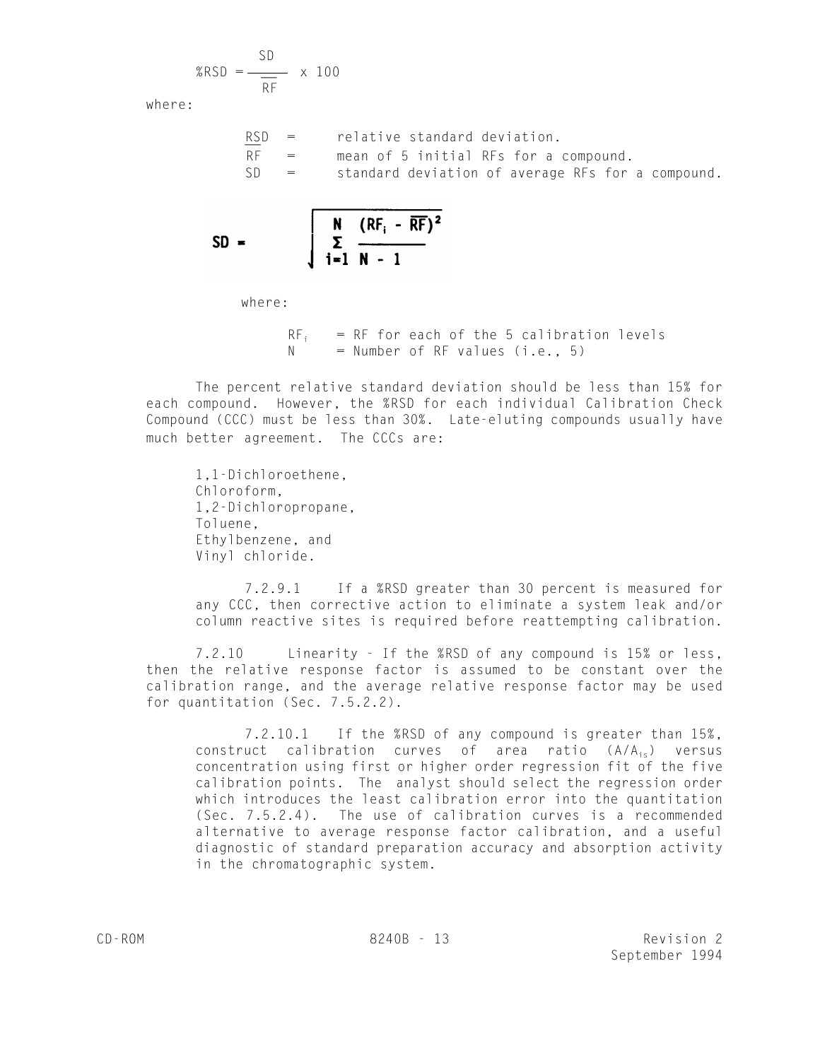$$\%RSD = \frac{SD}{\overline{RF}} \times 100$$

where:

$\underline{RSD}$ = relative standard deviation.
$\overline{RF}$ = mean of 5 initial RFs for a compound.
SD = standard deviation of average RFs for a compound.

$$SD = \sqrt{\sum_{i=1}^{N} \frac{(RF_i - \overline{RF})^2}{N - 1}}$$

where:

$RF_i$ = RF for each of the 5 calibration levels
N = Number of RF values (i.e., 5)

The percent relative standard deviation should be less than 15% for each compound. However, the %RSD for each individual Calibration Check Compound (CCC) must be less than 30%. Late-eluting compounds usually have much better agreement. The CCCs are:

1,1-Dichloroethene,
Chloroform,
1,2-Dichloropropane,
Toluene,
Ethylbenzene, and
Vinyl chloride.

7.2.9.1 If a %RSD greater than 30 percent is measured for any CCC, then corrective action to eliminate a system leak and/or column reactive sites is required before reattempting calibration.

7.2.10 Linearity - If the %RSD of any compound is 15% or less, then the relative response factor is assumed to be constant over the calibration range, and the average relative response factor may be used for quantitation (Sec. 7.5.2.2).

7.2.10.1 If the %RSD of any compound is greater than 15%, construct calibration curves of area ratio ($A/A_{is}$) versus concentration using first or higher order regression fit of the five calibration points. The analyst should select the regression order which introduces the least calibration error into the quantitation (Sec. 7.5.2.4). The use of calibration curves is a recommended alternative to average response factor calibration, and a useful diagnostic of standard preparation accuracy and absorption activity in the chromatographic system.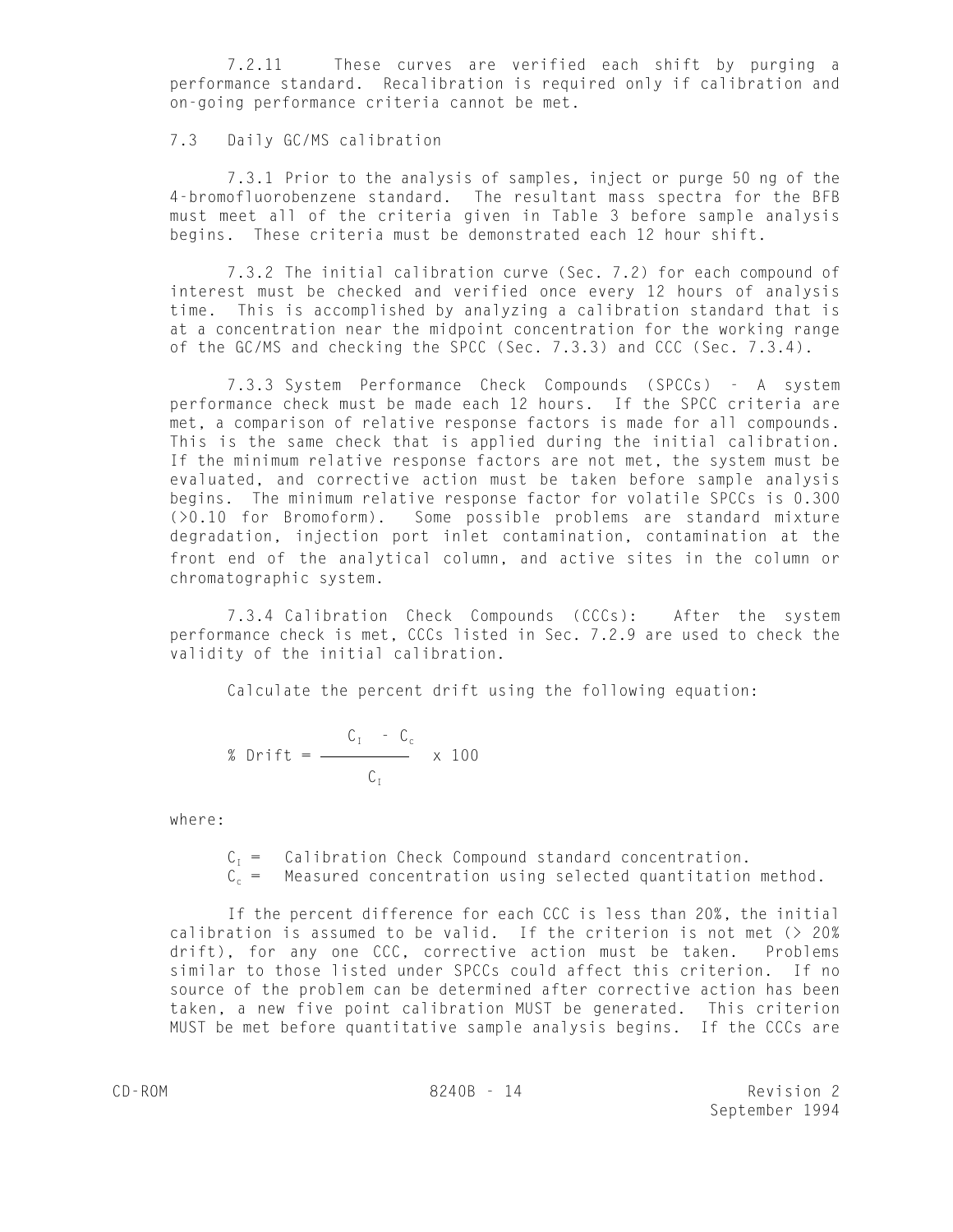7.2.11 These curves are verified each shift by purging a performance standard. Recalibration is required only if calibration and on-going performance criteria cannot be met.

7.3 Daily GC/MS calibration

7.3.1 Prior to the analysis of samples, inject or purge 50 ng of the 4-bromofluorobenzene standard. The resultant mass spectra for the BFB must meet all of the criteria given in Table 3 before sample analysis begins. These criteria must be demonstrated each 12 hour shift.

7.3.2 The initial calibration curve (Sec. 7.2) for each compound of interest must be checked and verified once every 12 hours of analysis time. This is accomplished by analyzing a calibration standard that is at a concentration near the midpoint concentration for the working range of the GC/MS and checking the SPCC (Sec. 7.3.3) and CCC (Sec. 7.3.4).

7.3.3 System Performance Check Compounds (SPCCs) - A system performance check must be made each 12 hours. If the SPCC criteria are met, a comparison of relative response factors is made for all compounds. This is the same check that is applied during the initial calibration. If the minimum relative response factors are not met, the system must be evaluated, and corrective action must be taken before sample analysis begins. The minimum relative response factor for volatile SPCCs is 0.300 (>0.10 for Bromoform). Some possible problems are standard mixture degradation, injection port inlet contamination, contamination at the front end of the analytical column, and active sites in the column or chromatographic system.

7.3.4 Calibration Check Compounds (CCCs): After the system performance check is met, CCCs listed in Sec. 7.2.9 are used to check the validity of the initial calibration.

Calculate the percent drift using the following equation:

$$\% \text{ Drift} = \frac{C_I - C_c}{C_I} \times 100$$

where:

$C_I$ = Calibration Check Compound standard concentration.
$C_c$ = Measured concentration using selected quantitation method.

If the percent difference for each CCC is less than 20%, the initial calibration is assumed to be valid. If the criterion is not met (> 20% drift), for any one CCC, corrective action must be taken. Problems similar to those listed under SPCCs could affect this criterion. If no source of the problem can be determined after corrective action has been taken, a new five point calibration MUST be generated. This criterion MUST be met before quantitative sample analysis begins. If the CCCs are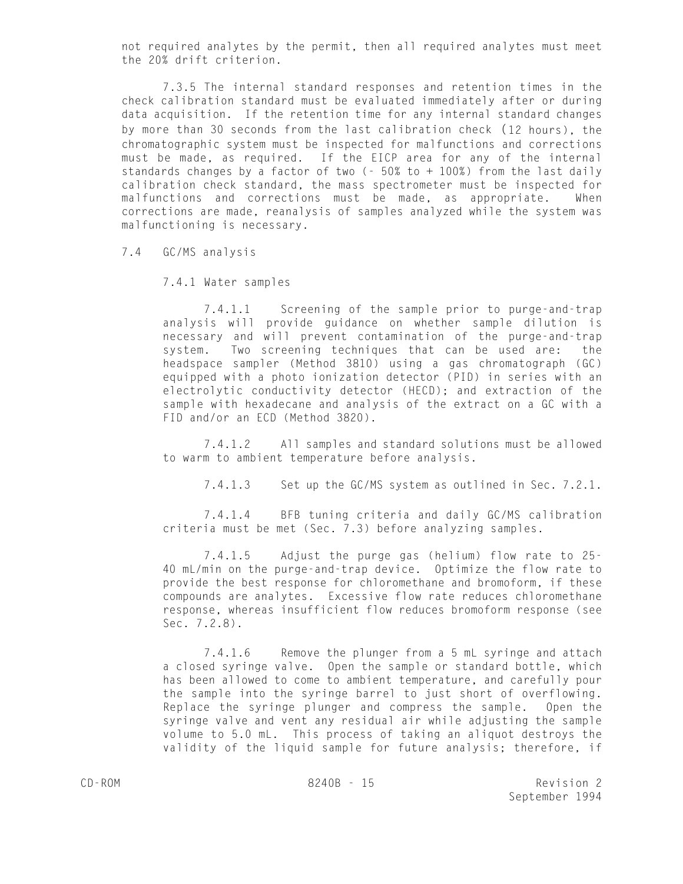not required analytes by the permit, then all required analytes must meet the 20% drift criterion.

7.3.5 The internal standard responses and retention times in the check calibration standard must be evaluated immediately after or during data acquisition. If the retention time for any internal standard changes by more than 30 seconds from the last calibration check (12 hours), the chromatographic system must be inspected for malfunctions and corrections must be made, as required. If the EICP area for any of the internal standards changes by a factor of two (- 50% to + 100%) from the last daily calibration check standard, the mass spectrometer must be inspected for malfunctions and corrections must be made, as appropriate. When corrections are made, reanalysis of samples analyzed while the system was malfunctioning is necessary.

7.4 GC/MS analysis

7.4.1 Water samples

7.4.1.1 Screening of the sample prior to purge-and-trap analysis will provide guidance on whether sample dilution is necessary and will prevent contamination of the purge-and-trap system. Two screening techniques that can be used are: the headspace sampler (Method 3810) using a gas chromatograph (GC) equipped with a photo ionization detector (PID) in series with an electrolytic conductivity detector (HECD); and extraction of the sample with hexadecane and analysis of the extract on a GC with a FID and/or an ECD (Method 3820).

7.4.1.2 All samples and standard solutions must be allowed to warm to ambient temperature before analysis.

7.4.1.3 Set up the GC/MS system as outlined in Sec. 7.2.1.

7.4.1.4 BFB tuning criteria and daily GC/MS calibration criteria must be met (Sec. 7.3) before analyzing samples.

7.4.1.5 Adjust the purge gas (helium) flow rate to 25-40 mL/min on the purge-and-trap device. Optimize the flow rate to provide the best response for chloromethane and bromoform, if these compounds are analytes. Excessive flow rate reduces chloromethane response, whereas insufficient flow reduces bromoform response (see Sec. 7.2.8).

7.4.1.6 Remove the plunger from a 5 mL syringe and attach a closed syringe valve. Open the sample or standard bottle, which has been allowed to come to ambient temperature, and carefully pour the sample into the syringe barrel to just short of overflowing. Replace the syringe plunger and compress the sample. Open the syringe valve and vent any residual air while adjusting the sample volume to 5.0 mL. This process of taking an aliquot destroys the validity of the liquid sample for future analysis; therefore, if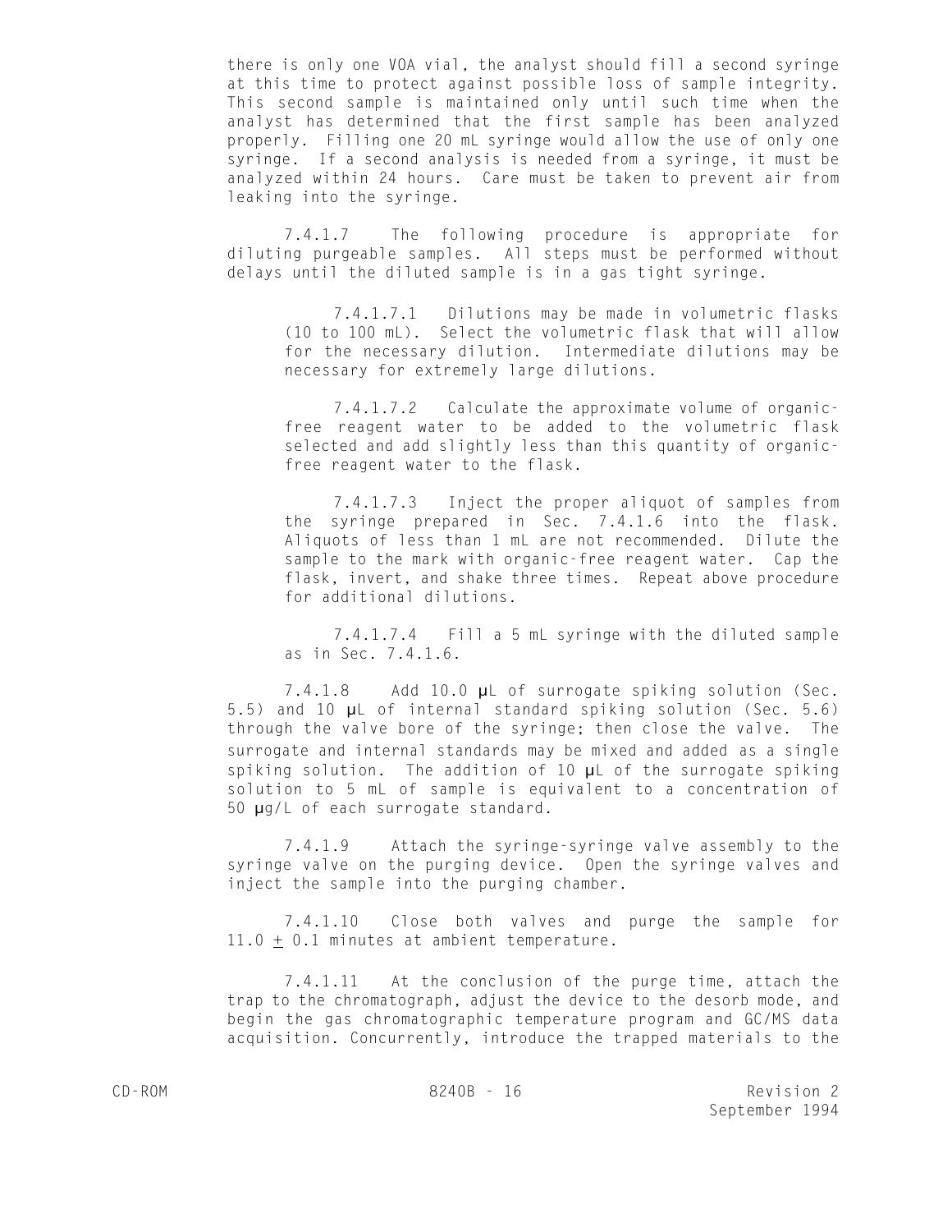there is only one VOA vial, the analyst should fill a second syringe at this time to protect against possible loss of sample integrity. This second sample is maintained only until such time when the analyst has determined that the first sample has been analyzed properly. Filling one 20 mL syringe would allow the use of only one syringe. If a second analysis is needed from a syringe, it must be analyzed within 24 hours. Care must be taken to prevent air from leaking into the syringe.

7.4.1.7 The following procedure is appropriate for diluting purgeable samples. All steps must be performed without delays until the diluted sample is in a gas tight syringe.

7.4.1.7.1 Dilutions may be made in volumetric flasks (10 to 100 mL). Select the volumetric flask that will allow for the necessary dilution. Intermediate dilutions may be necessary for extremely large dilutions.

7.4.1.7.2 Calculate the approximate volume of organic-free reagent water to be added to the volumetric flask selected and add slightly less than this quantity of organic-free reagent water to the flask.

7.4.1.7.3 Inject the proper aliquot of samples from the syringe prepared in Sec. 7.4.1.6 into the flask. Aliquots of less than 1 mL are not recommended. Dilute the sample to the mark with organic-free reagent water. Cap the flask, invert, and shake three times. Repeat above procedure for additional dilutions.

7.4.1.7.4 Fill a 5 mL syringe with the diluted sample as in Sec. 7.4.1.6.

7.4.1.8 Add 10.0 µL of surrogate spiking solution (Sec. 5.5) and 10 µL of internal standard spiking solution (Sec. 5.6) through the valve bore of the syringe; then close the valve. The surrogate and internal standards may be mixed and added as a single spiking solution. The addition of 10 µL of the surrogate spiking solution to 5 mL of sample is equivalent to a concentration of 50 µg/L of each surrogate standard.

7.4.1.9 Attach the syringe-syringe valve assembly to the syringe valve on the purging device. Open the syringe valves and inject the sample into the purging chamber.

7.4.1.10 Close both valves and purge the sample for $11.0 \pm 0.1$ minutes at ambient temperature.

7.4.1.11 At the conclusion of the purge time, attach the trap to the chromatograph, adjust the device to the desorb mode, and begin the gas chromatographic temperature program and GC/MS data acquisition. Concurrently, introduce the trapped materials to the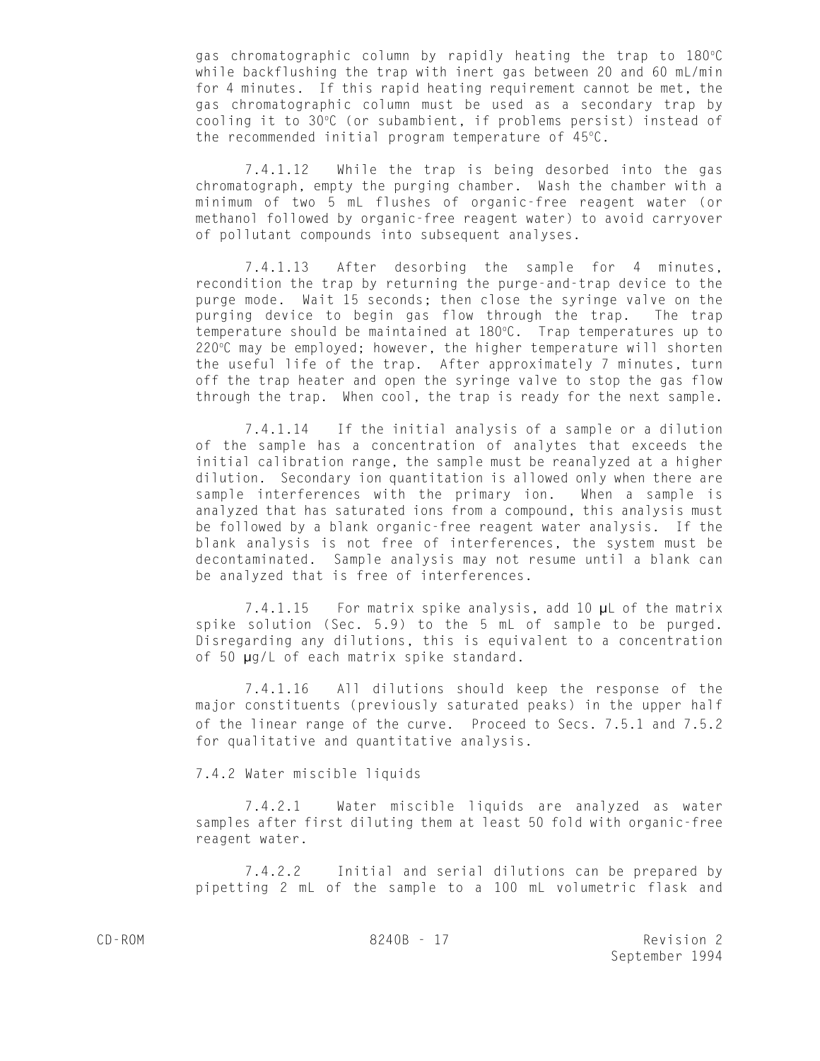gas chromatographic column by rapidly heating the trap to 180°C while backflushing the trap with inert gas between 20 and 60 mL/min for 4 minutes. If this rapid heating requirement cannot be met, the gas chromatographic column must be used as a secondary trap by cooling it to 30°C (or subambient, if problems persist) instead of the recommended initial program temperature of 45°C.

7.4.1.12 While the trap is being desorbed into the gas chromatograph, empty the purging chamber. Wash the chamber with a minimum of two 5 mL flushes of organic-free reagent water (or methanol followed by organic-free reagent water) to avoid carryover of pollutant compounds into subsequent analyses.

7.4.1.13 After desorbing the sample for 4 minutes, recondition the trap by returning the purge-and-trap device to the purge mode. Wait 15 seconds; then close the syringe valve on the purging device to begin gas flow through the trap. The trap temperature should be maintained at 180°C. Trap temperatures up to 220°C may be employed; however, the higher temperature will shorten the useful life of the trap. After approximately 7 minutes, turn off the trap heater and open the syringe valve to stop the gas flow through the trap. When cool, the trap is ready for the next sample.

7.4.1.14 If the initial analysis of a sample or a dilution of the sample has a concentration of analytes that exceeds the initial calibration range, the sample must be reanalyzed at a higher dilution. Secondary ion quantitation is allowed only when there are sample interferences with the primary ion. When a sample is analyzed that has saturated ions from a compound, this analysis must be followed by a blank organic-free reagent water analysis. If the blank analysis is not free of interferences, the system must be decontaminated. Sample analysis may not resume until a blank can be analyzed that is free of interferences.

7.4.1.15 For matrix spike analysis, add 10 µL of the matrix spike solution (Sec. 5.9) to the 5 mL of sample to be purged. Disregarding any dilutions, this is equivalent to a concentration of 50 µg/L of each matrix spike standard.

7.4.1.16 All dilutions should keep the response of the major constituents (previously saturated peaks) in the upper half of the linear range of the curve. Proceed to Secs. 7.5.1 and 7.5.2 for qualitative and quantitative analysis.

7.4.2 Water miscible liquids

7.4.2.1 Water miscible liquids are analyzed as water samples after first diluting them at least 50 fold with organic-free reagent water.

7.4.2.2 Initial and serial dilutions can be prepared by pipetting 2 mL of the sample to a 100 mL volumetric flask and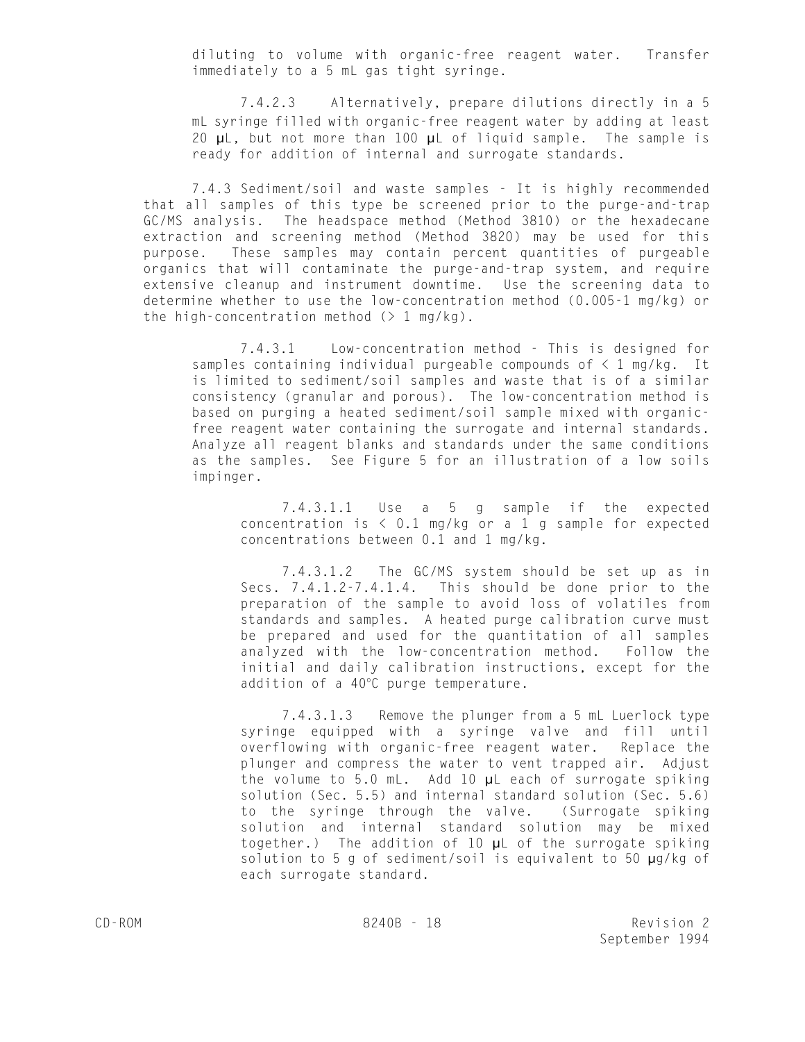diluting to volume with organic-free reagent water. Transfer immediately to a 5 mL gas tight syringe.

7.4.2.3 Alternatively, prepare dilutions directly in a 5 mL syringe filled with organic-free reagent water by adding at least 20 µL, but not more than 100 µL of liquid sample. The sample is ready for addition of internal and surrogate standards.

7.4.3 Sediment/soil and waste samples - It is highly recommended that all samples of this type be screened prior to the purge-and-trap GC/MS analysis. The headspace method (Method 3810) or the hexadecane extraction and screening method (Method 3820) may be used for this purpose. These samples may contain percent quantities of purgeable organics that will contaminate the purge-and-trap system, and require extensive cleanup and instrument downtime. Use the screening data to determine whether to use the low-concentration method (0.005-1 mg/kg) or the high-concentration method (> 1 mg/kg).

7.4.3.1 Low-concentration method - This is designed for samples containing individual purgeable compounds of < 1 mg/kg. It is limited to sediment/soil samples and waste that is of a similar consistency (granular and porous). The low-concentration method is based on purging a heated sediment/soil sample mixed with organic-free reagent water containing the surrogate and internal standards. Analyze all reagent blanks and standards under the same conditions as the samples. See Figure 5 for an illustration of a low soils impinger.

7.4.3.1.1 Use a 5 g sample if the expected concentration is < 0.1 mg/kg or a 1 g sample for expected concentrations between 0.1 and 1 mg/kg.

7.4.3.1.2 The GC/MS system should be set up as in Secs. 7.4.1.2-7.4.1.4. This should be done prior to the preparation of the sample to avoid loss of volatiles from standards and samples. A heated purge calibration curve must be prepared and used for the quantitation of all samples analyzed with the low-concentration method. Follow the initial and daily calibration instructions, except for the addition of a 40°C purge temperature.

7.4.3.1.3 Remove the plunger from a 5 mL Luerlock type syringe equipped with a syringe valve and fill until overflowing with organic-free reagent water. Replace the plunger and compress the water to vent trapped air. Adjust the volume to 5.0 mL. Add 10 µL each of surrogate spiking solution (Sec. 5.5) and internal standard solution (Sec. 5.6) to the syringe through the valve. (Surrogate spiking solution and internal standard solution may be mixed together.) The addition of 10 µL of the surrogate spiking solution to 5 g of sediment/soil is equivalent to 50 µg/kg of each surrogate standard.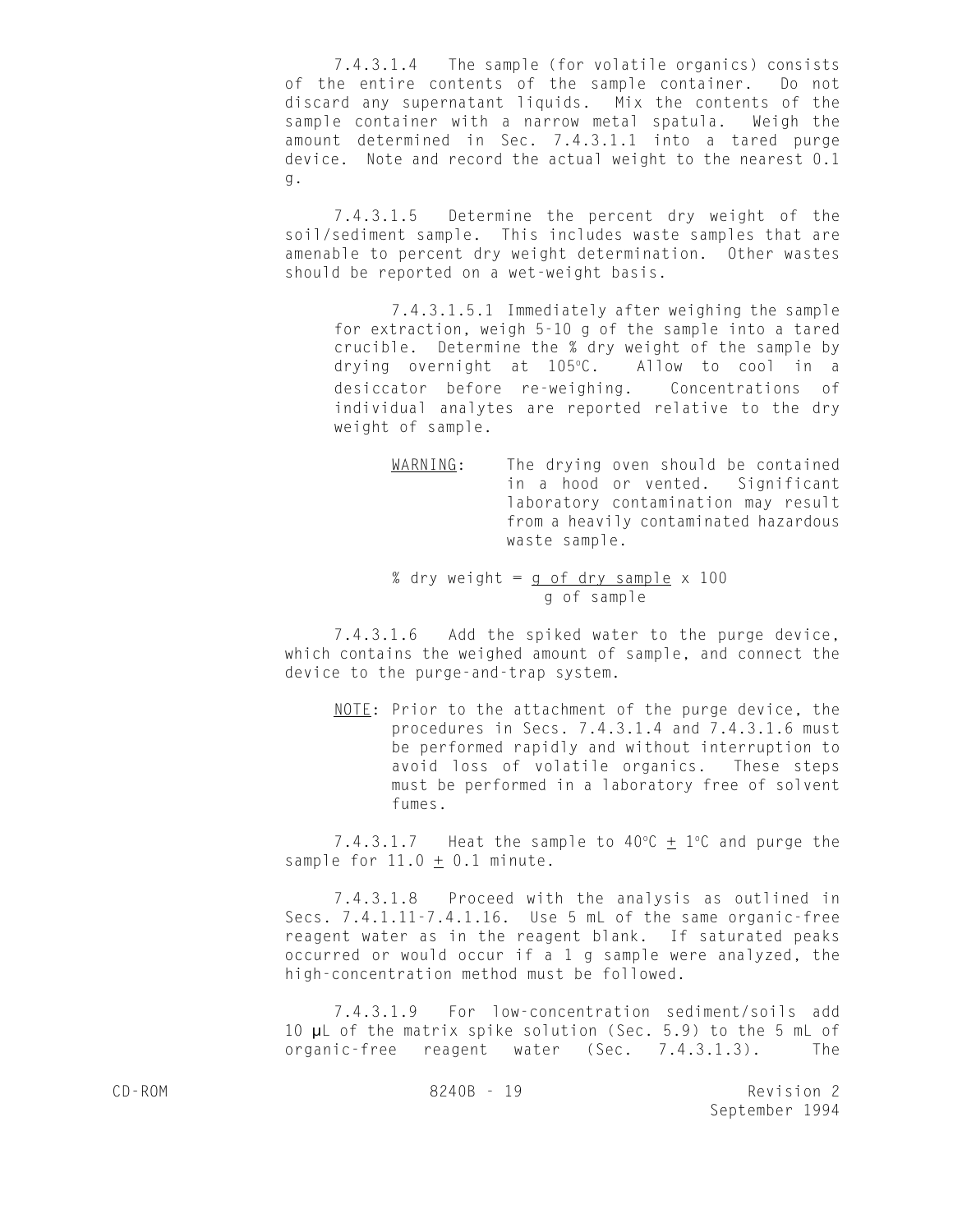7.4.3.1.4 The sample (for volatile organics) consists of the entire contents of the sample container. Do not discard any supernatant liquids. Mix the contents of the sample container with a narrow metal spatula. Weigh the amount determined in Sec. 7.4.3.1.1 into a tared purge device. Note and record the actual weight to the nearest 0.1 g.

7.4.3.1.5 Determine the percent dry weight of the soil/sediment sample. This includes waste samples that are amenable to percent dry weight determination. Other wastes should be reported on a wet-weight basis.

7.4.3.1.5.1 Immediately after weighing the sample for extraction, weigh 5-10 g of the sample into a tared crucible. Determine the % dry weight of the sample by drying overnight at 105°C. Allow to cool in a desiccator before re-weighing. Concentrations of individual analytes are reported relative to the dry weight of sample.

WARNING: The drying oven should be contained in a hood or vented. Significant laboratory contamination may result from a heavily contaminated hazardous waste sample.

$$\% \text{ dry weight} = \frac{\text{g of dry sample}}{\text{g of sample}} \times 100$$

7.4.3.1.6 Add the spiked water to the purge device, which contains the weighed amount of sample, and connect the device to the purge-and-trap system.

NOTE: Prior to the attachment of the purge device, the procedures in Secs. 7.4.3.1.4 and 7.4.3.1.6 must be performed rapidly and without interruption to avoid loss of volatile organics. These steps must be performed in a laboratory free of solvent fumes.

7.4.3.1.7 Heat the sample to 40°C ± 1°C and purge the sample for 11.0 ± 0.1 minute.

7.4.3.1.8 Proceed with the analysis as outlined in Secs. 7.4.1.11-7.4.1.16. Use 5 mL of the same organic-free reagent water as in the reagent blank. If saturated peaks occurred or would occur if a 1 g sample were analyzed, the high-concentration method must be followed.

7.4.3.1.9 For low-concentration sediment/soils add 10 µL of the matrix spike solution (Sec. 5.9) to the 5 mL of organic-free reagent water (Sec. 7.4.3.1.3). The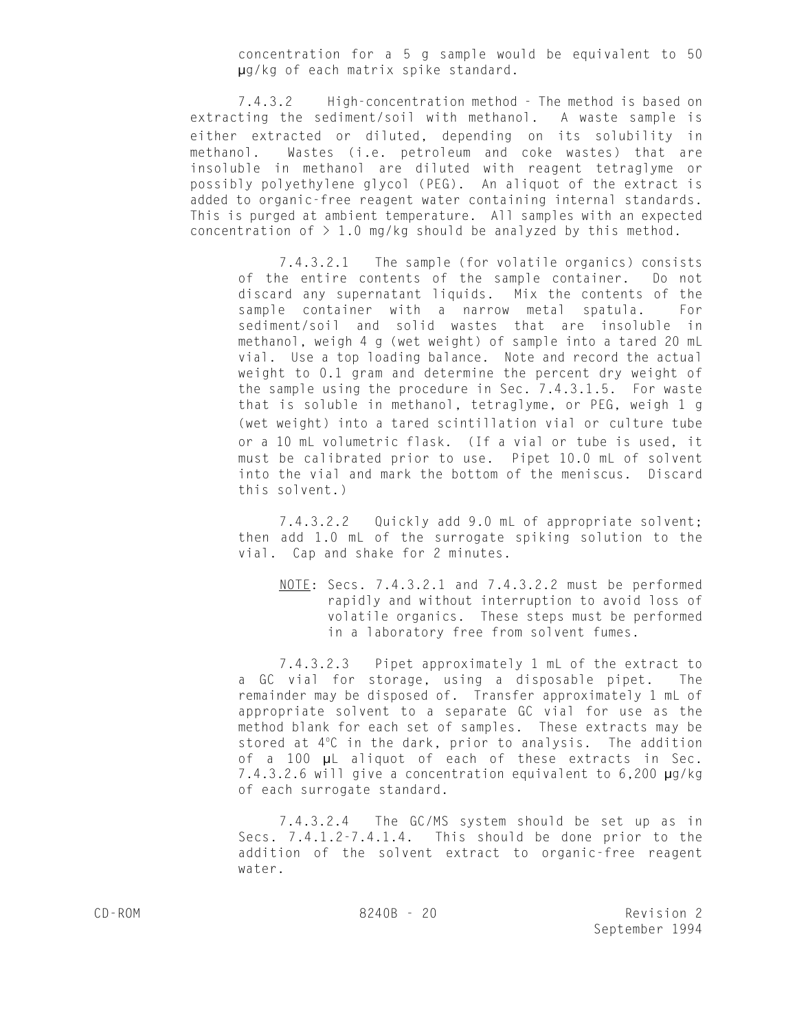concentration for a 5 g sample would be equivalent to 50 µg/kg of each matrix spike standard.

7.4.3.2 High-concentration method - The method is based on extracting the sediment/soil with methanol. A waste sample is either extracted or diluted, depending on its solubility in methanol. Wastes (i.e. petroleum and coke wastes) that are insoluble in methanol are diluted with reagent tetraglyme or possibly polyethylene glycol (PEG). An aliquot of the extract is added to organic-free reagent water containing internal standards. This is purged at ambient temperature. All samples with an expected concentration of > 1.0 mg/kg should be analyzed by this method.

7.4.3.2.1 The sample (for volatile organics) consists of the entire contents of the sample container. Do not discard any supernatant liquids. Mix the contents of the sample container with a narrow metal spatula. For sediment/soil and solid wastes that are insoluble in methanol, weigh 4 g (wet weight) of sample into a tared 20 mL vial. Use a top loading balance. Note and record the actual weight to 0.1 gram and determine the percent dry weight of the sample using the procedure in Sec. 7.4.3.1.5. For waste that is soluble in methanol, tetraglyme, or PEG, weigh 1 g (wet weight) into a tared scintillation vial or culture tube or a 10 mL volumetric flask. (If a vial or tube is used, it must be calibrated prior to use. Pipet 10.0 mL of solvent into the vial and mark the bottom of the meniscus. Discard this solvent.)

7.4.3.2.2 Quickly add 9.0 mL of appropriate solvent; then add 1.0 mL of the surrogate spiking solution to the vial. Cap and shake for 2 minutes.

<u>NOTE</u>: Secs. 7.4.3.2.1 and 7.4.3.2.2 must be performed rapidly and without interruption to avoid loss of volatile organics. These steps must be performed in a laboratory free from solvent fumes.

7.4.3.2.3 Pipet approximately 1 mL of the extract to a GC vial for storage, using a disposable pipet. The remainder may be disposed of. Transfer approximately 1 mL of appropriate solvent to a separate GC vial for use as the method blank for each set of samples. These extracts may be stored at 4°C in the dark, prior to analysis. The addition of a 100 µL aliquot of each of these extracts in Sec. 7.4.3.2.6 will give a concentration equivalent to 6,200 µg/kg of each surrogate standard.

7.4.3.2.4 The GC/MS system should be set up as in Secs. 7.4.1.2-7.4.1.4. This should be done prior to the addition of the solvent extract to organic-free reagent water.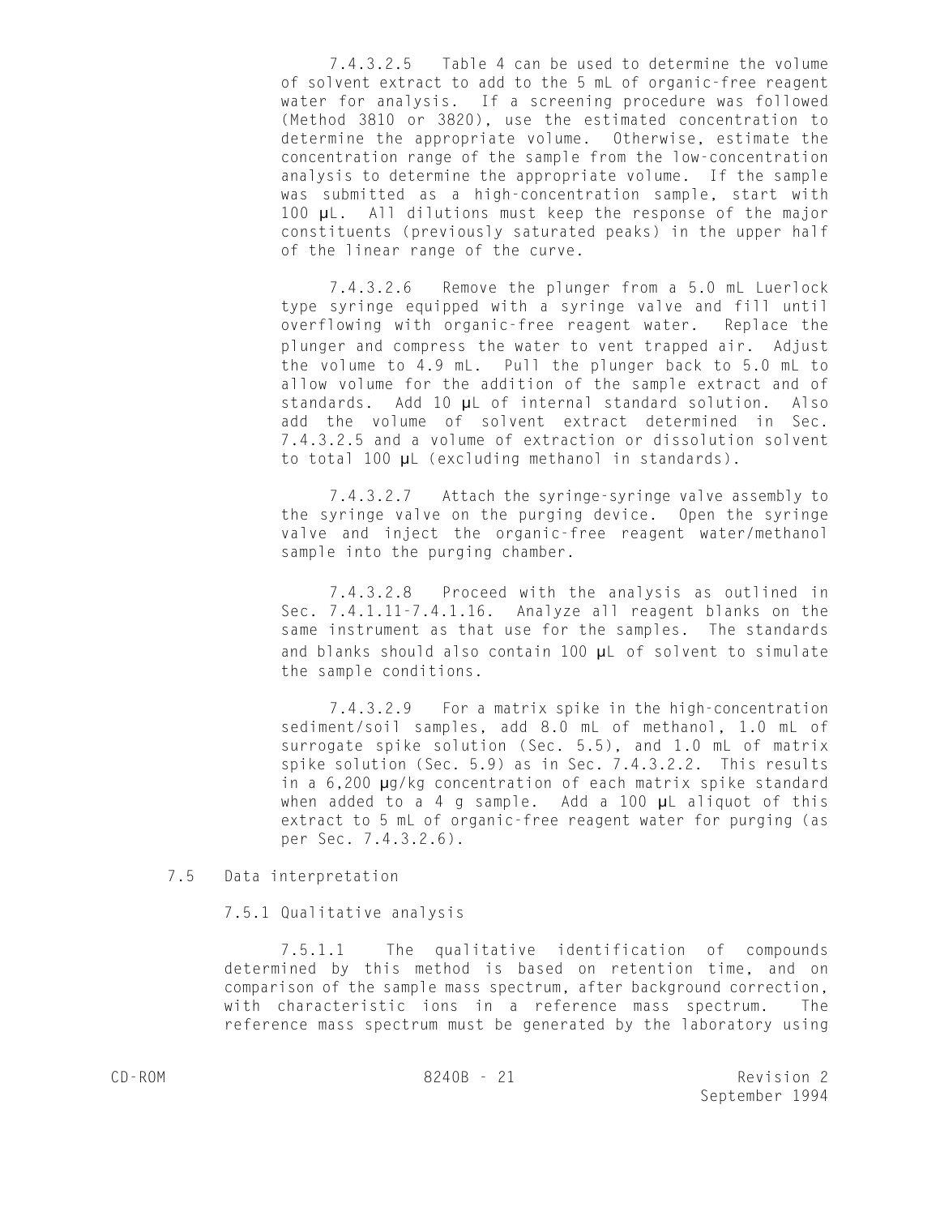7.4.3.2.5 Table 4 can be used to determine the volume of solvent extract to add to the 5 mL of organic-free reagent water for analysis. If a screening procedure was followed (Method 3810 or 3820), use the estimated concentration to determine the appropriate volume. Otherwise, estimate the concentration range of the sample from the low-concentration analysis to determine the appropriate volume. If the sample was submitted as a high-concentration sample, start with 100 µL. All dilutions must keep the response of the major constituents (previously saturated peaks) in the upper half of the linear range of the curve.

7.4.3.2.6 Remove the plunger from a 5.0 mL Luerlock type syringe equipped with a syringe valve and fill until overflowing with organic-free reagent water. Replace the plunger and compress the water to vent trapped air. Adjust the volume to 4.9 mL. Pull the plunger back to 5.0 mL to allow volume for the addition of the sample extract and of standards. Add 10 µL of internal standard solution. Also add the volume of solvent extract determined in Sec. 7.4.3.2.5 and a volume of extraction or dissolution solvent to total 100 µL (excluding methanol in standards).

7.4.3.2.7 Attach the syringe-syringe valve assembly to the syringe valve on the purging device. Open the syringe valve and inject the organic-free reagent water/methanol sample into the purging chamber.

7.4.3.2.8 Proceed with the analysis as outlined in Sec. 7.4.1.11-7.4.1.16. Analyze all reagent blanks on the same instrument as that use for the samples. The standards and blanks should also contain 100 µL of solvent to simulate the sample conditions.

7.4.3.2.9 For a matrix spike in the high-concentration sediment/soil samples, add 8.0 mL of methanol, 1.0 mL of surrogate spike solution (Sec. 5.5), and 1.0 mL of matrix spike solution (Sec. 5.9) as in Sec. 7.4.3.2.2. This results in a 6,200 µg/kg concentration of each matrix spike standard when added to a 4 g sample. Add a 100 µL aliquot of this extract to 5 mL of organic-free reagent water for purging (as per Sec. 7.4.3.2.6).

## 7.5 Data interpretation

### 7.5.1 Qualitative analysis

7.5.1.1 The qualitative identification of compounds determined by this method is based on retention time, and on comparison of the sample mass spectrum, after background correction, with characteristic ions in a reference mass spectrum. The reference mass spectrum must be generated by the laboratory using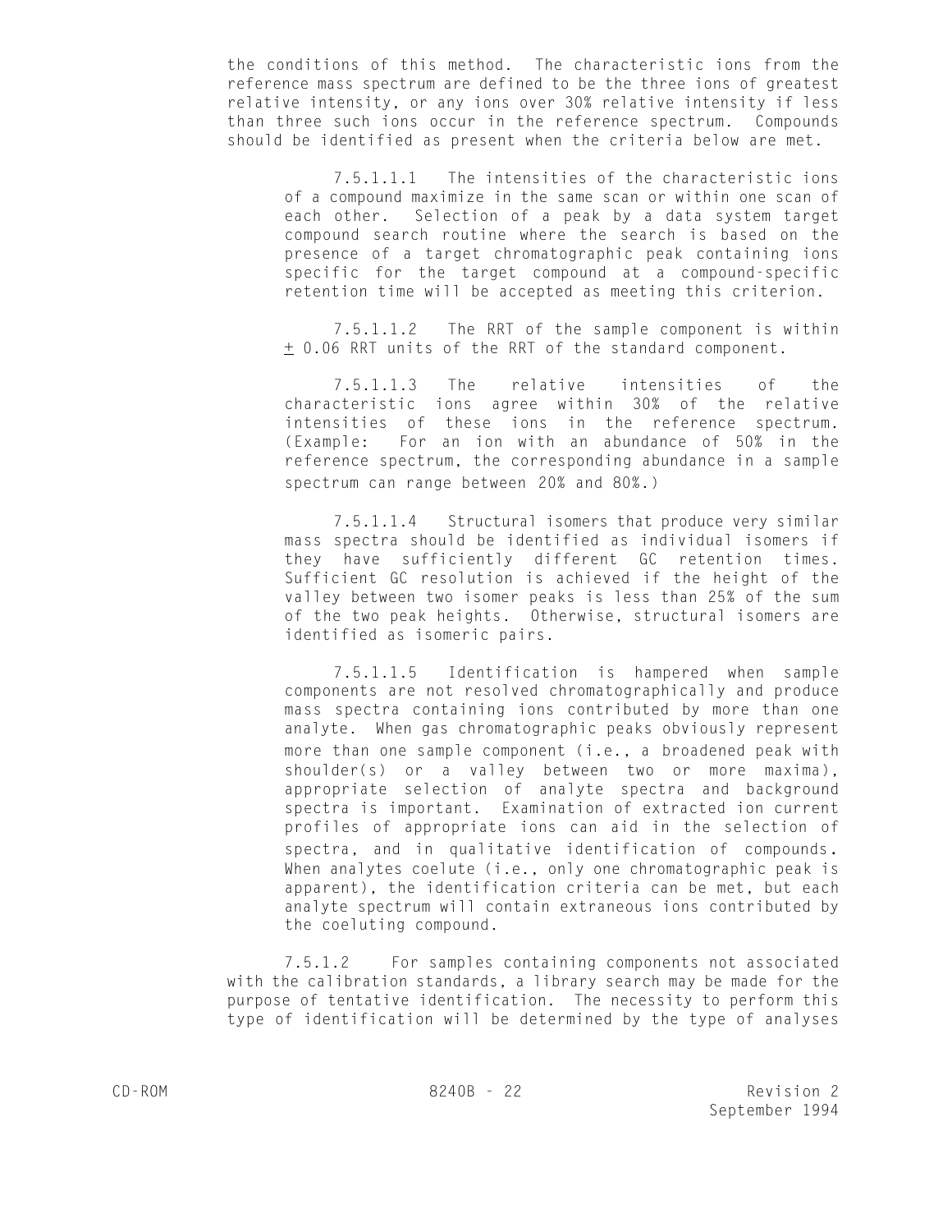the conditions of this method. The characteristic ions from the reference mass spectrum are defined to be the three ions of greatest relative intensity, or any ions over 30% relative intensity if less than three such ions occur in the reference spectrum. Compounds should be identified as present when the criteria below are met.

7.5.1.1.1 The intensities of the characteristic ions of a compound maximize in the same scan or within one scan of each other. Selection of a peak by a data system target compound search routine where the search is based on the presence of a target chromatographic peak containing ions specific for the target compound at a compound-specific retention time will be accepted as meeting this criterion.

7.5.1.1.2 The RRT of the sample component is within $\pm$ 0.06 RRT units of the RRT of the standard component.

7.5.1.1.3 The relative intensities of the characteristic ions agree within 30% of the relative intensities of these ions in the reference spectrum. (Example: For an ion with an abundance of 50% in the reference spectrum, the corresponding abundance in a sample spectrum can range between 20% and 80%.)

7.5.1.1.4 Structural isomers that produce very similar mass spectra should be identified as individual isomers if they have sufficiently different GC retention times. Sufficient GC resolution is achieved if the height of the valley between two isomer peaks is less than 25% of the sum of the two peak heights. Otherwise, structural isomers are identified as isomeric pairs.

7.5.1.1.5 Identification is hampered when sample components are not resolved chromatographically and produce mass spectra containing ions contributed by more than one analyte. When gas chromatographic peaks obviously represent more than one sample component (i.e., a broadened peak with shoulder(s) or a valley between two or more maxima), appropriate selection of analyte spectra and background spectra is important. Examination of extracted ion current profiles of appropriate ions can aid in the selection of spectra, and in qualitative identification of compounds. When analytes coelute (i.e., only one chromatographic peak is apparent), the identification criteria can be met, but each analyte spectrum will contain extraneous ions contributed by the coeluting compound.

7.5.1.2 For samples containing components not associated with the calibration standards, a library search may be made for the purpose of tentative identification. The necessity to perform this type of identification will be determined by the type of analyses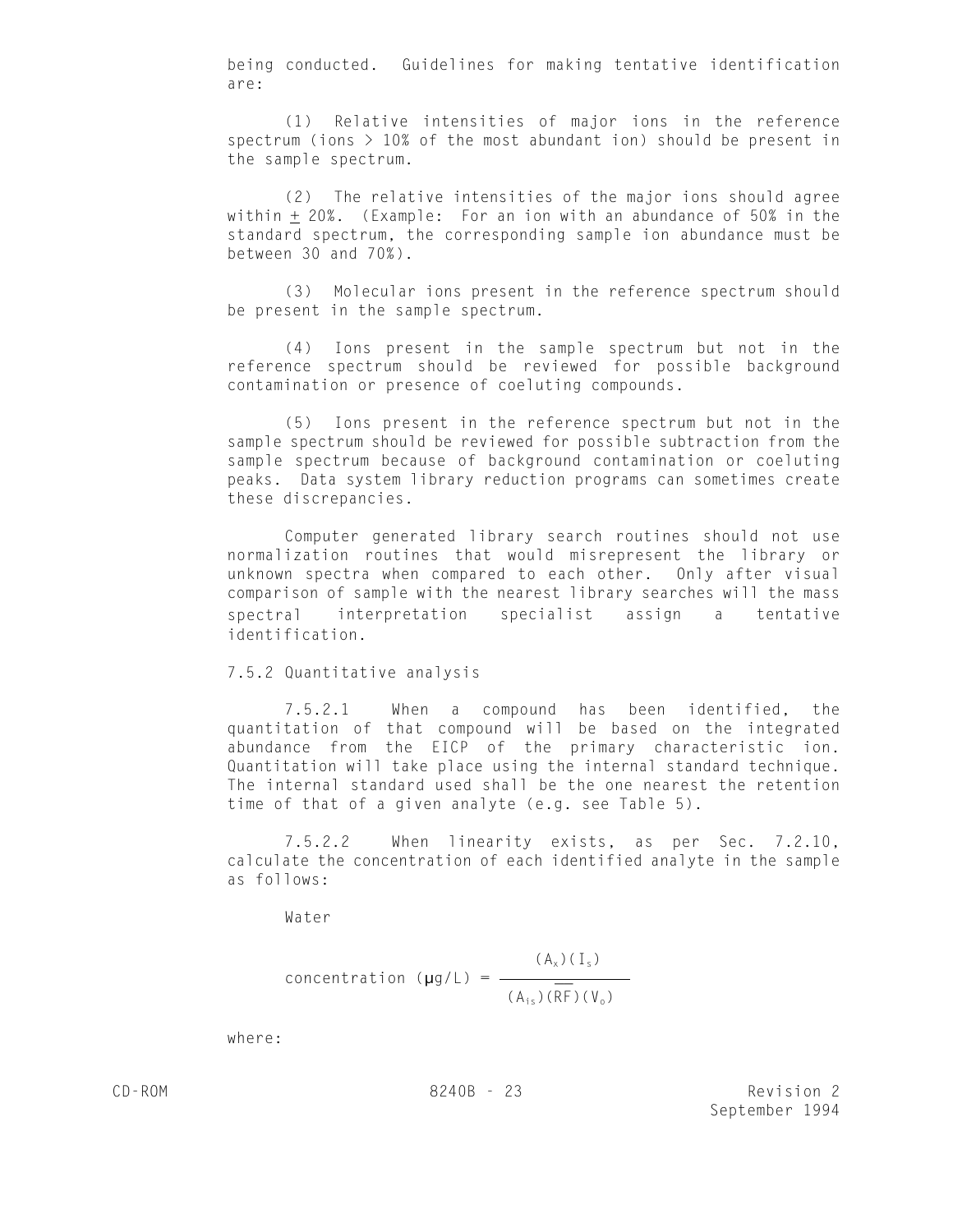being conducted. Guidelines for making tentative identification are:

(1) Relative intensities of major ions in the reference spectrum (ions > 10% of the most abundant ion) should be present in the sample spectrum.

(2) The relative intensities of the major ions should agree within ± 20%. (Example: For an ion with an abundance of 50% in the standard spectrum, the corresponding sample ion abundance must be between 30 and 70%).

(3) Molecular ions present in the reference spectrum should be present in the sample spectrum.

(4) Ions present in the sample spectrum but not in the reference spectrum should be reviewed for possible background contamination or presence of coeluting compounds.

(5) Ions present in the reference spectrum but not in the sample spectrum should be reviewed for possible subtraction from the sample spectrum because of background contamination or coeluting peaks. Data system library reduction programs can sometimes create these discrepancies.

Computer generated library search routines should not use normalization routines that would misrepresent the library or unknown spectra when compared to each other. Only after visual comparison of sample with the nearest library searches will the mass spectral interpretation specialist assign a tentative identification.

7.5.2 Quantitative analysis

7.5.2.1 When a compound has been identified, the quantitation of that compound will be based on the integrated abundance from the EICP of the primary characteristic ion. Quantitation will take place using the internal standard technique. The internal standard used shall be the one nearest the retention time of that of a given analyte (e.g. see Table 5).

7.5.2.2 When linearity exists, as per Sec. 7.2.10, calculate the concentration of each identified analyte in the sample as follows:

Water

$$\text{concentration } (\mu g/L) = \frac{(A_x)(I_s)}{(A_{is})(\overline{RF})(V_o)}$$

where: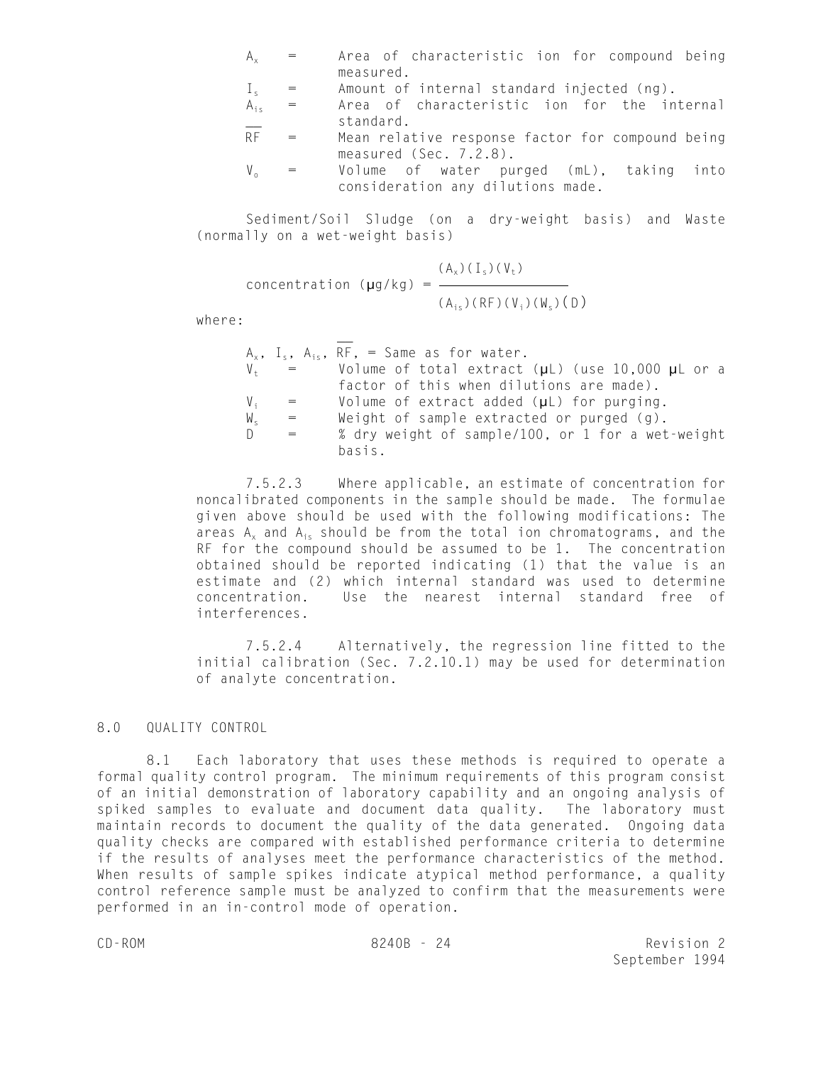$A_x$ = Area of characteristic ion for compound being measured.

$I_s$ = Amount of internal standard injected (ng).

$A_{is}$ = Area of characteristic ion for the internal standard.

$\overline{RF}$ = Mean relative response factor for compound being measured (Sec. 7.2.8).

$V_o$ = Volume of water purged (mL), taking into consideration any dilutions made.

Sediment/Soil Sludge (on a dry-weight basis) and Waste (normally on a wet-weight basis)

$$\text{concentration } (\mu g/kg) = \frac{(A_x)(I_s)(V_t)}{(A_{is})(\overline{RF})(V_i)(W_s)(D)}$$

where:

$A_x$, $I_s$, $A_{is}$, $\overline{RF}$, = Same as for water.

$V_t$ = Volume of total extract (µL) (use 10,000 µL or a factor of this when dilutions are made).

$V_i$ = Volume of extract added (µL) for purging.

$W_s$ = Weight of sample extracted or purged (g).

$D$ = % dry weight of sample/100, or 1 for a wet-weight basis.

7.5.2.3 Where applicable, an estimate of concentration for noncalibrated components in the sample should be made. The formulae given above should be used with the following modifications: The areas $A_x$ and $A_{is}$ should be from the total ion chromatograms, and the RF for the compound should be assumed to be 1. The concentration obtained should be reported indicating (1) that the value is an estimate and (2) which internal standard was used to determine concentration. Use the nearest internal standard free of interferences.

7.5.2.4 Alternatively, the regression line fitted to the initial calibration (Sec. 7.2.10.1) may be used for determination of analyte concentration.

## 8.0 QUALITY CONTROL

8.1 Each laboratory that uses these methods is required to operate a formal quality control program. The minimum requirements of this program consist of an initial demonstration of laboratory capability and an ongoing analysis of spiked samples to evaluate and document data quality. The laboratory must maintain records to document the quality of the data generated. Ongoing data quality checks are compared with established performance criteria to determine if the results of analyses meet the performance characteristics of the method. When results of sample spikes indicate atypical method performance, a quality control reference sample must be analyzed to confirm that the measurements were performed in an in-control mode of operation.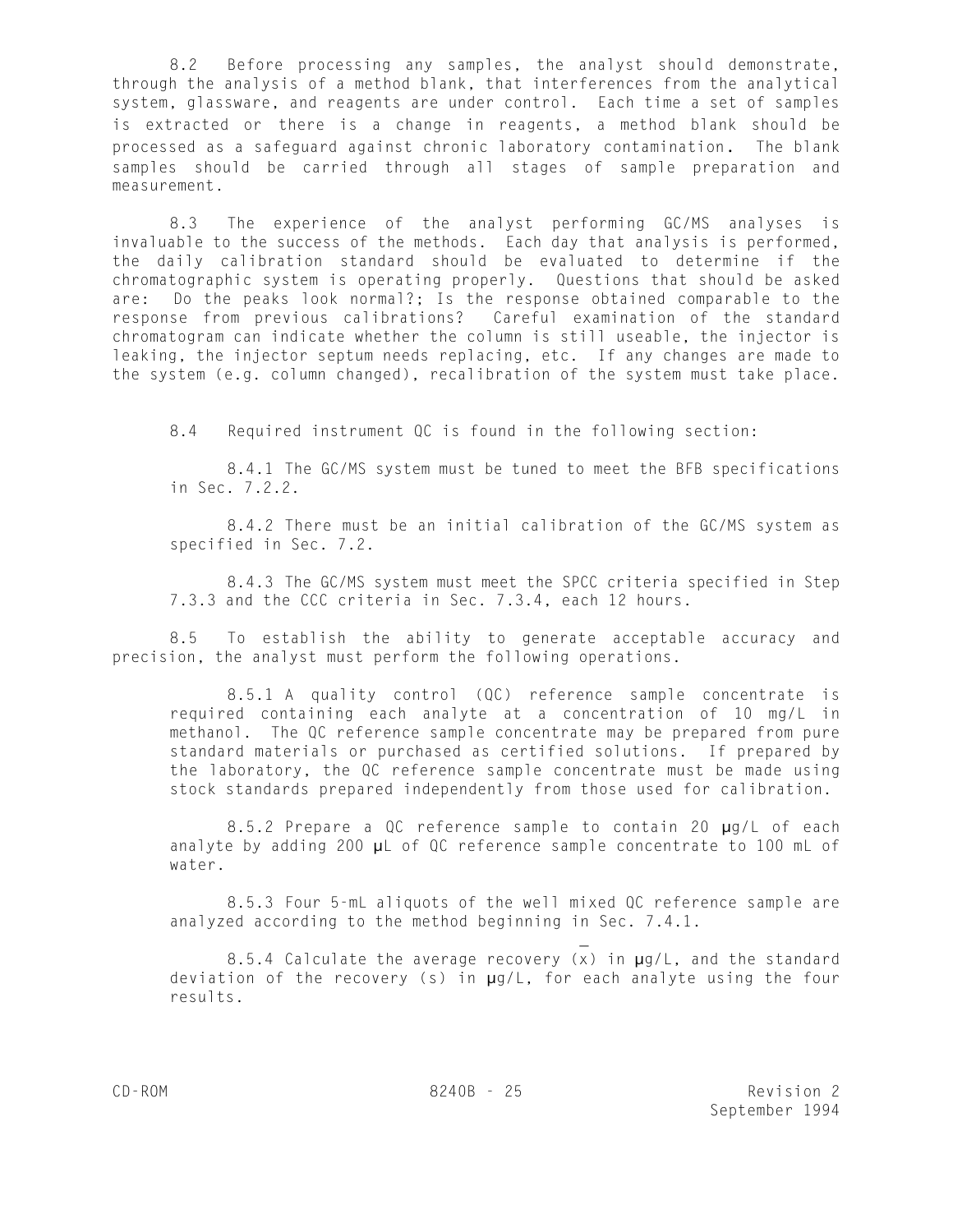8.2 Before processing any samples, the analyst should demonstrate, through the analysis of a method blank, that interferences from the analytical system, glassware, and reagents are under control. Each time a set of samples is extracted or there is a change in reagents, a method blank should be processed as a safeguard against chronic laboratory contamination. The blank samples should be carried through all stages of sample preparation and measurement.

8.3 The experience of the analyst performing GC/MS analyses is invaluable to the success of the methods. Each day that analysis is performed, the daily calibration standard should be evaluated to determine if the chromatographic system is operating properly. Questions that should be asked are: Do the peaks look normal?; Is the response obtained comparable to the response from previous calibrations? Careful examination of the standard chromatogram can indicate whether the column is still useable, the injector is leaking, the injector septum needs replacing, etc. If any changes are made to the system (e.g. column changed), recalibration of the system must take place.

8.4 Required instrument QC is found in the following section:

8.4.1 The GC/MS system must be tuned to meet the BFB specifications in Sec. 7.2.2.

8.4.2 There must be an initial calibration of the GC/MS system as specified in Sec. 7.2.

8.4.3 The GC/MS system must meet the SPCC criteria specified in Step 7.3.3 and the CCC criteria in Sec. 7.3.4, each 12 hours.

8.5 To establish the ability to generate acceptable accuracy and precision, the analyst must perform the following operations.

8.5.1 A quality control (QC) reference sample concentrate is required containing each analyte at a concentration of 10 mg/L in methanol. The QC reference sample concentrate may be prepared from pure standard materials or purchased as certified solutions. If prepared by the laboratory, the QC reference sample concentrate must be made using stock standards prepared independently from those used for calibration.

8.5.2 Prepare a QC reference sample to contain 20 µg/L of each analyte by adding 200 µL of QC reference sample concentrate to 100 mL of water.

8.5.3 Four 5-mL aliquots of the well mixed QC reference sample are analyzed according to the method beginning in Sec. 7.4.1.

8.5.4 Calculate the average recovery ($\bar{x}$) in µg/L, and the standard deviation of the recovery (s) in µg/L, for each analyte using the four results.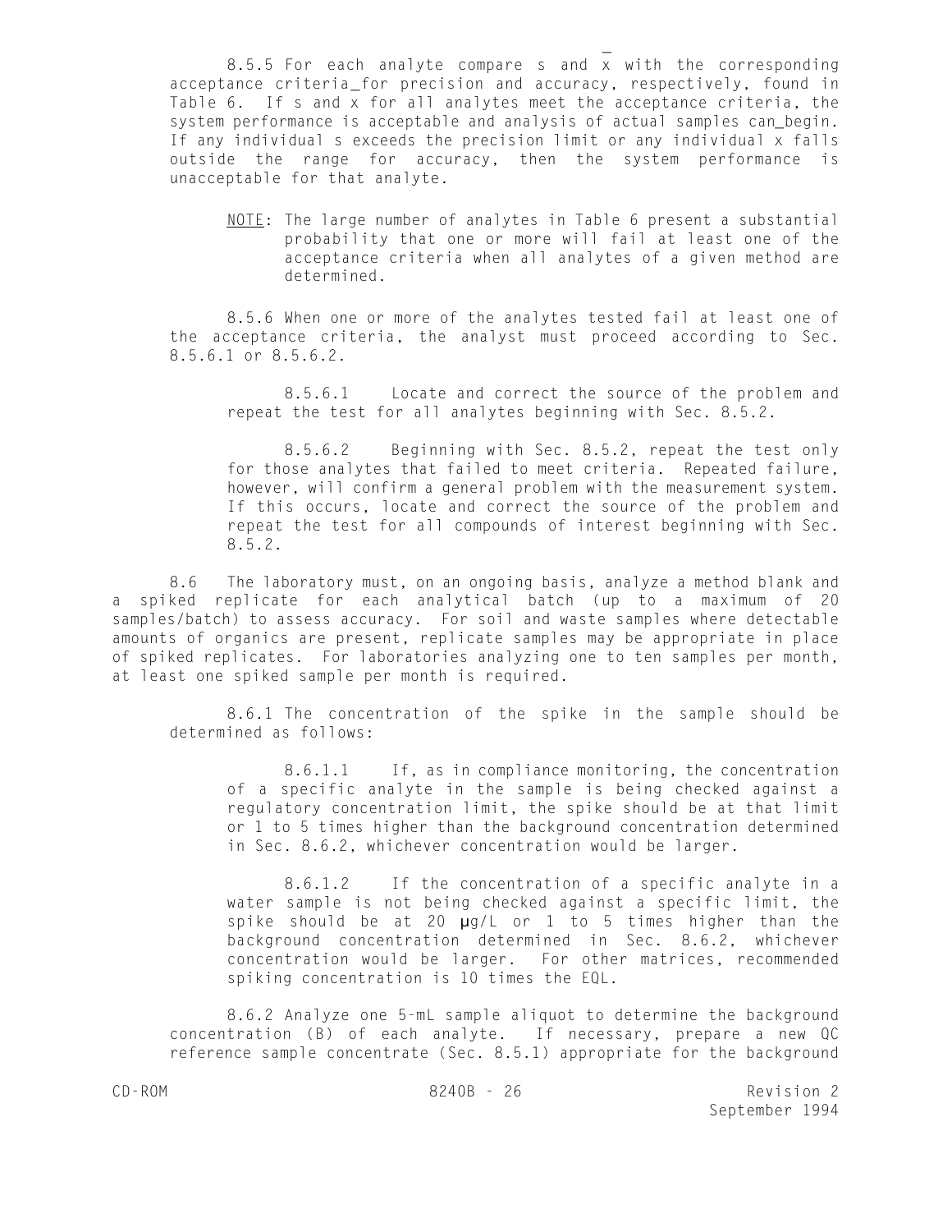8.5.5 For each analyte compare s and $\bar{x}$ with the corresponding acceptance criteria for precision and accuracy, respectively, found in Table 6. If s and $\bar{x}$ for all analytes meet the acceptance criteria, the system performance is acceptable and analysis of actual samples can begin. If any individual s exceeds the precision limit or any individual $\bar{x}$ falls outside the range for accuracy, then the system performance is unacceptable for that analyte.

NOTE: The large number of analytes in Table 6 present a substantial probability that one or more will fail at least one of the acceptance criteria when all analytes of a given method are determined.

8.5.6 When one or more of the analytes tested fail at least one of the acceptance criteria, the analyst must proceed according to Sec. 8.5.6.1 or 8.5.6.2.

8.5.6.1 Locate and correct the source of the problem and repeat the test for all analytes beginning with Sec. 8.5.2.

8.5.6.2 Beginning with Sec. 8.5.2, repeat the test only for those analytes that failed to meet criteria. Repeated failure, however, will confirm a general problem with the measurement system. If this occurs, locate and correct the source of the problem and repeat the test for all compounds of interest beginning with Sec. 8.5.2.

8.6 The laboratory must, on an ongoing basis, analyze a method blank and a spiked replicate for each analytical batch (up to a maximum of 20 samples/batch) to assess accuracy. For soil and waste samples where detectable amounts of organics are present, replicate samples may be appropriate in place of spiked replicates. For laboratories analyzing one to ten samples per month, at least one spiked sample per month is required.

8.6.1 The concentration of the spike in the sample should be determined as follows:

8.6.1.1 If, as in compliance monitoring, the concentration of a specific analyte in the sample is being checked against a regulatory concentration limit, the spike should be at that limit or 1 to 5 times higher than the background concentration determined in Sec. 8.6.2, whichever concentration would be larger.

8.6.1.2 If the concentration of a specific analyte in a water sample is not being checked against a specific limit, the spike should be at 20 µg/L or 1 to 5 times higher than the background concentration determined in Sec. 8.6.2, whichever concentration would be larger. For other matrices, recommended spiking concentration is 10 times the EQL.

8.6.2 Analyze one 5-mL sample aliquot to determine the background concentration (B) of each analyte. If necessary, prepare a new QC reference sample concentrate (Sec. 8.5.1) appropriate for the background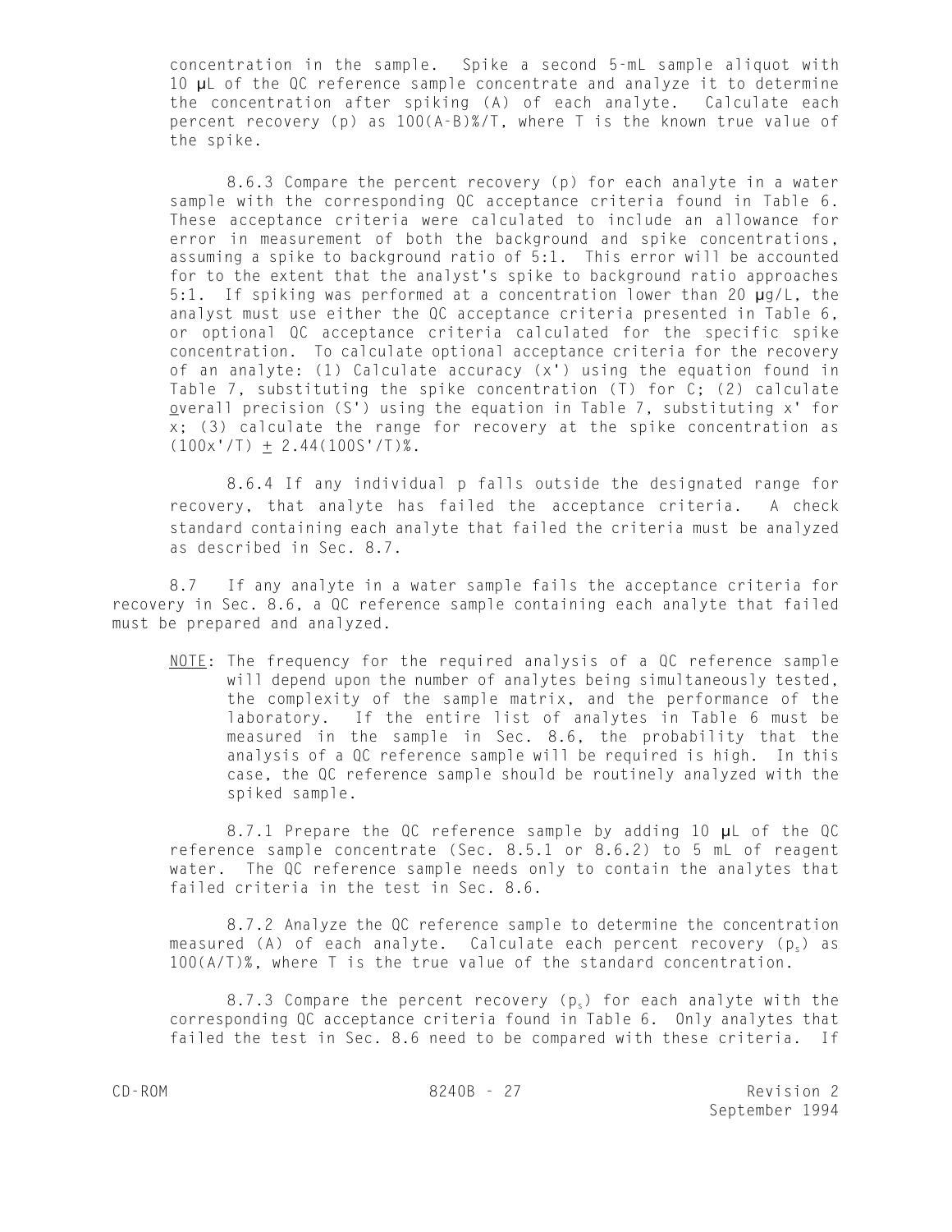concentration in the sample. Spike a second 5-mL sample aliquot with 10 µL of the QC reference sample concentrate and analyze it to determine the concentration after spiking (A) of each analyte. Calculate each percent recovery (p) as 100(A-B)%/T, where T is the known true value of the spike.

8.6.3 Compare the percent recovery (p) for each analyte in a water sample with the corresponding QC acceptance criteria found in Table 6. These acceptance criteria were calculated to include an allowance for error in measurement of both the background and spike concentrations, assuming a spike to background ratio of 5:1. This error will be accounted for to the extent that the analyst's spike to background ratio approaches 5:1. If spiking was performed at a concentration lower than 20 µg/L, the analyst must use either the QC acceptance criteria presented in Table 6, or optional QC acceptance criteria calculated for the specific spike concentration. To calculate optional acceptance criteria for the recovery of an analyte: (1) Calculate accuracy (x') using the equation found in Table 7, substituting the spike concentration (T) for C; (2) calculate overall precision (S') using the equation in Table 7, substituting x' for x; (3) calculate the range for recovery at the spike concentration as $(100x'/T) \pm 2.44(100S'/T)\%$.

8.6.4 If any individual p falls outside the designated range for recovery, that analyte has failed the acceptance criteria. A check standard containing each analyte that failed the criteria must be analyzed as described in Sec. 8.7.

8.7 If any analyte in a water sample fails the acceptance criteria for recovery in Sec. 8.6, a QC reference sample containing each analyte that failed must be prepared and analyzed.

NOTE: The frequency for the required analysis of a QC reference sample will depend upon the number of analytes being simultaneously tested, the complexity of the sample matrix, and the performance of the laboratory. If the entire list of analytes in Table 6 must be measured in the sample in Sec. 8.6, the probability that the analysis of a QC reference sample will be required is high. In this case, the QC reference sample should be routinely analyzed with the spiked sample.

8.7.1 Prepare the QC reference sample by adding 10 µL of the QC reference sample concentrate (Sec. 8.5.1 or 8.6.2) to 5 mL of reagent water. The QC reference sample needs only to contain the analytes that failed criteria in the test in Sec. 8.6.

8.7.2 Analyze the QC reference sample to determine the concentration measured (A) of each analyte. Calculate each percent recovery ($p_s$) as 100(A/T)%, where T is the true value of the standard concentration.

8.7.3 Compare the percent recovery ($p_s$) for each analyte with the corresponding QC acceptance criteria found in Table 6. Only analytes that failed the test in Sec. 8.6 need to be compared with these criteria. If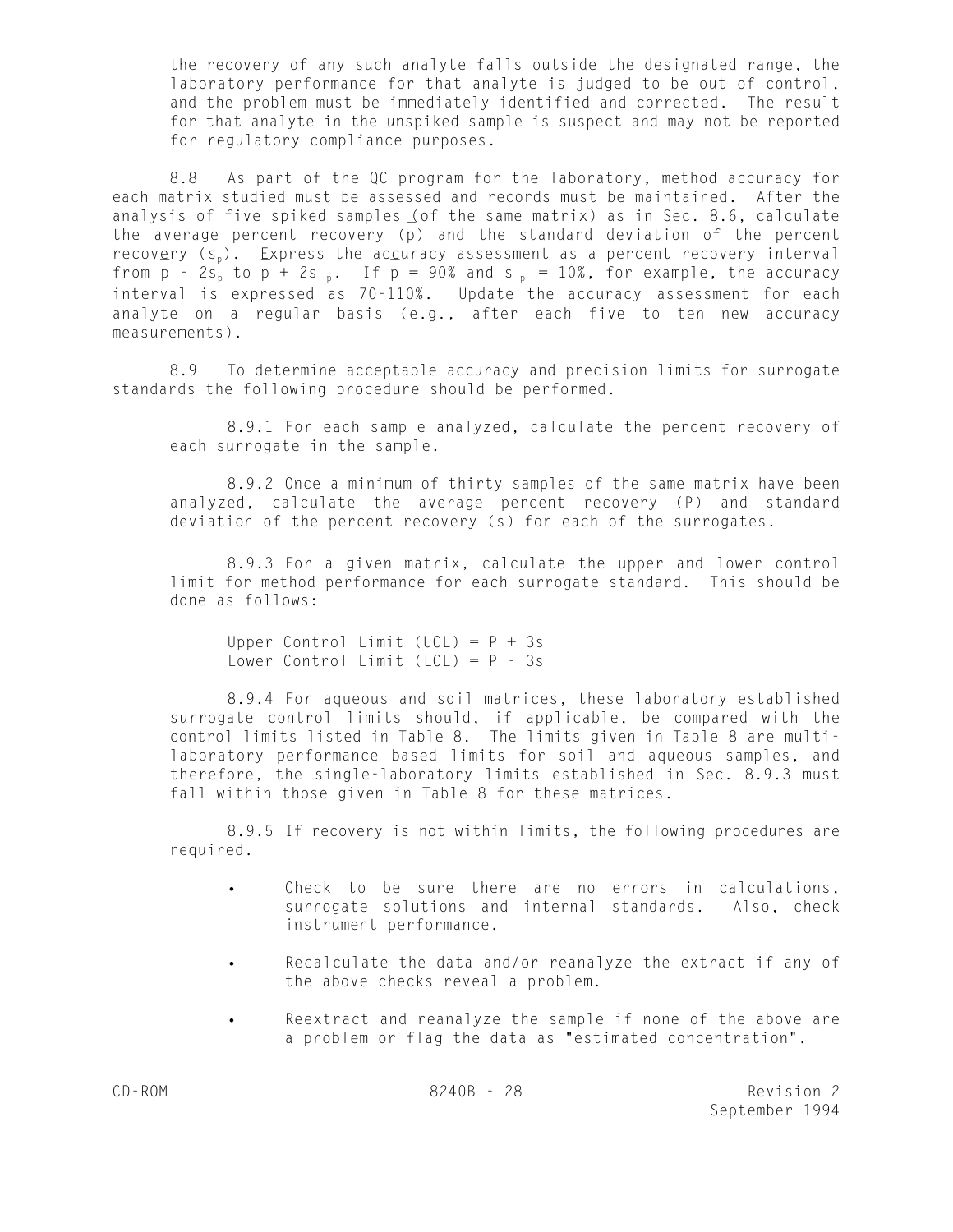the recovery of any such analyte falls outside the designated range, the laboratory performance for that analyte is judged to be out of control, and the problem must be immediately identified and corrected. The result for that analyte in the unspiked sample is suspect and may not be reported for regulatory compliance purposes.

8.8 As part of the QC program for the laboratory, method accuracy for each matrix studied must be assessed and records must be maintained. After the analysis of five spiked samples (of the same matrix) as in Sec. 8.6, calculate the average percent recovery (p) and the standard deviation of the percent recovery ($s_p$). Express the accuracy assessment as a percent recovery interval from $p - 2s_p$ to $p + 2s_p$. If p = 90% and $s_p$ = 10%, for example, the accuracy interval is expressed as 70-110%. Update the accuracy assessment for each analyte on a regular basis (e.g., after each five to ten new accuracy measurements).

8.9 To determine acceptable accuracy and precision limits for surrogate standards the following procedure should be performed.

8.9.1 For each sample analyzed, calculate the percent recovery of each surrogate in the sample.

8.9.2 Once a minimum of thirty samples of the same matrix have been analyzed, calculate the average percent recovery (P) and standard deviation of the percent recovery (s) for each of the surrogates.

8.9.3 For a given matrix, calculate the upper and lower control limit for method performance for each surrogate standard. This should be done as follows:

Upper Control Limit (UCL) = $P + 3s$
Lower Control Limit (LCL) = $P - 3s$

8.9.4 For aqueous and soil matrices, these laboratory established surrogate control limits should, if applicable, be compared with the control limits listed in Table 8. The limits given in Table 8 are multi-laboratory performance based limits for soil and aqueous samples, and therefore, the single-laboratory limits established in Sec. 8.9.3 must fall within those given in Table 8 for these matrices.

8.9.5 If recovery is not within limits, the following procedures are required.

- Check to be sure there are no errors in calculations, surrogate solutions and internal standards. Also, check instrument performance.
- Recalculate the data and/or reanalyze the extract if any of the above checks reveal a problem.
- Reextract and reanalyze the sample if none of the above are a problem or flag the data as "estimated concentration".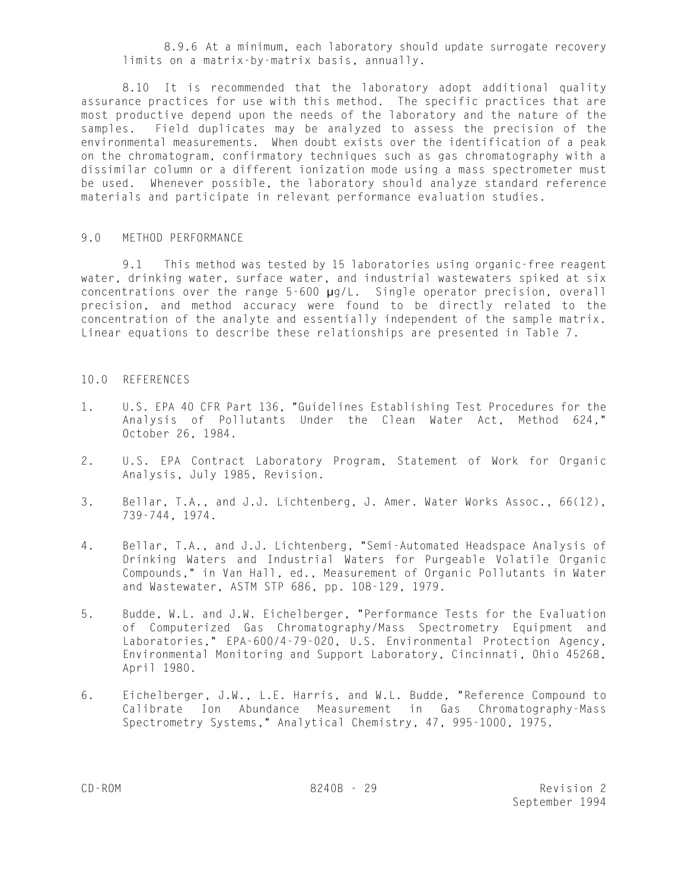8.9.6 At a minimum, each laboratory should update surrogate recovery limits on a matrix-by-matrix basis, annually.

8.10 It is recommended that the laboratory adopt additional quality assurance practices for use with this method. The specific practices that are most productive depend upon the needs of the laboratory and the nature of the samples. Field duplicates may be analyzed to assess the precision of the environmental measurements. When doubt exists over the identification of a peak on the chromatogram, confirmatory techniques such as gas chromatography with a dissimilar column or a different ionization mode using a mass spectrometer must be used. Whenever possible, the laboratory should analyze standard reference materials and participate in relevant performance evaluation studies.

## 9.0 METHOD PERFORMANCE

9.1 This method was tested by 15 laboratories using organic-free reagent water, drinking water, surface water, and industrial wastewaters spiked at six concentrations over the range 5-600 µg/L. Single operator precision, overall precision, and method accuracy were found to be directly related to the concentration of the analyte and essentially independent of the sample matrix. Linear equations to describe these relationships are presented in Table 7.

## 10.0 REFERENCES

1. U.S. EPA 40 CFR Part 136, "Guidelines Establishing Test Procedures for the Analysis of Pollutants Under the Clean Water Act, Method 624," October 26, 1984.

2. U.S. EPA Contract Laboratory Program, Statement of Work for Organic Analysis, July 1985, Revision.

3. Bellar, T.A., and J.J. Lichtenberg, J. Amer. Water Works Assoc., 66(12), 739-744, 1974.

4. Bellar, T.A., and J.J. Lichtenberg, "Semi-Automated Headspace Analysis of Drinking Waters and Industrial Waters for Purgeable Volatile Organic Compounds," in Van Hall, ed., Measurement of Organic Pollutants in Water and Wastewater, ASTM STP 686, pp. 108-129, 1979.

5. Budde, W.L. and J.W. Eichelberger, "Performance Tests for the Evaluation of Computerized Gas Chromatography/Mass Spectrometry Equipment and Laboratories," EPA-600/4-79-020, U.S. Environmental Protection Agency, Environmental Monitoring and Support Laboratory, Cincinnati, Ohio 45268, April 1980.

6. Eichelberger, J.W., L.E. Harris, and W.L. Budde, "Reference Compound to Calibrate Ion Abundance Measurement in Gas Chromatography-Mass Spectrometry Systems," Analytical Chemistry, 47, 995-1000, 1975.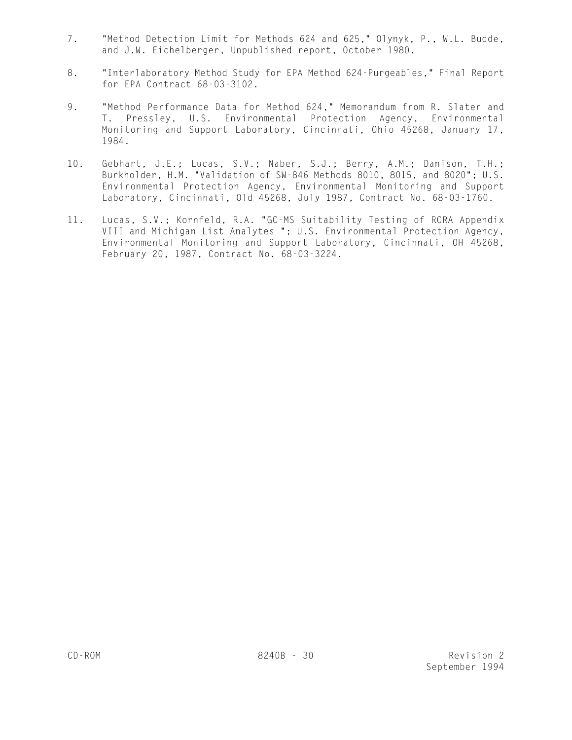7. "Method Detection Limit for Methods 624 and 625," Olynyk, P., W.L. Budde, and J.W. Eichelberger, Unpublished report, October 1980.

8. "Interlaboratory Method Study for EPA Method 624-Purgeables," Final Report for EPA Contract 68-03-3102.

9. "Method Performance Data for Method 624," Memorandum from R. Slater and T. Pressley, U.S. Environmental Protection Agency, Environmental Monitoring and Support Laboratory, Cincinnati, Ohio 45268, January 17, 1984.

10. Gebhart, J.E.; Lucas, S.V.; Naber, S.J.; Berry, A.M.; Danison, T.H.; Burkholder, H.M. "Validation of SW-846 Methods 8010, 8015, and 8020"; U.S. Environmental Protection Agency, Environmental Monitoring and Support Laboratory, Cincinnati, Old 45268, July 1987, Contract No. 68-03-1760.

11. Lucas, S.V.; Kornfeld, R.A. "GC-MS Suitability Testing of RCRA Appendix VIII and Michigan List Analytes "; U.S. Environmental Protection Agency, Environmental Monitoring and Support Laboratory, Cincinnati, OH 45268, February 20, 1987, Contract No. 68-03-3224.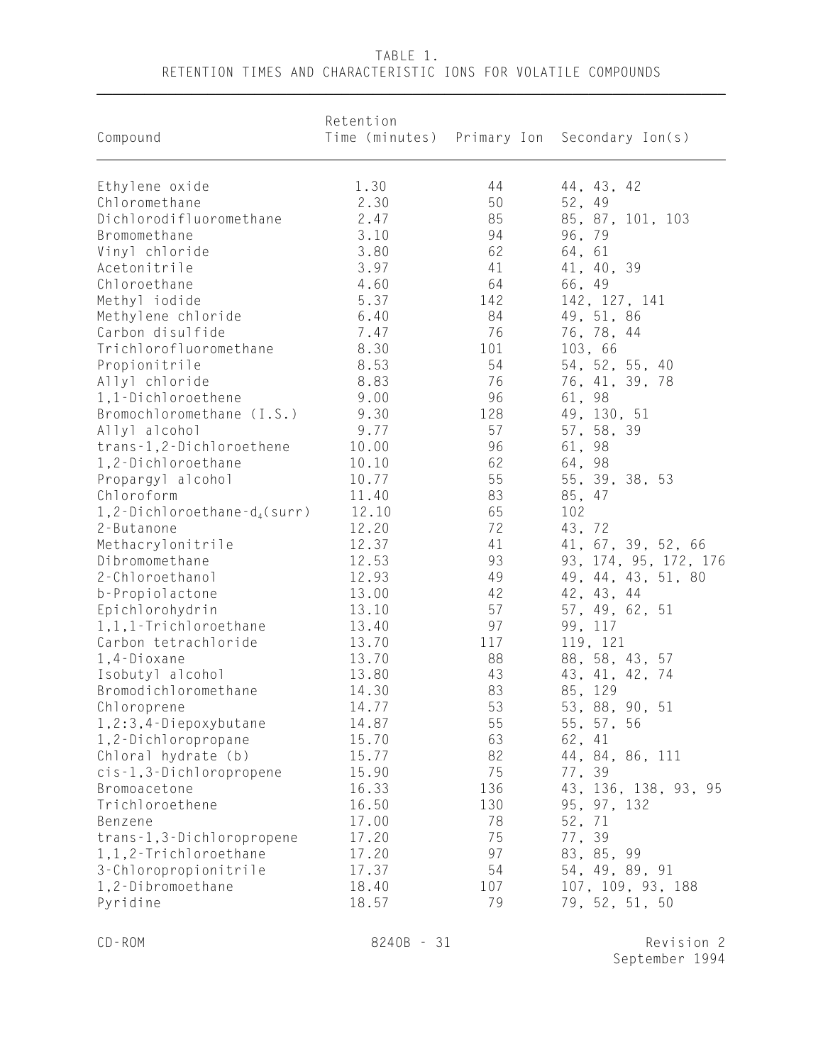TABLE 1.
RETENTION TIMES AND CHARACTERISTIC IONS FOR VOLATILE COMPOUNDS

| Compound | Retention Time (minutes) | Primary Ion | Secondary Ion(s) |
|---|---|---|---|
| Ethylene oxide | 1.30 | 44 | 44, 43, 42 |
| Chloromethane | 2.30 | 50 | 52, 49 |
| Dichlorodifluoromethane | 2.47 | 85 | 85, 87, 101, 103 |
| Bromomethane | 3.10 | 94 | 96, 79 |
| Vinyl chloride | 3.80 | 62 | 64, 61 |
| Acetonitrile | 3.97 | 41 | 41, 40, 39 |
| Chloroethane | 4.60 | 64 | 66, 49 |
| Methyl iodide | 5.37 | 142 | 142, 127, 141 |
| Methylene chloride | 6.40 | 84 | 49, 51, 86 |
| Carbon disulfide | 7.47 | 76 | 76, 78, 44 |
| Trichlorofluoromethane | 8.30 | 101 | 103, 66 |
| Propionitrile | 8.53 | 54 | 54, 52, 55, 40 |
| Allyl chloride | 8.83 | 76 | 76, 41, 39, 78 |
| 1,1-Dichloroethene | 9.00 | 96 | 61, 98 |
| Bromochloromethane (I.S.) | 9.30 | 128 | 49, 130, 51 |
| Allyl alcohol | 9.77 | 57 | 57, 58, 39 |
| trans-1,2-Dichloroethene | 10.00 | 96 | 61, 98 |
| 1,2-Dichloroethane | 10.10 | 62 | 64, 98 |
| Propargyl alcohol | 10.77 | 55 | 55, 39, 38, 53 |
| Chloroform | 11.40 | 83 | 85, 47 |
| 1,2-Dichloroethane-$d_4$(surr) | 12.10 | 65 | 102 |
| 2-Butanone | 12.20 | 72 | 43, 72 |
| Methacrylonitrile | 12.37 | 41 | 41, 67, 39, 52, 66 |
| Dibromomethane | 12.53 | 93 | 93, 174, 95, 172, 176 |
| 2-Chloroethanol | 12.93 | 49 | 49, 44, 43, 51, 80 |
| b-Propiolactone | 13.00 | 42 | 42, 43, 44 |
| Epichlorohydrin | 13.10 | 57 | 57, 49, 62, 51 |
| 1,1,1-Trichloroethane | 13.40 | 97 | 99, 117 |
| Carbon tetrachloride | 13.70 | 117 | 119, 121 |
| 1,4-Dioxane | 13.70 | 88 | 88, 58, 43, 57 |
| Isobutyl alcohol | 13.80 | 43 | 43, 41, 42, 74 |
| Bromodichloromethane | 14.30 | 83 | 85, 129 |
| Chloroprene | 14.77 | 53 | 53, 88, 90, 51 |
| 1,2:3,4-Diepoxybutane | 14.87 | 55 | 55, 57, 56 |
| 1,2-Dichloropropane | 15.70 | 63 | 62, 41 |
| Chloral hydrate (b) | 15.77 | 82 | 44, 84, 86, 111 |
| cis-1,3-Dichloropropene | 15.90 | 75 | 77, 39 |
| Bromoacetone | 16.33 | 136 | 43, 136, 138, 93, 95 |
| Trichloroethene | 16.50 | 130 | 95, 97, 132 |
| Benzene | 17.00 | 78 | 52, 71 |
| trans-1,3-Dichloropropene | 17.20 | 75 | 77, 39 |
| 1,1,2-Trichloroethane | 17.20 | 97 | 83, 85, 99 |
| 3-Chloropropionitrile | 17.37 | 54 | 54, 49, 89, 91 |
| 1,2-Dibromoethane | 18.40 | 107 | 107, 109, 93, 188 |
| Pyridine | 18.57 | 79 | 79, 52, 51, 50 |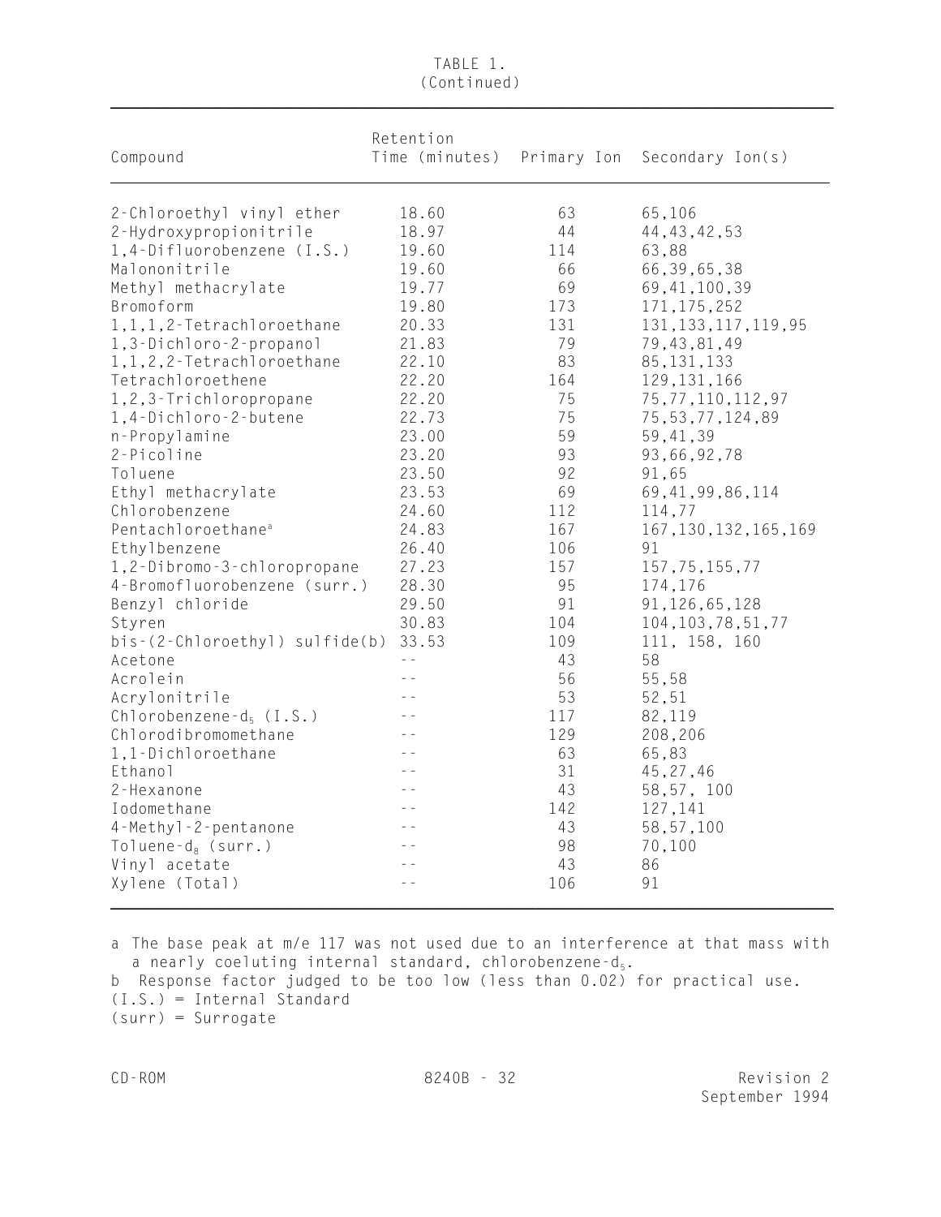TABLE 1.
(Continued)

| Compound | Retention Time (minutes) | Primary Ion | Secondary Ion(s) |
|---|---|---|---|
| 2-Chloroethyl vinyl ether | 18.60 | 63 | 65,106 |
| 2-Hydroxypropionitrile | 18.97 | 44 | 44,43,42,53 |
| 1,4-Difluorobenzene (I.S.) | 19.60 | 114 | 63,88 |
| Malononitrile | 19.60 | 66 | 66,39,65,38 |
| Methyl methacrylate | 19.77 | 69 | 69,41,100,39 |
| Bromoform | 19.80 | 173 | 171,175,252 |
| 1,1,1,2-Tetrachloroethane | 20.33 | 131 | 131,133,117,119,95 |
| 1,3-Dichloro-2-propanol | 21.83 | 79 | 79,43,81,49 |
| 1,1,2,2-Tetrachloroethane | 22.10 | 83 | 85,131,133 |
| Tetrachloroethene | 22.20 | 164 | 129,131,166 |
| 1,2,3-Trichloropropane | 22.20 | 75 | 75,77,110,112,97 |
| 1,4-Dichloro-2-butene | 22.73 | 75 | 75,53,77,124,89 |
| n-Propylamine | 23.00 | 59 | 59,41,39 |
| 2-Picoline | 23.20 | 93 | 93,66,92,78 |
| Toluene | 23.50 | 92 | 91,65 |
| Ethyl methacrylate | 23.53 | 69 | 69,41,99,86,114 |
| Chlorobenzene | 24.60 | 112 | 114,77 |
| Pentachloroethane[a] | 24.83 | 167 | 167,130,132,165,169 |
| Ethylbenzene | 26.40 | 106 | 91 |
| 1,2-Dibromo-3-chloropropane | 27.23 | 157 | 157,75,155,77 |
| 4-Bromofluorobenzene (surr.) | 28.30 | 95 | 174,176 |
| Benzyl chloride | 29.50 | 91 | 91,126,65,128 |
| Styren | 30.83 | 104 | 104,103,78,51,77 |
| bis-(2-Chloroethyl) sulfide(b) | 33.53 | 109 | 111, 158, 160 |
| Acetone | -- | 43 | 58 |
| Acrolein | -- | 56 | 55,58 |
| Acrylonitrile | -- | 53 | 52,51 |
| Chlorobenzene-$d_5$ (I.S.) | -- | 117 | 82,119 |
| Chlorodibromomethane | -- | 129 | 208,206 |
| 1,1-Dichloroethane | -- | 63 | 65,83 |
| Ethanol | -- | 31 | 45,27,46 |
| 2-Hexanone | -- | 43 | 58,57, 100 |
| Iodomethane | -- | 142 | 127,141 |
| 4-Methyl-2-pentanone | -- | 43 | 58,57,100 |
| Toluene-$d_8$ (surr.) | -- | 98 | 70,100 |
| Vinyl acetate | -- | 43 | 86 |
| Xylene (Total) | -- | 106 | 91 |

a The base peak at m/e 117 was not used due to an interference at that mass with a nearly coeluting internal standard, chlorobenzene-$d_5$.

b Response factor judged to be too low (less than 0.02) for practical use.

(I.S.) = Internal Standard

(surr) = Surrogate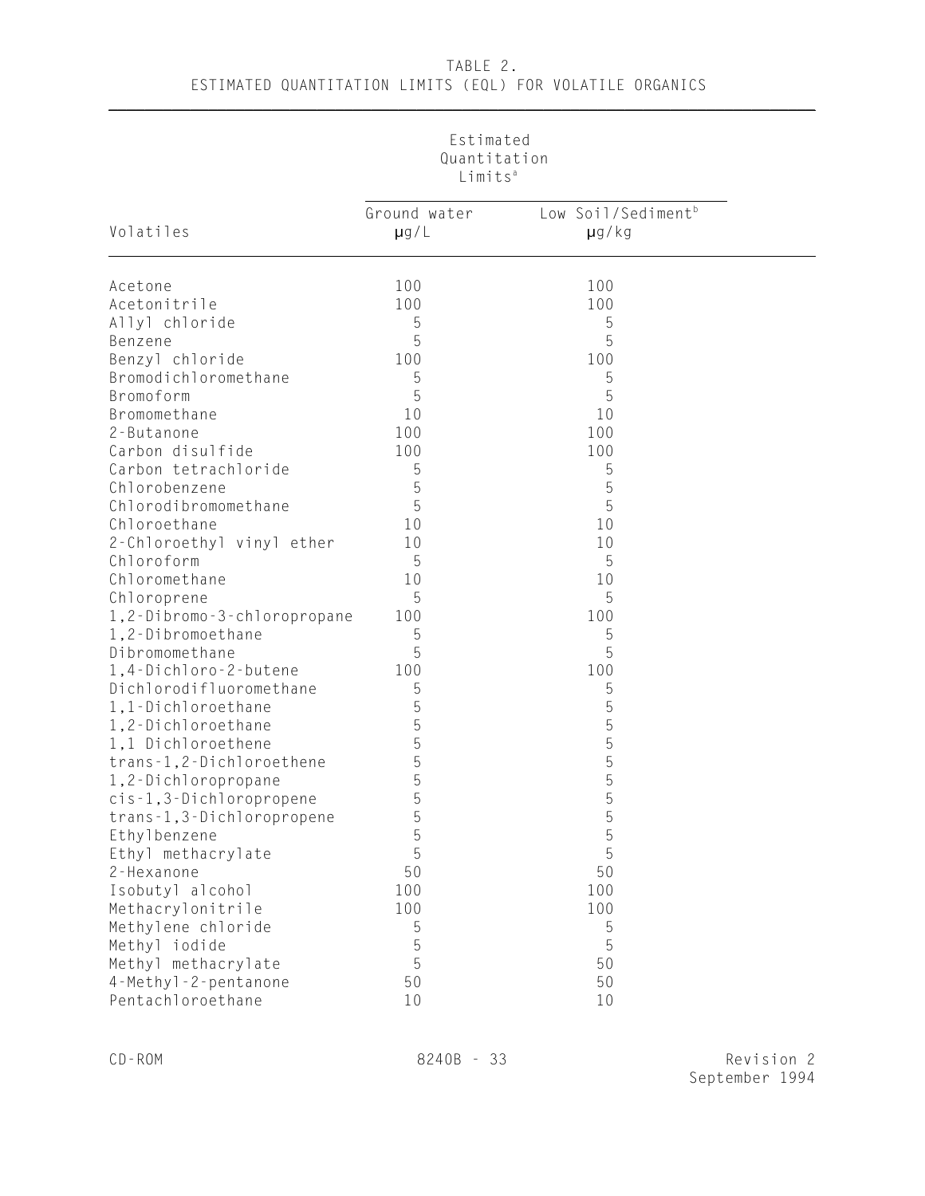TABLE 2.
ESTIMATED QUANTITATION LIMITS (EQL) FOR VOLATILE ORGANICS

| Volatiles | Estimated Quantitation Limits[a] | |
|---|---|---|
| | Ground water µg/L | Low Soil/Sediment[b] µg/kg |
| Acetone | 100 | 100 |
| Acetonitrile | 100 | 100 |
| Allyl chloride | 5 | 5 |
| Benzene | 5 | 5 |
| Benzyl chloride | 100 | 100 |
| Bromodichloromethane | 5 | 5 |
| Bromoform | 5 | 5 |
| Bromomethane | 10 | 10 |
| 2-Butanone | 100 | 100 |
| Carbon disulfide | 100 | 100 |
| Carbon tetrachloride | 5 | 5 |
| Chlorobenzene | 5 | 5 |
| Chlorodibromomethane | 5 | 5 |
| Chloroethane | 10 | 10 |
| 2-Chloroethyl vinyl ether | 10 | 10 |
| Chloroform | 5 | 5 |
| Chloromethane | 10 | 10 |
| Chloroprene | 5 | 5 |
| 1,2-Dibromo-3-chloropropane | 100 | 100 |
| 1,2-Dibromoethane | 5 | 5 |
| Dibromomethane | 5 | 5 |
| 1,4-Dichloro-2-butene | 100 | 100 |
| Dichlorodifluoromethane | 5 | 5 |
| 1,1-Dichloroethane | 5 | 5 |
| 1,2-Dichloroethane | 5 | 5 |
| 1,1 Dichloroethene | 5 | 5 |
| trans-1,2-Dichloroethene | 5 | 5 |
| 1,2-Dichloropropane | 5 | 5 |
| cis-1,3-Dichloropropene | 5 | 5 |
| trans-1,3-Dichloropropene | 5 | 5 |
| Ethylbenzene | 5 | 5 |
| Ethyl methacrylate | 5 | 5 |
| 2-Hexanone | 50 | 50 |
| Isobutyl alcohol | 100 | 100 |
| Methacrylonitrile | 100 | 100 |
| Methylene chloride | 5 | 5 |
| Methyl iodide | 5 | 5 |
| Methyl methacrylate | 5 | 50 |
| 4-Methyl-2-pentanone | 50 | 50 |
| Pentachloroethane | 10 | 10 |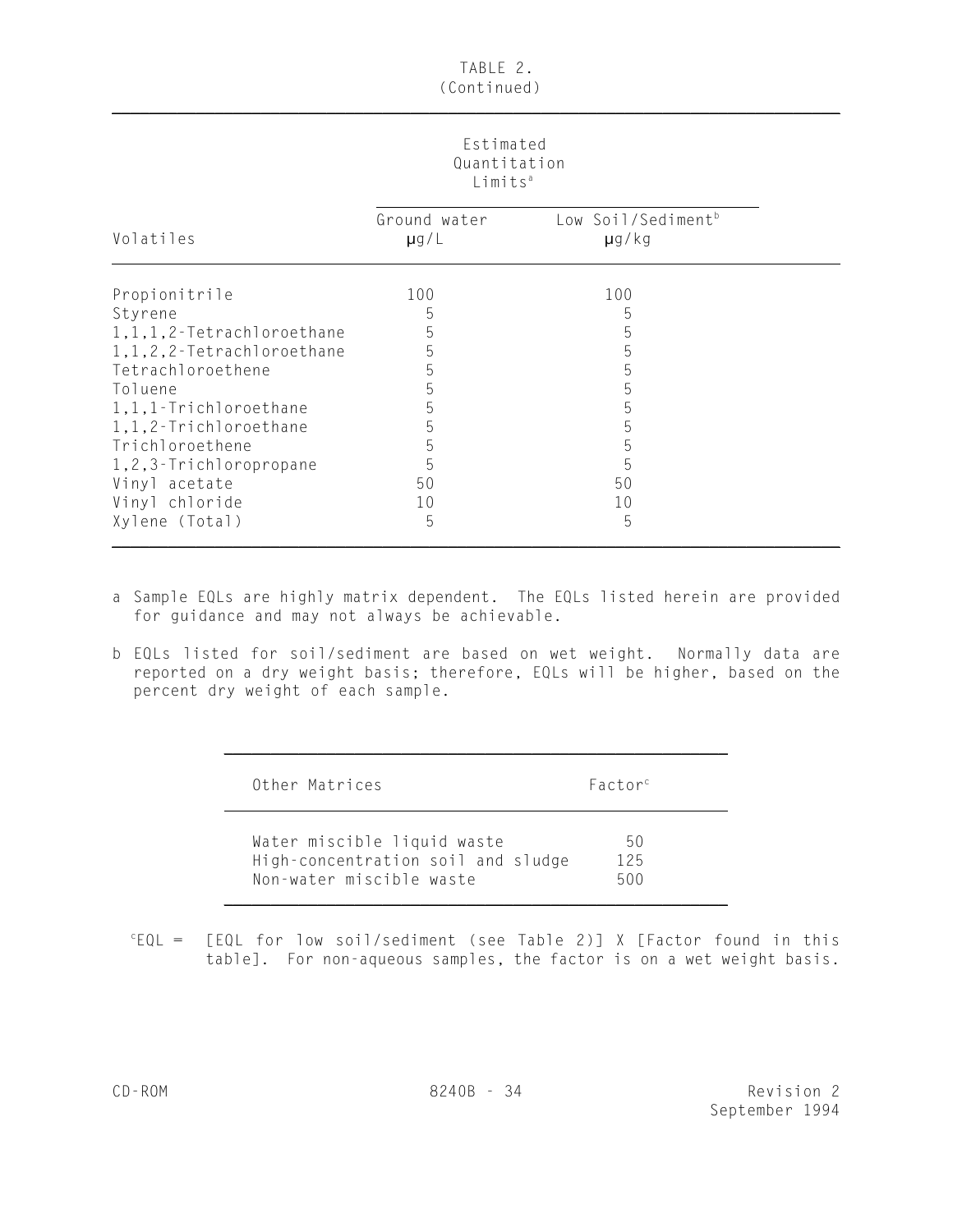TABLE 2.
(Continued)

| | Estimated Quantitation Limits[a] | |
|---|---|---|
| Volatiles | Ground water µg/L | Low Soil/Sediment[b] µg/kg |
| Propionitrile | 100 | 100 |
| Styrene | 5 | 5 |
| 1,1,1,2-Tetrachloroethane | 5 | 5 |
| 1,1,2,2-Tetrachloroethane | 5 | 5 |
| Tetrachloroethene | 5 | 5 |
| Toluene | 5 | 5 |
| 1,1,1-Trichloroethane | 5 | 5 |
| 1,1,2-Trichloroethane | 5 | 5 |
| Trichloroethene | 5 | 5 |
| 1,2,3-Trichloropropane | 5 | 5 |
| Vinyl acetate | 50 | 50 |
| Vinyl chloride | 10 | 10 |
| Xylene (Total) | 5 | 5 |

a Sample EQLs are highly matrix dependent. The EQLs listed herein are provided for guidance and may not always be achievable.

b EQLs listed for soil/sediment are based on wet weight. Normally data are reported on a dry weight basis; therefore, EQLs will be higher, based on the percent dry weight of each sample.

| Other Matrices | Factor[c] |
|---|---|
| Water miscible liquid waste | 50 |
| High-concentration soil and sludge | 125 |
| Non-water miscible waste | 500 |

[c]EQL = [EQL for low soil/sediment (see Table 2)] X [Factor found in this table]. For non-aqueous samples, the factor is on a wet weight basis.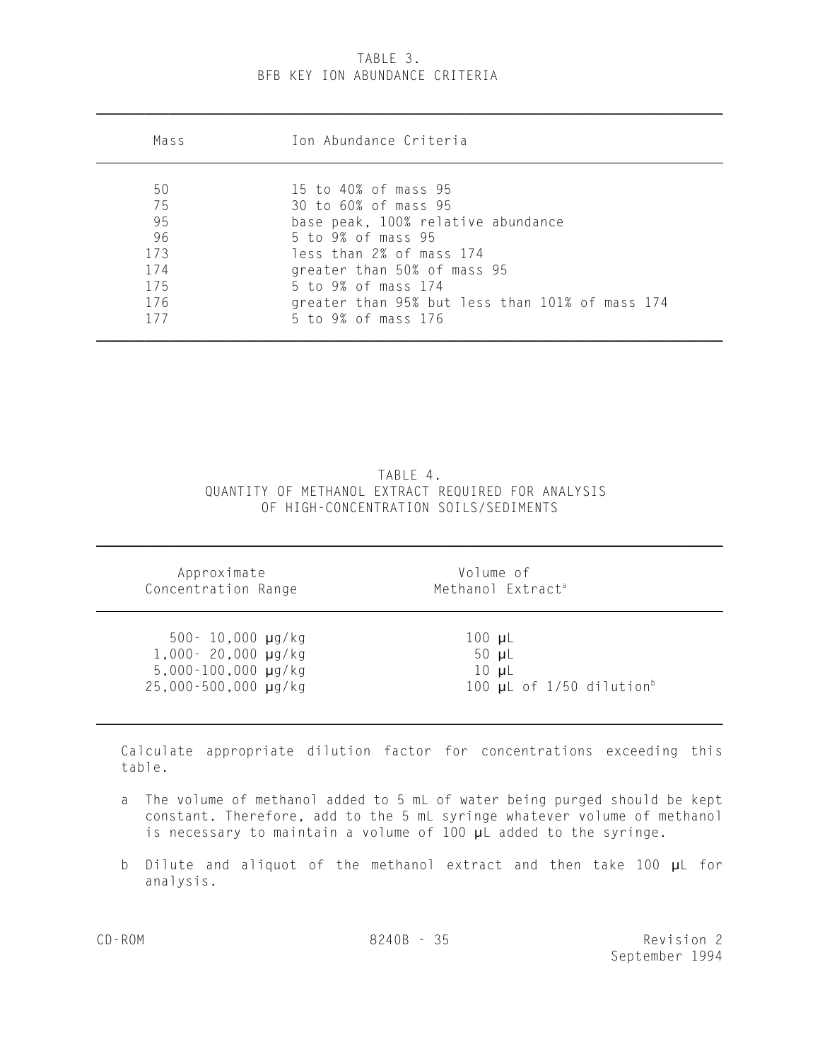TABLE 3.
BFB KEY ION ABUNDANCE CRITERIA

| Mass | Ion Abundance Criteria |
|---|---|
| 50 | 15 to 40% of mass 95 |
| 75 | 30 to 60% of mass 95 |
| 95 | base peak, 100% relative abundance |
| 96 | 5 to 9% of mass 95 |
| 173 | less than 2% of mass 174 |
| 174 | greater than 50% of mass 95 |
| 175 | 5 to 9% of mass 174 |
| 176 | greater than 95% but less than 101% of mass 174 |
| 177 | 5 to 9% of mass 176 |

TABLE 4.
QUANTITY OF METHANOL EXTRACT REQUIRED FOR ANALYSIS
OF HIGH-CONCENTRATION SOILS/SEDIMENTS

| Approximate Concentration Range | Volume of Methanol Extract[a] |
|---|---|
| 500- 10,000 µg/kg | 100 µL |
| 1,000- 20,000 µg/kg | 50 µL |
| 5,000-100,000 µg/kg | 10 µL |
| 25,000-500,000 µg/kg | 100 µL of 1/50 dilution[b] |

Calculate appropriate dilution factor for concentrations exceeding this table.

a The volume of methanol added to 5 mL of water being purged should be kept constant. Therefore, add to the 5 mL syringe whatever volume of methanol is necessary to maintain a volume of 100 µL added to the syringe.

b Dilute and aliquot of the methanol extract and then take 100 µL for analysis.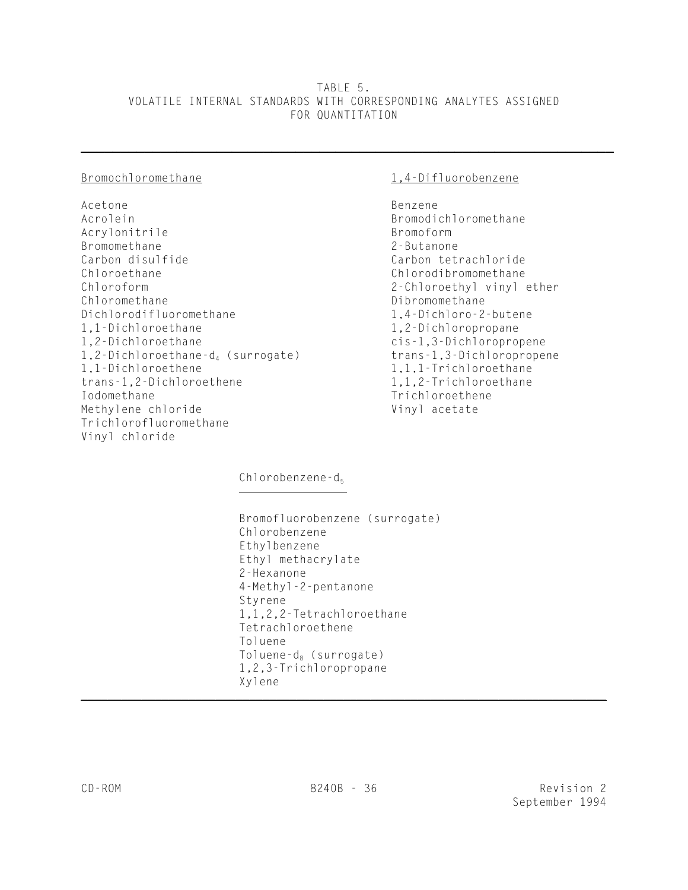TABLE 5.
VOLATILE INTERNAL STANDARDS WITH CORRESPONDING ANALYTES ASSIGNED FOR QUANTITATION

---

Bromochloromethane

Acetone
Acrolein
Acrylonitrile
Bromomethane
Carbon disulfide
Chloroethane
Chloroform
Chloromethane
Dichlorodifluoromethane
1,1-Dichloroethane
1,2-Dichloroethane
1,2-Dichloroethane-$d_4$ (surrogate)
1,1-Dichloroethene
trans-1,2-Dichloroethene
Iodomethane
Methylene chloride
Trichlorofluoromethane
Vinyl chloride

1,4-Difluorobenzene

Benzene
Bromodichloromethane
Bromoform
2-Butanone
Carbon tetrachloride
Chlorodibromomethane
2-Chloroethyl vinyl ether
Dibromomethane
1,4-Dichloro-2-butene
1,2-Dichloropropane
cis-1,3-Dichloropropene
trans-1,3-Dichloropropene
1,1,1-Trichloroethane
1,1,2-Trichloroethane
Trichloroethene
Vinyl acetate

Chlorobenzene-$d_5$

Bromofluorobenzene (surrogate)
Chlorobenzene
Ethylbenzene
Ethyl methacrylate
2-Hexanone
4-Methyl-2-pentanone
Styrene
1,1,2,2-Tetrachloroethane
Tetrachloroethene
Toluene
Toluene-$d_8$ (surrogate)
1,2,3-Trichloropropane
Xylene

---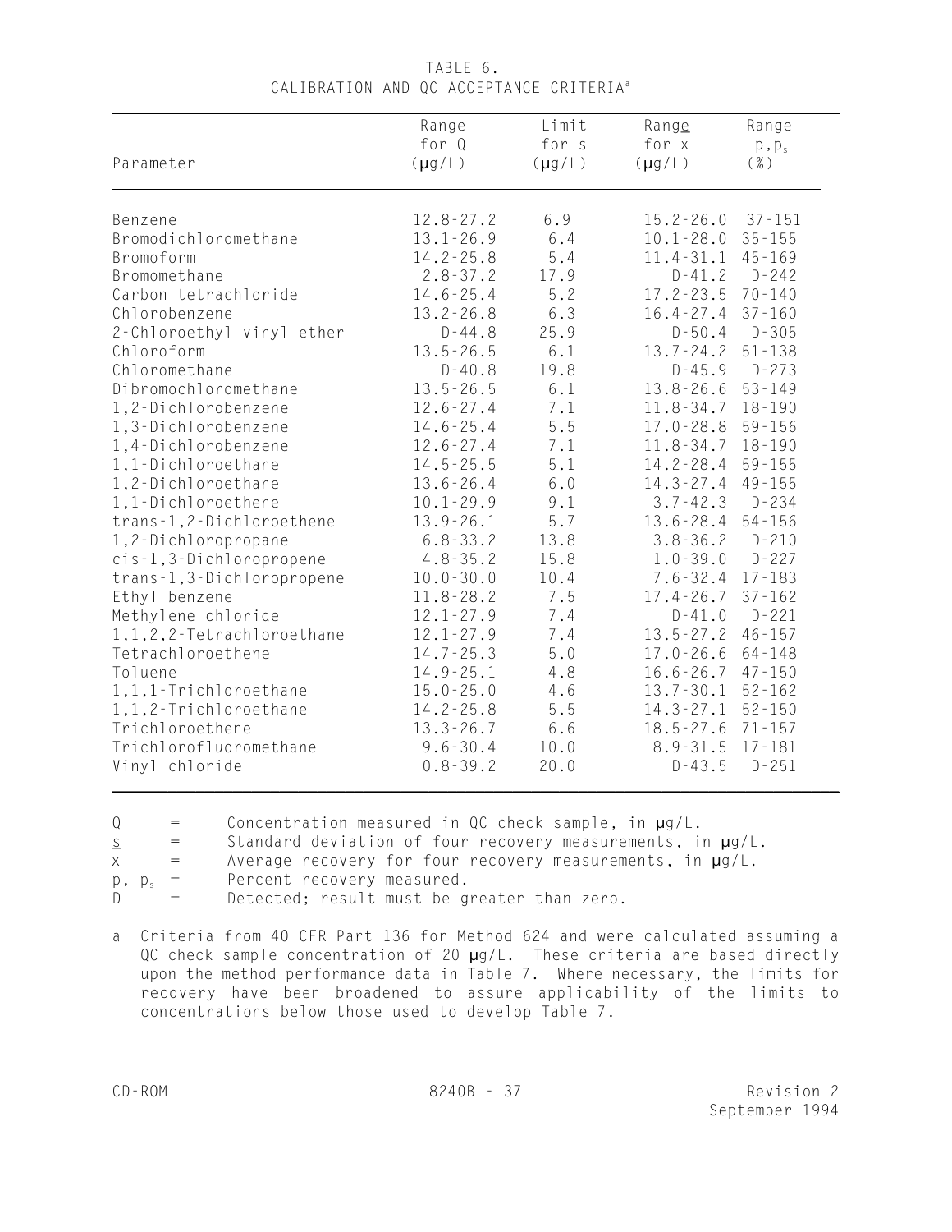TABLE 6.
CALIBRATION AND QC ACCEPTANCE CRITERIA[a]

| Parameter | Range for Q (μg/L) | Limit for s (μg/L) | Range for x (μg/L) | Range p, $p_s$ (%) |
|---|---|---|---|---|
| Benzene | 12.8-27.2 | 6.9 | 15.2-26.0 | 37-151 |
| Bromodichloromethane | 13.1-26.9 | 6.4 | 10.1-28.0 | 35-155 |
| Bromoform | 14.2-25.8 | 5.4 | 11.4-31.1 | 45-169 |
| Bromomethane | 2.8-37.2 | 17.9 | D-41.2 | D-242 |
| Carbon tetrachloride | 14.6-25.4 | 5.2 | 17.2-23.5 | 70-140 |
| Chlorobenzene | 13.2-26.8 | 6.3 | 16.4-27.4 | 37-160 |
| 2-Chloroethyl vinyl ether | D-44.8 | 25.9 | D-50.4 | D-305 |
| Chloroform | 13.5-26.5 | 6.1 | 13.7-24.2 | 51-138 |
| Chloromethane | D-40.8 | 19.8 | D-45.9 | D-273 |
| Dibromochloromethane | 13.5-26.5 | 6.1 | 13.8-26.6 | 53-149 |
| 1,2-Dichlorobenzene | 12.6-27.4 | 7.1 | 11.8-34.7 | 18-190 |
| 1,3-Dichlorobenzene | 14.6-25.4 | 5.5 | 17.0-28.8 | 59-156 |
| 1,4-Dichlorobenzene | 12.6-27.4 | 7.1 | 11.8-34.7 | 18-190 |
| 1,1-Dichloroethane | 14.5-25.5 | 5.1 | 14.2-28.4 | 59-155 |
| 1,2-Dichloroethane | 13.6-26.4 | 6.0 | 14.3-27.4 | 49-155 |
| 1,1-Dichloroethene | 10.1-29.9 | 9.1 | 3.7-42.3 | D-234 |
| trans-1,2-Dichloroethene | 13.9-26.1 | 5.7 | 13.6-28.4 | 54-156 |
| 1,2-Dichloropropane | 6.8-33.2 | 13.8 | 3.8-36.2 | D-210 |
| cis-1,3-Dichloropropene | 4.8-35.2 | 15.8 | 1.0-39.0 | D-227 |
| trans-1,3-Dichloropropene | 10.0-30.0 | 10.4 | 7.6-32.4 | 17-183 |
| Ethyl benzene | 11.8-28.2 | 7.5 | 17.4-26.7 | 37-162 |
| Methylene chloride | 12.1-27.9 | 7.4 | D-41.0 | D-221 |
| 1,1,2,2-Tetrachloroethane | 12.1-27.9 | 7.4 | 13.5-27.2 | 46-157 |
| Tetrachloroethene | 14.7-25.3 | 5.0 | 17.0-26.6 | 64-148 |
| Toluene | 14.9-25.1 | 4.8 | 16.6-26.7 | 47-150 |
| 1,1,1-Trichloroethane | 15.0-25.0 | 4.6 | 13.7-30.1 | 52-162 |
| 1,1,2-Trichloroethane | 14.2-25.8 | 5.5 | 14.3-27.1 | 52-150 |
| Trichloroethene | 13.3-26.7 | 6.6 | 18.5-27.6 | 71-157 |
| Trichlorofluoromethane | 9.6-30.4 | 10.0 | 8.9-31.5 | 17-181 |
| Vinyl chloride | 0.8-39.2 | 20.0 | D-43.5 | D-251 |

Q = Concentration measured in QC check sample, in μg/L.
s = Standard deviation of four recovery measurements, in μg/L.
x = Average recovery for four recovery measurements, in μg/L.
p, $p_s$ = Percent recovery measured.
D = Detected; result must be greater than zero.

a Criteria from 40 CFR Part 136 for Method 624 and were calculated assuming a QC check sample concentration of 20 μg/L. These criteria are based directly upon the method performance data in Table 7. Where necessary, the limits for recovery have been broadened to assure applicability of the limits to concentrations below those used to develop Table 7.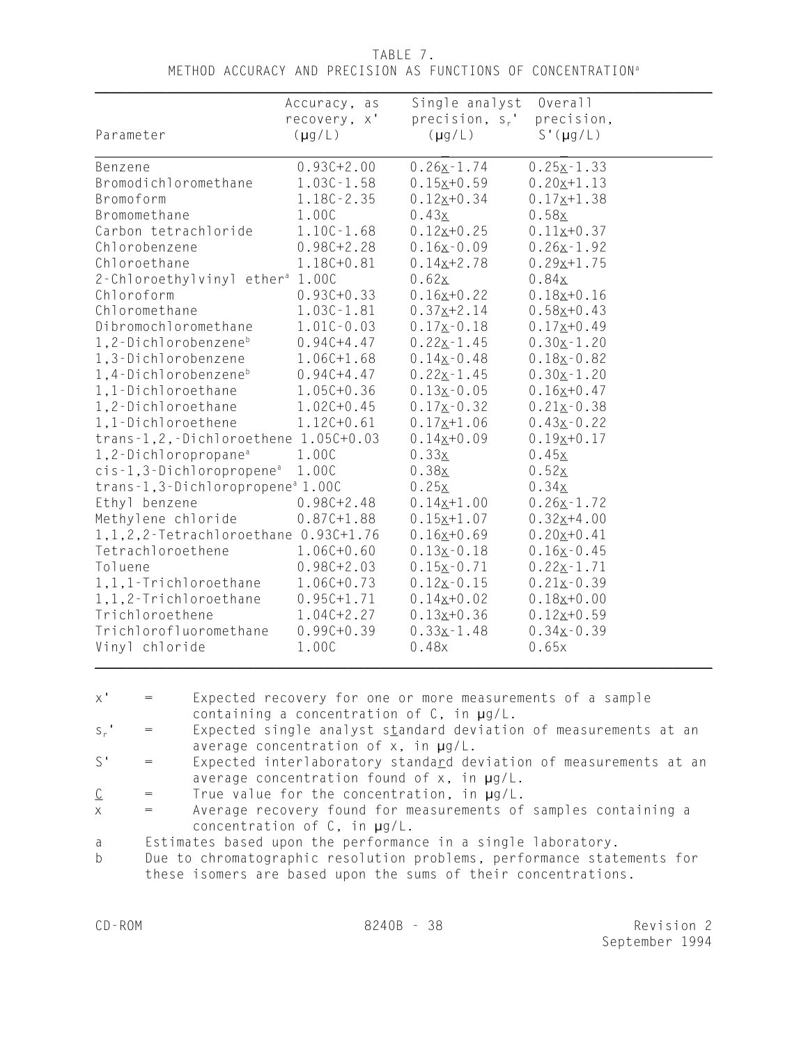# TABLE 7.
## METHOD ACCURACY AND PRECISION AS FUNCTIONS OF CONCENTRATION[a]

| Parameter | Accuracy, as recovery, x' (μg/L) | Single analyst precision, $s_r$' (μg/L) | Overall precision, S'(μg/L) |
|---|---|---|---|
| Benzene | 0.93C+2.00 | 0.26x-1.74 | 0.25x-1.33 |
| Bromodichloromethane | 1.03C-1.58 | 0.15x+0.59 | 0.20x+1.13 |
| Bromoform | 1.18C-2.35 | 0.12x+0.34 | 0.17x+1.38 |
| Bromomethane | 1.00C | 0.43x | 0.58x |
| Carbon tetrachloride | 1.10C-1.68 | 0.12x+0.25 | 0.11x+0.37 |
| Chlorobenzene | 0.98C+2.28 | 0.16x-0.09 | 0.26x-1.92 |
| Chloroethane | 1.18C+0.81 | 0.14x+2.78 | 0.29x+1.75 |
| 2-Chloroethylvinyl ether[a] | 1.00C | 0.62x | 0.84x |
| Chloroform | 0.93C+0.33 | 0.16x+0.22 | 0.18x+0.16 |
| Chloromethane | 1.03C-1.81 | 0.37x+2.14 | 0.58x+0.43 |
| Dibromochloromethane | 1.01C-0.03 | 0.17x-0.18 | 0.17x+0.49 |
| 1,2-Dichlorobenzene[b] | 0.94C+4.47 | 0.22x-1.45 | 0.30x-1.20 |
| 1,3-Dichlorobenzene | 1.06C+1.68 | 0.14x-0.48 | 0.18x-0.82 |
| 1,4-Dichlorobenzene[b] | 0.94C+4.47 | 0.22x-1.45 | 0.30x-1.20 |
| 1,1-Dichloroethane | 1.05C+0.36 | 0.13x-0.05 | 0.16x+0.47 |
| 1,2-Dichloroethane | 1.02C+0.45 | 0.17x-0.32 | 0.21x-0.38 |
| 1,1-Dichloroethene | 1.12C+0.61 | 0.17x+1.06 | 0.43x-0.22 |
| trans-1,2,-Dichloroethene | 1.05C+0.03 | 0.14x+0.09 | 0.19x+0.17 |
| 1,2-Dichloropropane[a] | 1.00C | 0.33x | 0.45x |
| cis-1,3-Dichloropropene[a] | 1.00C | 0.38x | 0.52x |
| trans-1,3-Dichloropropene[a] | 1.00C | 0.25x | 0.34x |
| Ethyl benzene | 0.98C+2.48 | 0.14x+1.00 | 0.26x-1.72 |
| Methylene chloride | 0.87C+1.88 | 0.15x+1.07 | 0.32x+4.00 |
| 1,1,2,2-Tetrachloroethane | 0.93C+1.76 | 0.16x+0.69 | 0.20x+0.41 |
| Tetrachloroethene | 1.06C+0.60 | 0.13x-0.18 | 0.16x-0.45 |
| Toluene | 0.98C+2.03 | 0.15x-0.71 | 0.22x-1.71 |
| 1,1,1-Trichloroethane | 1.06C+0.73 | 0.12x-0.15 | 0.21x-0.39 |
| 1,1,2-Trichloroethane | 0.95C+1.71 | 0.14x+0.02 | 0.18x+0.00 |
| Trichloroethene | 1.04C+2.27 | 0.13x+0.36 | 0.12x+0.59 |
| Trichlorofluoromethane | 0.99C+0.39 | 0.33x-1.48 | 0.34x-0.39 |
| Vinyl chloride | 1.00C | 0.48x | 0.65x |

x' = Expected recovery for one or more measurements of a sample containing a concentration of C, in μg/L.

$s_r$' = Expected single analyst standard deviation of measurements at an average concentration of x, in μg/L.

S' = Expected interlaboratory standard deviation of measurements at an average concentration found of x, in μg/L.

C = True value for the concentration, in μg/L.

x = Average recovery found for measurements of samples containing a concentration of C, in μg/L.

a Estimates based upon the performance in a single laboratory.

b Due to chromatographic resolution problems, performance statements for these isomers are based upon the sums of their concentrations.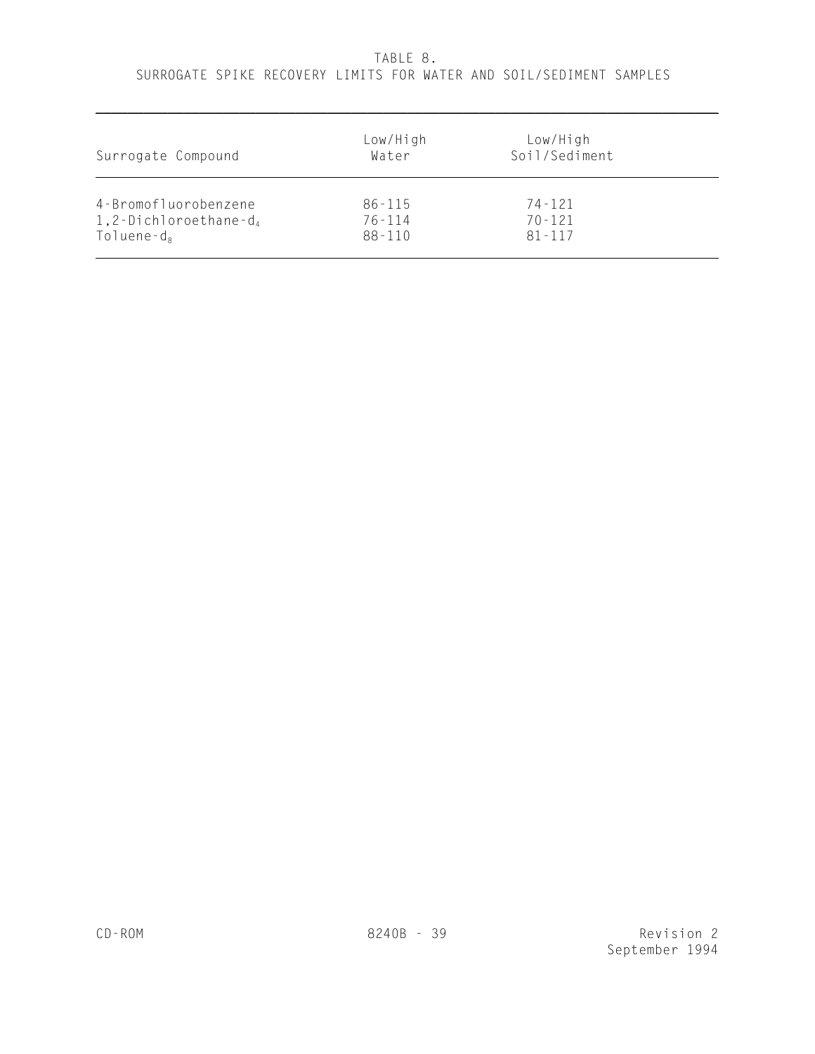TABLE 8.
SURROGATE SPIKE RECOVERY LIMITS FOR WATER AND SOIL/SEDIMENT SAMPLES

| Surrogate Compound | Low/High Water | Low/High Soil/Sediment |
|---|---|---|
| 4-Bromofluorobenzene | 86-115 | 74-121 |
| 1,2-Dichloroethane-$d_4$ | 76-114 | 70-121 |
| Toluene-$d_8$ | 88-110 | 81-117 |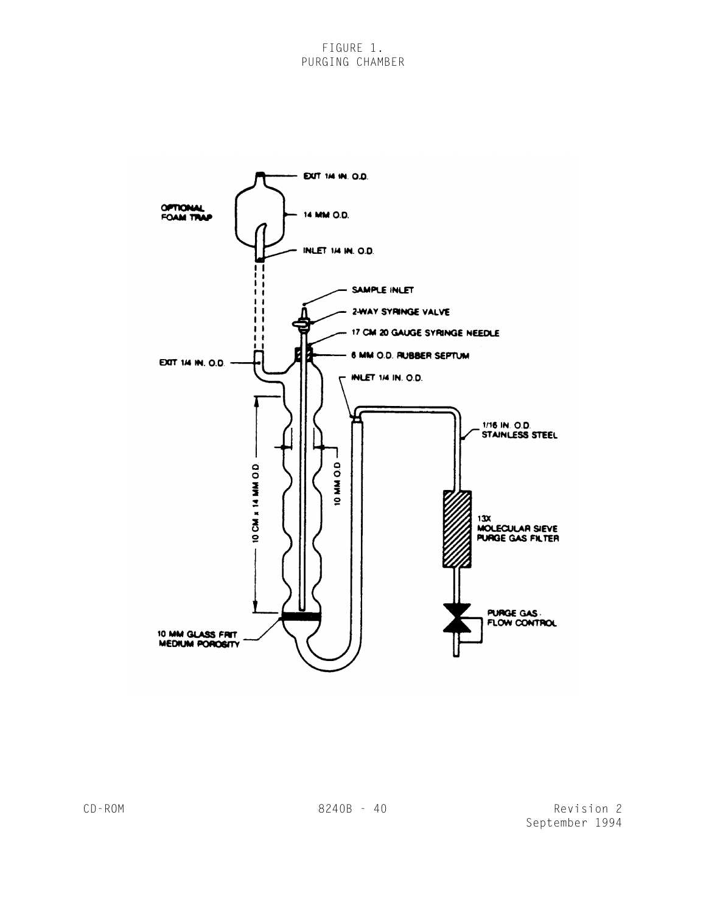FIGURE 1.
PURGING CHAMBER

EXIT 1/4 IN. O.D.

OPTIONAL
FOAM TRAP

14 MM O.D.

INLET 1/4 IN. O.D.

SAMPLE INLET

2-WAY SYRINGE VALVE

17 CM 20 GAUGE SYRINGE NEEDLE

EXIT 1/4 IN. O.D.

6 MM O.D. RUBBER SEPTUM

INLET 1/4 IN. O.D.

1/16 IN. O.D.
STAINLESS STEEL

10 CM x 14 MM O.D.

10 MM O.D.

13X
MOLECULAR SIEVE
PURGE GAS FILTER

PURGE GAS
FLOW CONTROL

10 MM GLASS FRIT
MEDIUM POROSITY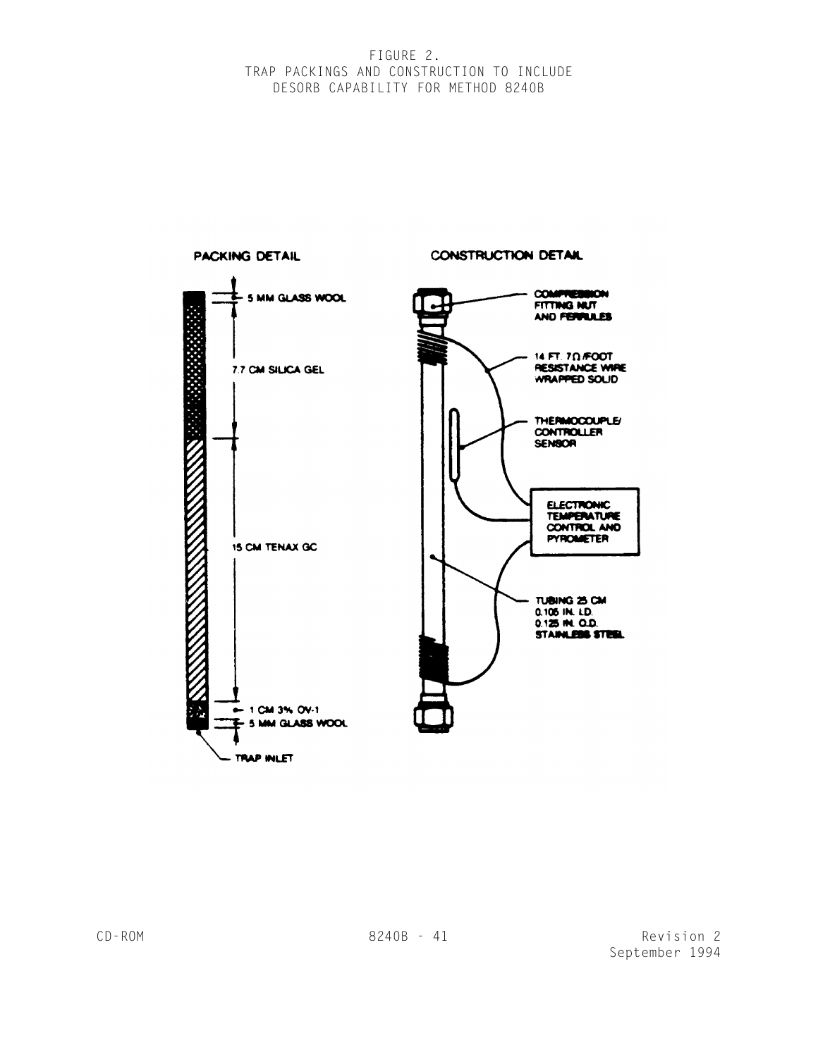FIGURE 2.
TRAP PACKINGS AND CONSTRUCTION TO INCLUDE
DESORB CAPABILITY FOR METHOD 8240B

PACKING DETAIL

5 MM GLASS WOOL

7.7 CM SILICA GEL

15 CM TENAX GC

1 CM 3% OV-1

5 MM GLASS WOOL

TRAP INLET

CONSTRUCTION DETAIL

COMPRESSION FITTING NUT AND FERRULES

14 FT. 7Ω/FOOT RESISTANCE WIRE WRAPPED SOLID

THERMOCOUPLE/ CONTROLLER SENSOR

ELECTRONIC TEMPERATURE CONTROL AND PYROMETER

TUBING 25 CM 0.105 IN. I.D. 0.125 IN. O.D. STAINLESS STEEL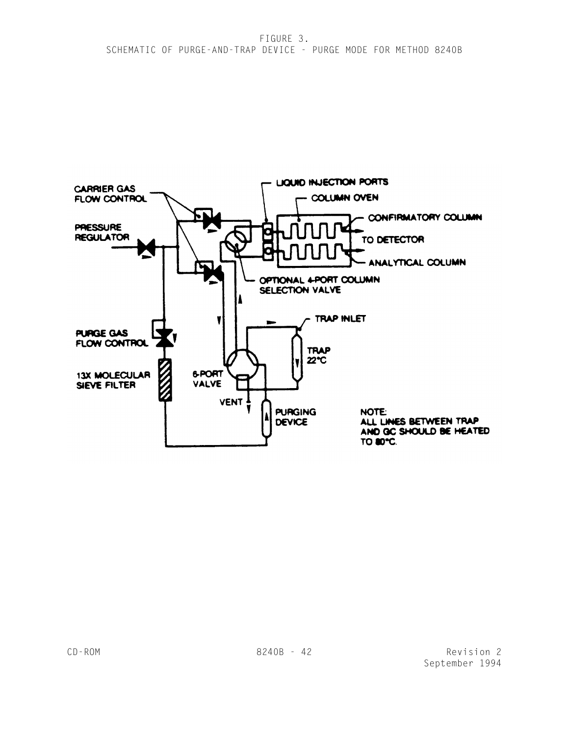FIGURE 3.
SCHEMATIC OF PURGE-AND-TRAP DEVICE - PURGE MODE FOR METHOD 8240B

CARRIER GAS FLOW CONTROL
PRESSURE REGULATOR
LIQUID INJECTION PORTS
COLUMN OVEN
CONFIRMATORY COLUMN
TO DETECTOR
ANALYTICAL COLUMN
OPTIONAL 4-PORT COLUMN SELECTION VALVE
TRAP INLET
PURGE GAS FLOW CONTROL
TRAP 22°C
13X MOLECULAR SIEVE FILTER
6-PORT VALVE
VENT
PURGING DEVICE
NOTE:
ALL LINES BETWEEN TRAP AND GC SHOULD BE HEATED TO 80°C.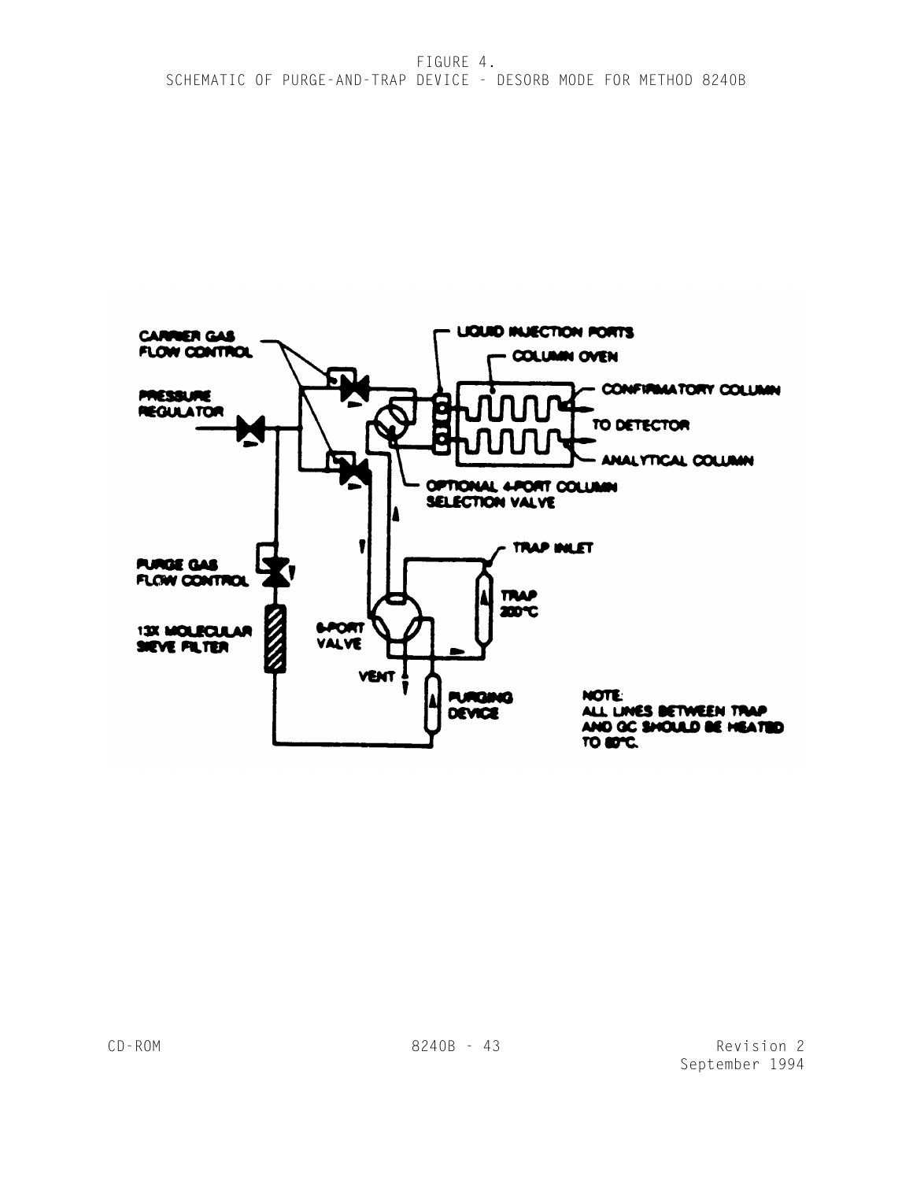FIGURE 4.
SCHEMATIC OF PURGE-AND-TRAP DEVICE - DESORB MODE FOR METHOD 8240B

CARRIER GAS
FLOW CONTROL

PRESSURE
REGULATOR

LIQUID INJECTION PORTS

COLUMN OVEN

CONFIRMATORY COLUMN

TO DETECTOR

ANALYTICAL COLUMN

OPTIONAL 4-PORT COLUMN
SELECTION VALVE

PURGE GAS
FLOW CONTROL

13X MOLECULAR
SIEVE FILTER

6-PORT
VALVE

TRAP INLET

TRAP
200°C

VENT

PURGING
DEVICE

NOTE:
ALL LINES BETWEEN TRAP
AND GC SHOULD BE HEATED
TO 80°C.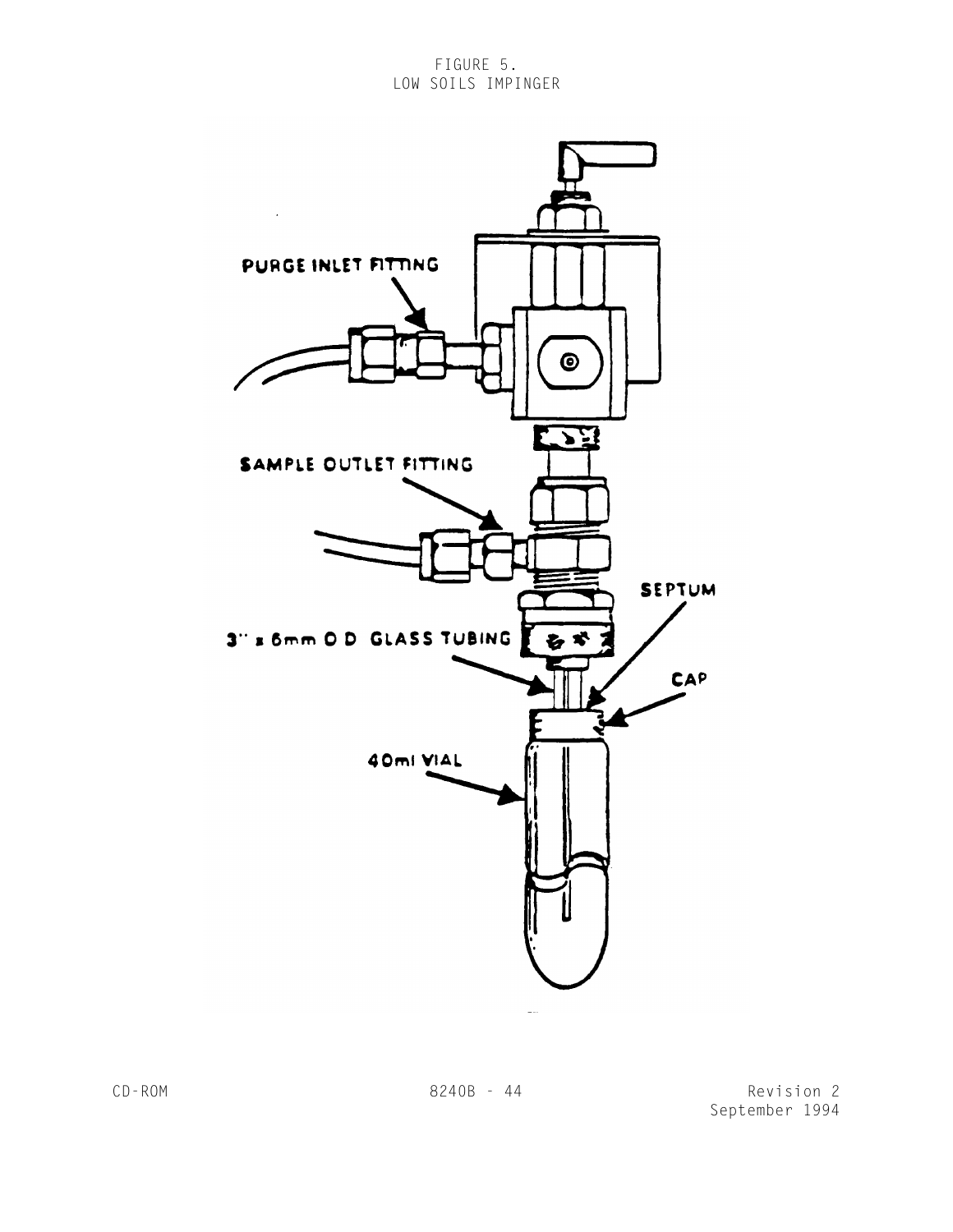FIGURE 5.
LOW SOILS IMPINGER

PURGE INLET FITTING

SAMPLE OUTLET FITTING

SEPTUM

3" x 6mm O D GLASS TUBING

CAP

40ml VIAL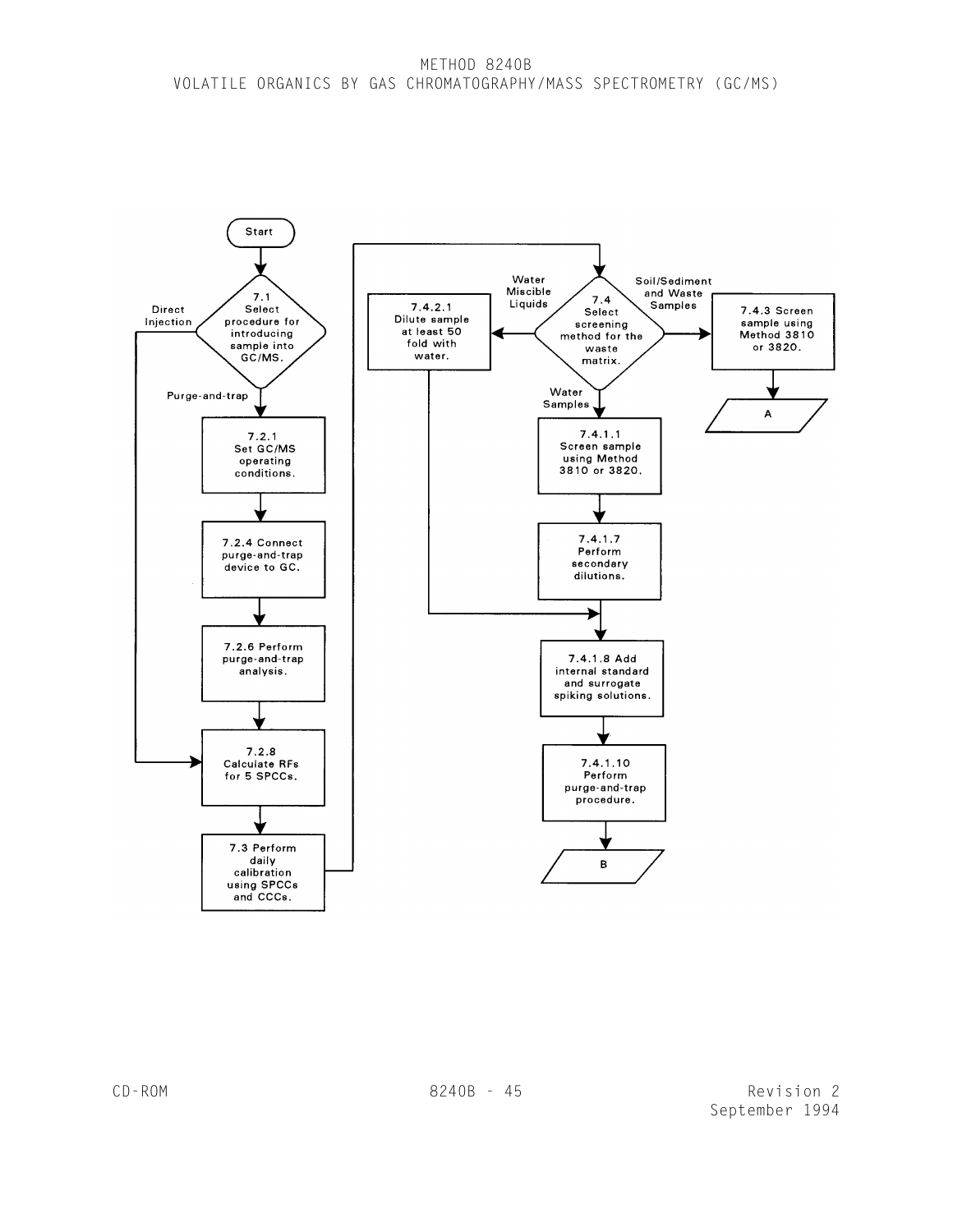# METHOD 8240B

## VOLATILE ORGANICS BY GAS CHROMATOGRAPHY/MASS SPECTROMETRY (GC/MS)

Start

7.1 Select procedure for introducing sample into GC/MS.

Direct Injection

Purge-and-trap

7.2.1 Set GC/MS operating conditions.

7.2.4 Connect purge-and-trap device to GC.

7.2.6 Perform purge-and-trap analysis.

7.2.8 Calculate RFs for 5 SPCCs.

7.3 Perform daily calibration using SPCCs and CCCs.

7.4 Select screening method for the waste matrix.

Water Miscible Liquids

Soil/Sediment and Waste Samples

Water Samples

7.4.2.1 Dilute sample at least 50 fold with water.

7.4.3 Screen sample using Method 3810 or 3820.

A

7.4.1.1 Screen sample using Method 3810 or 3820.

7.4.1.7 Perform secondary dilutions.

7.4.1.8 Add internal standard and surrogate spiking solutions.

7.4.1.10 Perform purge-and-trap procedure.

B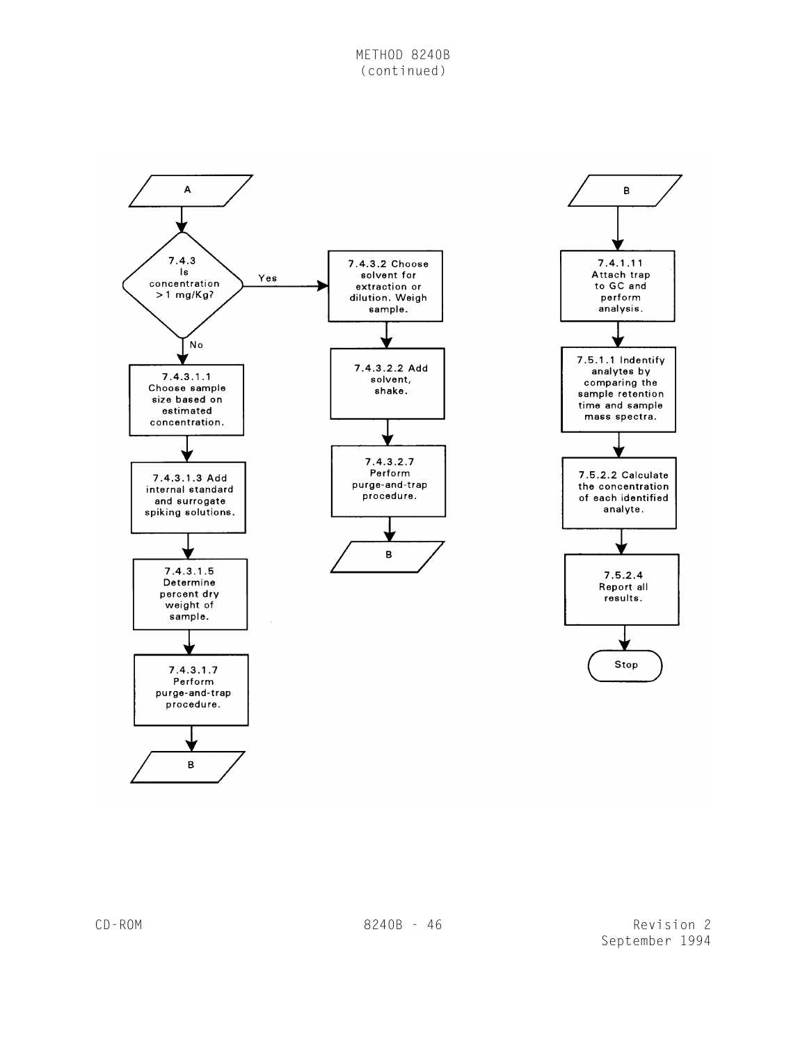METHOD 8240B
(continued)

A

7.4.3 Is concentration > 1 mg/Kg?

Yes

No

7.4.3.1.1 Choose sample size based on estimated concentration.

7.4.3.1.3 Add internal standard and surrogate spiking solutions.

7.4.3.1.5 Determine percent dry weight of sample.

7.4.3.1.7 Perform purge-and-trap procedure.

B

7.4.3.2 Choose solvent for extraction or dilution. Weigh sample.

7.4.3.2.2 Add solvent, shake.

7.4.3.2.7 Perform purge-and-trap procedure.

B

B

7.4.1.11 Attach trap to GC and perform analysis.

7.5.1.1 Indentify analytes by comparing the sample retention time and sample mass spectra.

7.5.2.2 Calculate the concentration of each identified analyte.

7.5.2.4 Report all results.

Stop